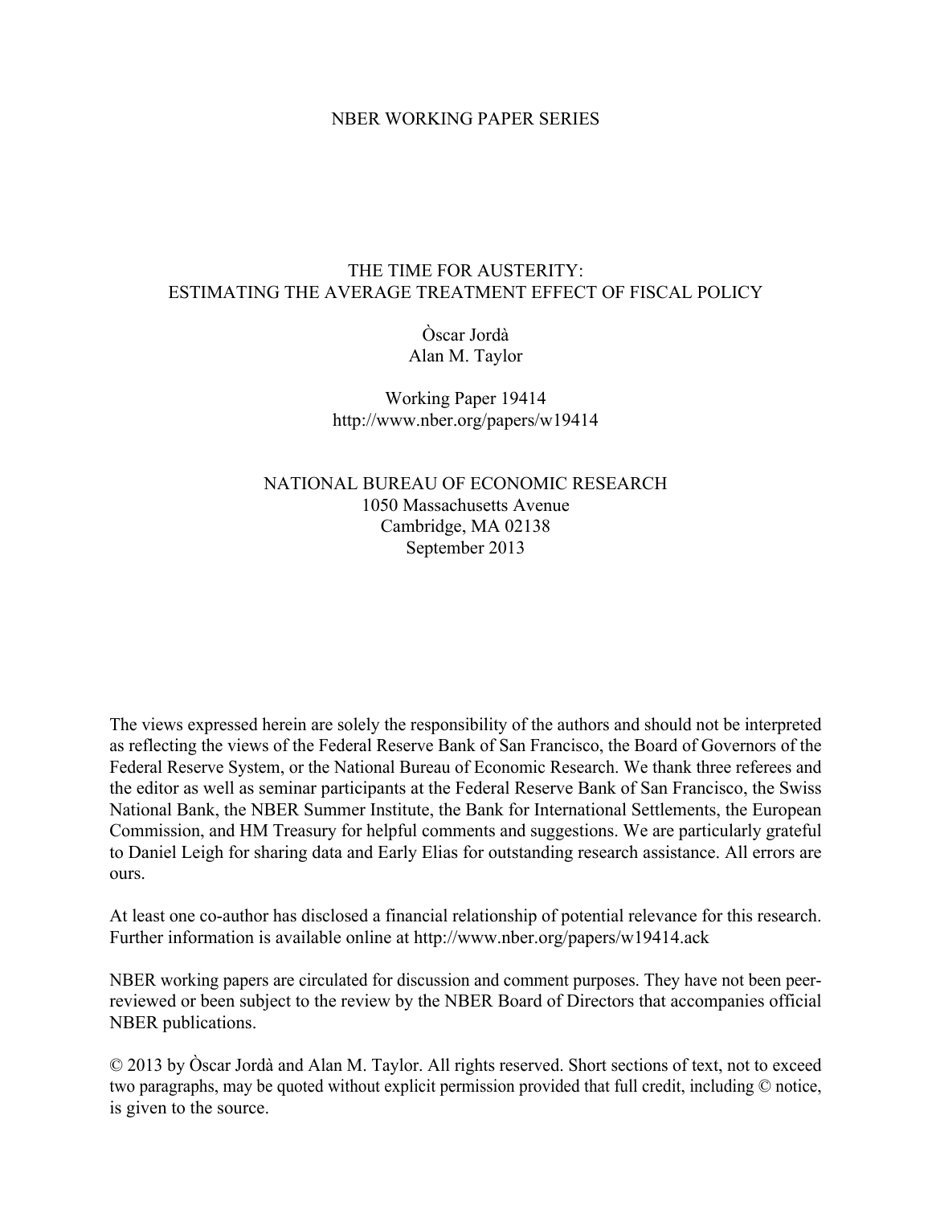NBER WORKING PAPER SERIES

# THE TIME FOR AUSTERITY: ESTIMATING THE AVERAGE TREATMENT EFFECT OF FISCAL POLICY

Òscar Jordà
Alan M. Taylor

Working Paper 19414
http://www.nber.org/papers/w19414

NATIONAL BUREAU OF ECONOMIC RESEARCH
1050 Massachusetts Avenue
Cambridge, MA 02138
September 2013

The views expressed herein are solely the responsibility of the authors and should not be interpreted as reflecting the views of the Federal Reserve Bank of San Francisco, the Board of Governors of the Federal Reserve System, or the National Bureau of Economic Research. We thank three referees and the editor as well as seminar participants at the Federal Reserve Bank of San Francisco, the Swiss National Bank, the NBER Summer Institute, the Bank for International Settlements, the European Commission, and HM Treasury for helpful comments and suggestions. We are particularly grateful to Daniel Leigh for sharing data and Early Elias for outstanding research assistance. All errors are ours.

At least one co-author has disclosed a financial relationship of potential relevance for this research. Further information is available online at http://www.nber.org/papers/w19414.ack

NBER working papers are circulated for discussion and comment purposes. They have not been peer-reviewed or been subject to the review by the NBER Board of Directors that accompanies official NBER publications.

© 2013 by Òscar Jordà and Alan M. Taylor. All rights reserved. Short sections of text, not to exceed two paragraphs, may be quoted without explicit permission provided that full credit, including © notice, is given to the source.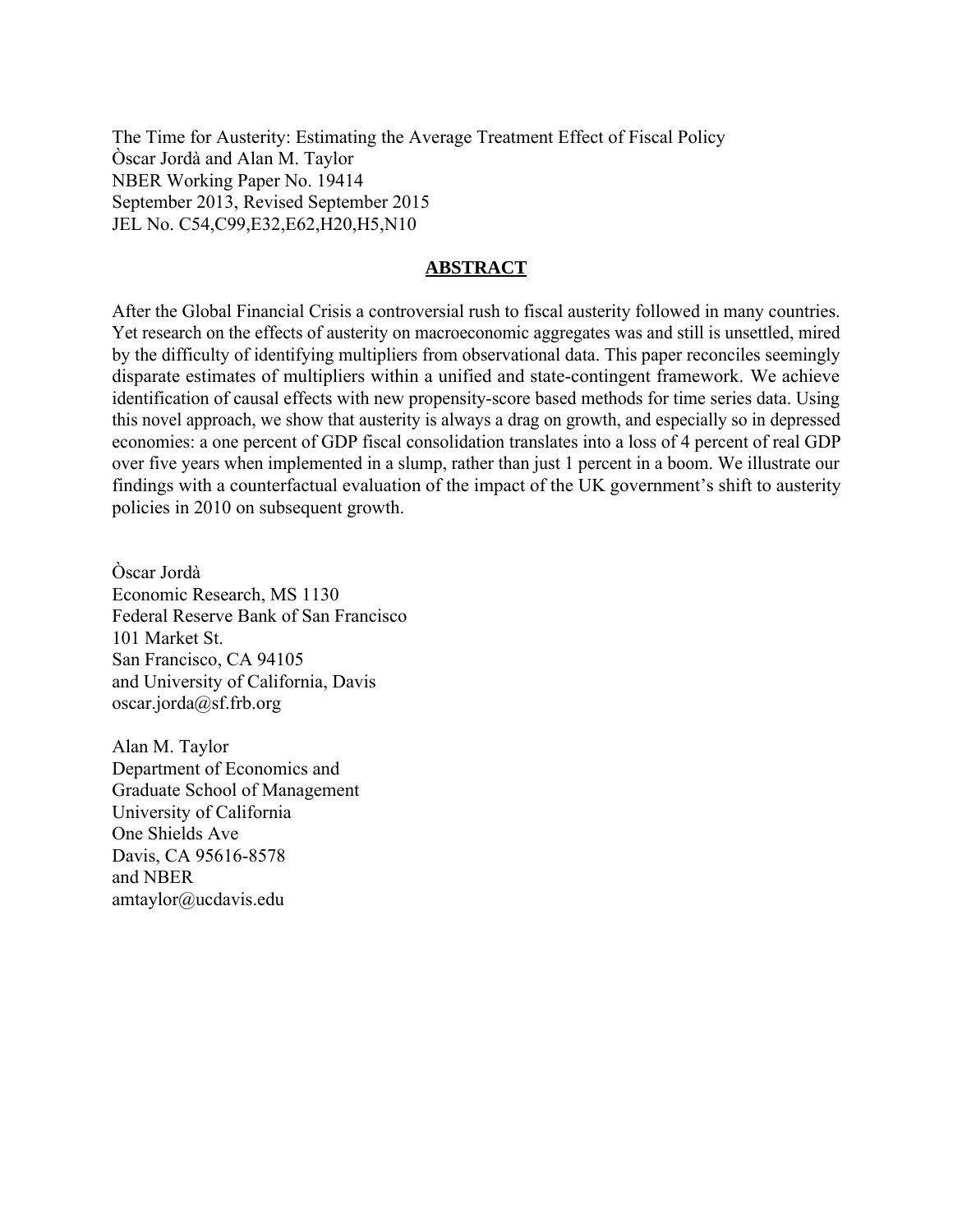The Time for Austerity: Estimating the Average Treatment Effect of Fiscal Policy
Òscar Jordà and Alan M. Taylor
NBER Working Paper No. 19414
September 2013, Revised September 2015
JEL No. C54,C99,E32,E62,H20,H5,N10

## ABSTRACT

After the Global Financial Crisis a controversial rush to fiscal austerity followed in many countries. Yet research on the effects of austerity on macroeconomic aggregates was and still is unsettled, mired by the difficulty of identifying multipliers from observational data. This paper reconciles seemingly disparate estimates of multipliers within a unified and state-contingent framework. We achieve identification of causal effects with new propensity-score based methods for time series data. Using this novel approach, we show that austerity is always a drag on growth, and especially so in depressed economies: a one percent of GDP fiscal consolidation translates into a loss of 4 percent of real GDP over five years when implemented in a slump, rather than just 1 percent in a boom. We illustrate our findings with a counterfactual evaluation of the impact of the UK government's shift to austerity policies in 2010 on subsequent growth.

Òscar Jordà
Economic Research, MS 1130
Federal Reserve Bank of San Francisco
101 Market St.
San Francisco, CA 94105
and University of California, Davis
oscar.jorda@sf.frb.org

Alan M. Taylor
Department of Economics and
Graduate School of Management
University of California
One Shields Ave
Davis, CA 95616-8578
and NBER
amtaylor@ucdavis.edu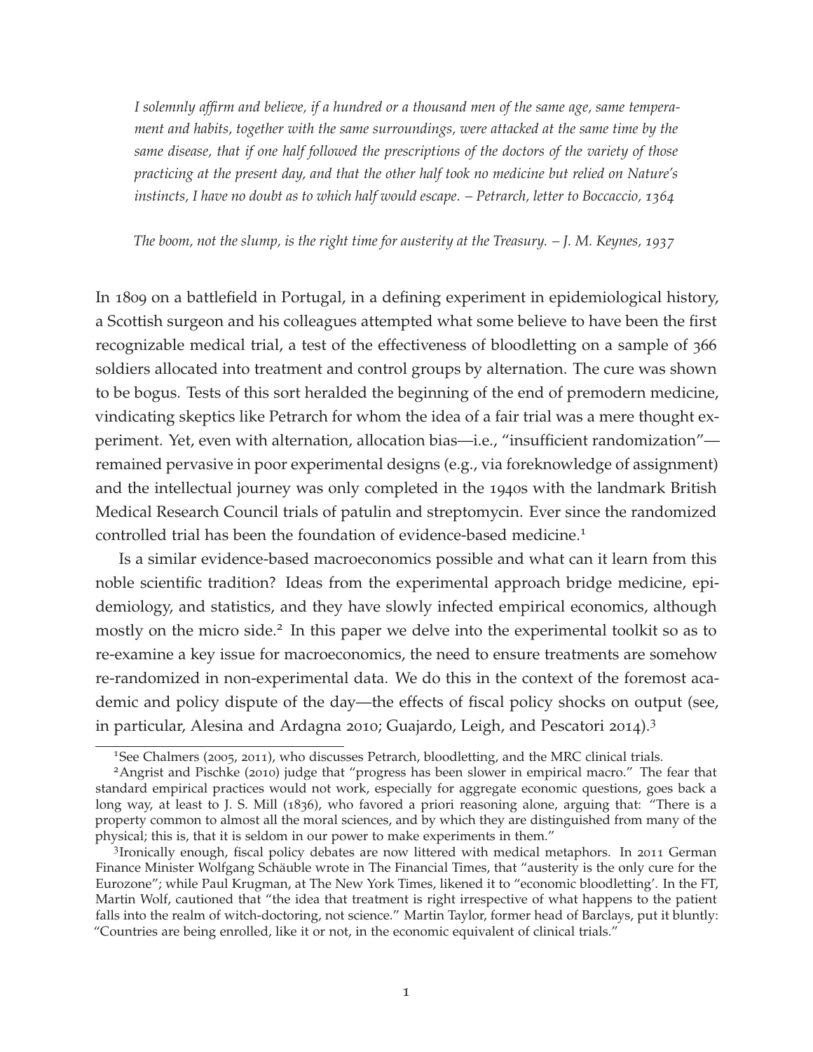*I solemnly affirm and believe, if a hundred or a thousand men of the same age, same temperament and habits, together with the same surroundings, were attacked at the same time by the same disease, that if one half followed the prescriptions of the doctors of the variety of those practicing at the present day, and that the other half took no medicine but relied on Nature's instincts, I have no doubt as to which half would escape. – Petrarch, letter to Boccaccio, 1364*

*The boom, not the slump, is the right time for austerity at the Treasury. – J. M. Keynes, 1937*

In 1809 on a battlefield in Portugal, in a defining experiment in epidemiological history, a Scottish surgeon and his colleagues attempted what some believe to have been the first recognizable medical trial, a test of the effectiveness of bloodletting on a sample of 366 soldiers allocated into treatment and control groups by alternation. The cure was shown to be bogus. Tests of this sort heralded the beginning of the end of premodern medicine, vindicating skeptics like Petrarch for whom the idea of a fair trial was a mere thought experiment. Yet, even with alternation, allocation bias—i.e., "insufficient randomization"—remained pervasive in poor experimental designs (e.g., via foreknowledge of assignment) and the intellectual journey was only completed in the 1940s with the landmark British Medical Research Council trials of patulin and streptomycin. Ever since the randomized controlled trial has been the foundation of evidence-based medicine.[1]

Is a similar evidence-based macroeconomics possible and what can it learn from this noble scientific tradition? Ideas from the experimental approach bridge medicine, epidemiology, and statistics, and they have slowly infected empirical economics, although mostly on the micro side.[2] In this paper we delve into the experimental toolkit so as to re-examine a key issue for macroeconomics, the need to ensure treatments are somehow re-randomized in non-experimental data. We do this in the context of the foremost academic and policy dispute of the day—the effects of fiscal policy shocks on output (see, in particular, Alesina and Ardagna 2010; Guajardo, Leigh, and Pescatori 2014).[3]

[1] See Chalmers (2005, 2011), who discusses Petrarch, bloodletting, and the MRC clinical trials.

[2] Angrist and Pischke (2010) judge that "progress has been slower in empirical macro." The fear that standard empirical practices would not work, especially for aggregate economic questions, goes back a long way, at least to J. S. Mill (1836), who favored a priori reasoning alone, arguing that: "There is a property common to almost all the moral sciences, and by which they are distinguished from many of the physical; this is, that it is seldom in our power to make experiments in them."

[3] Ironically enough, fiscal policy debates are now littered with medical metaphors. In 2011 German Finance Minister Wolfgang Schäuble wrote in The Financial Times, that "austerity is the only cure for the Eurozone"; while Paul Krugman, at The New York Times, likened it to "economic bloodletting'. In the FT, Martin Wolf, cautioned that "the idea that treatment is right irrespective of what happens to the patient falls into the realm of witch-doctoring, not science." Martin Taylor, former head of Barclays, put it bluntly: "Countries are being enrolled, like it or not, in the economic equivalent of clinical trials."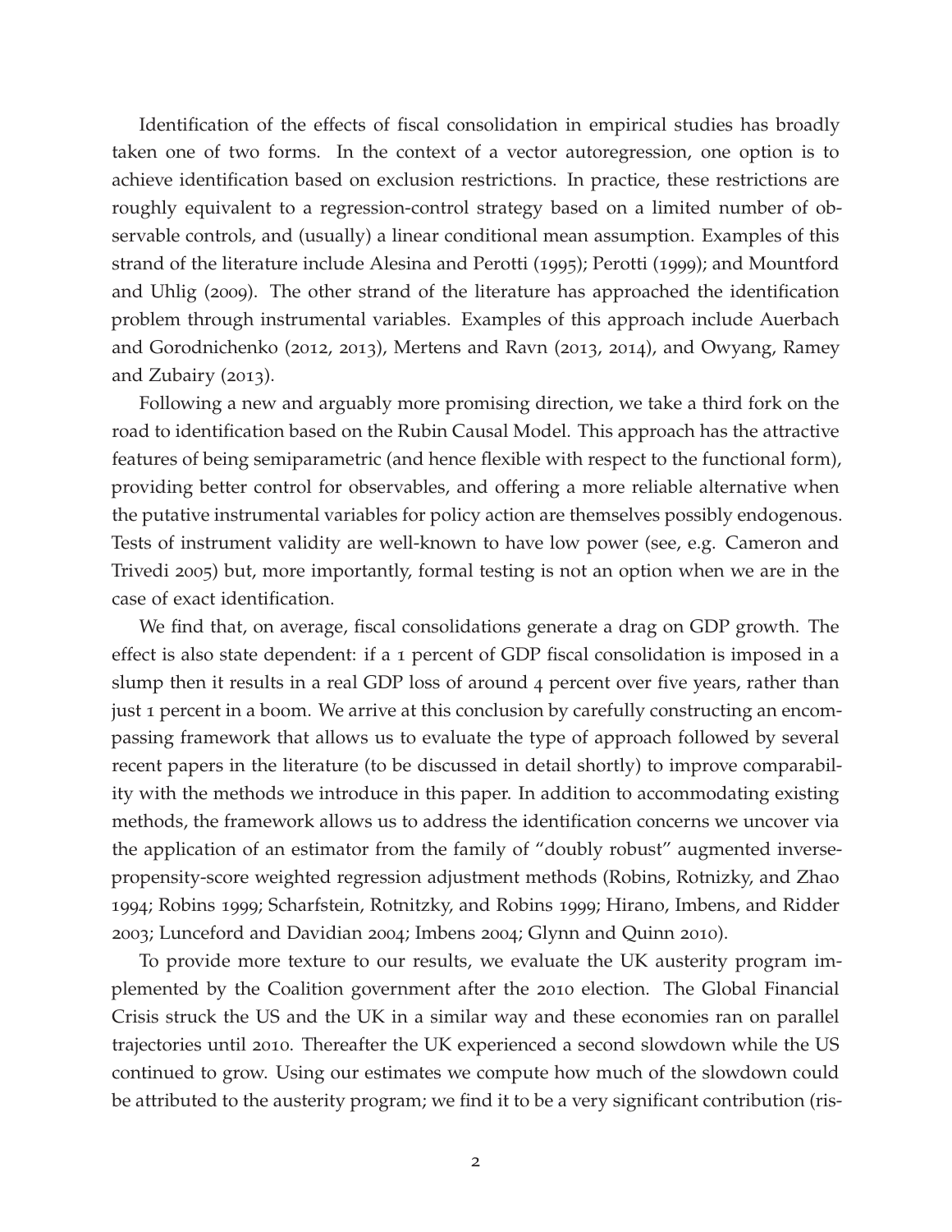Identification of the effects of fiscal consolidation in empirical studies has broadly taken one of two forms. In the context of a vector autoregression, one option is to achieve identification based on exclusion restrictions. In practice, these restrictions are roughly equivalent to a regression-control strategy based on a limited number of observable controls, and (usually) a linear conditional mean assumption. Examples of this strand of the literature include Alesina and Perotti (1995); Perotti (1999); and Mountford and Uhlig (2009). The other strand of the literature has approached the identification problem through instrumental variables. Examples of this approach include Auerbach and Gorodnichenko (2012, 2013), Mertens and Ravn (2013, 2014), and Owyang, Ramey and Zubairy (2013).

Following a new and arguably more promising direction, we take a third fork on the road to identification based on the Rubin Causal Model. This approach has the attractive features of being semiparametric (and hence flexible with respect to the functional form), providing better control for observables, and offering a more reliable alternative when the putative instrumental variables for policy action are themselves possibly endogenous. Tests of instrument validity are well-known to have low power (see, e.g. Cameron and Trivedi 2005) but, more importantly, formal testing is not an option when we are in the case of exact identification.

We find that, on average, fiscal consolidations generate a drag on GDP growth. The effect is also state dependent: if a 1 percent of GDP fiscal consolidation is imposed in a slump then it results in a real GDP loss of around 4 percent over five years, rather than just 1 percent in a boom. We arrive at this conclusion by carefully constructing an encompassing framework that allows us to evaluate the type of approach followed by several recent papers in the literature (to be discussed in detail shortly) to improve comparability with the methods we introduce in this paper. In addition to accommodating existing methods, the framework allows us to address the identification concerns we uncover via the application of an estimator from the family of "doubly robust" augmented inverse-propensity-score weighted regression adjustment methods (Robins, Rotnizky, and Zhao 1994; Robins 1999; Scharfstein, Rotnitzky, and Robins 1999; Hirano, Imbens, and Ridder 2003; Lunceford and Davidian 2004; Imbens 2004; Glynn and Quinn 2010).

To provide more texture to our results, we evaluate the UK austerity program implemented by the Coalition government after the 2010 election. The Global Financial Crisis struck the US and the UK in a similar way and these economies ran on parallel trajectories until 2010. Thereafter the UK experienced a second slowdown while the US continued to grow. Using our estimates we compute how much of the slowdown could be attributed to the austerity program; we find it to be a very significant contribution (ris-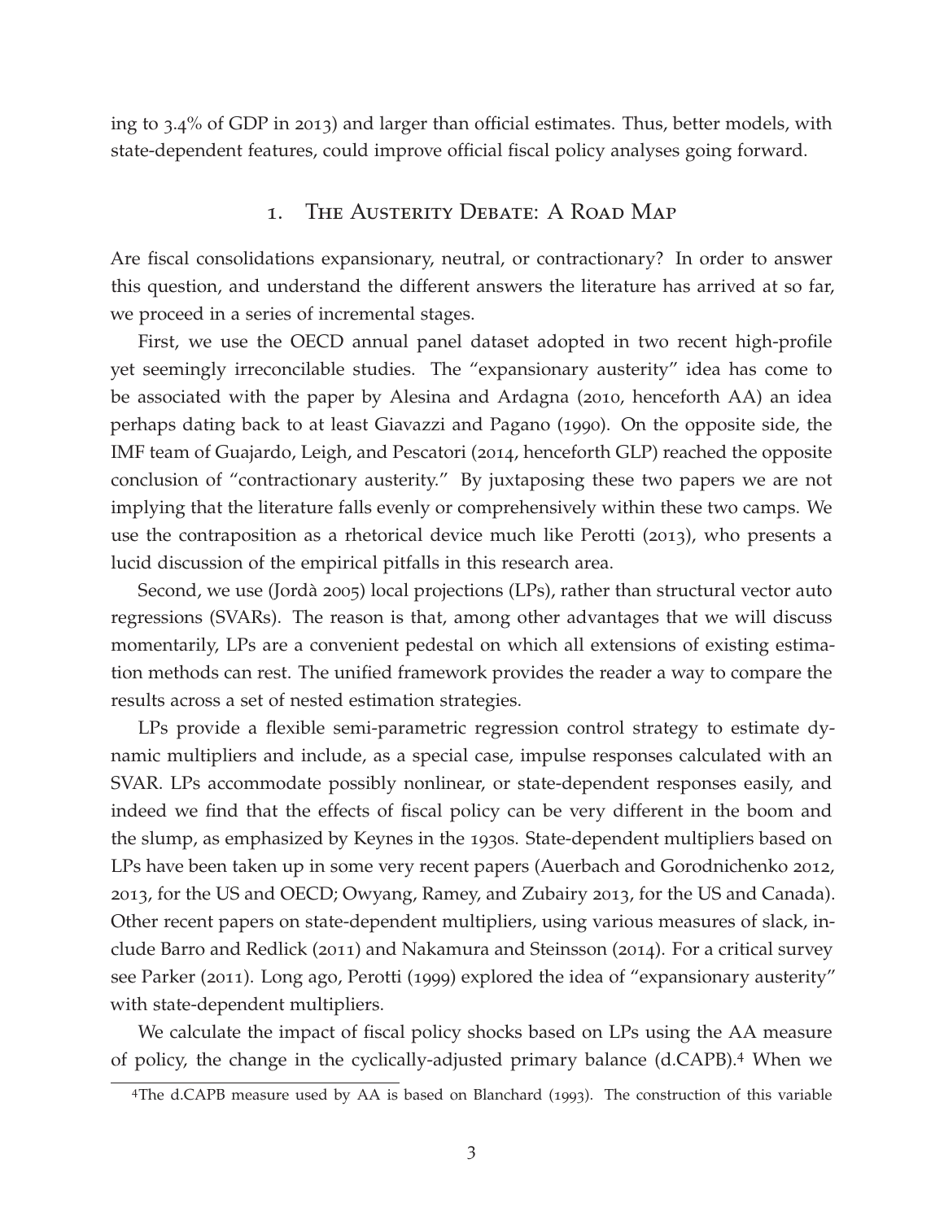ing to 3.4% of GDP in 2013) and larger than official estimates. Thus, better models, with state-dependent features, could improve official fiscal policy analyses going forward.

## 1. The Austerity Debate: A Road Map

Are fiscal consolidations expansionary, neutral, or contractionary? In order to answer this question, and understand the different answers the literature has arrived at so far, we proceed in a series of incremental stages.

First, we use the OECD annual panel dataset adopted in two recent high-profile yet seemingly irreconcilable studies. The "expansionary austerity" idea has come to be associated with the paper by Alesina and Ardagna (2010, henceforth AA) an idea perhaps dating back to at least Giavazzi and Pagano (1990). On the opposite side, the IMF team of Guajardo, Leigh, and Pescatori (2014, henceforth GLP) reached the opposite conclusion of "contractionary austerity." By juxtaposing these two papers we are not implying that the literature falls evenly or comprehensively within these two camps. We use the contraposition as a rhetorical device much like Perotti (2013), who presents a lucid discussion of the empirical pitfalls in this research area.

Second, we use (Jordà 2005) local projections (LPs), rather than structural vector auto regressions (SVARs). The reason is that, among other advantages that we will discuss momentarily, LPs are a convenient pedestal on which all extensions of existing estimation methods can rest. The unified framework provides the reader a way to compare the results across a set of nested estimation strategies.

LPs provide a flexible semi-parametric regression control strategy to estimate dynamic multipliers and include, as a special case, impulse responses calculated with an SVAR. LPs accommodate possibly nonlinear, or state-dependent responses easily, and indeed we find that the effects of fiscal policy can be very different in the boom and the slump, as emphasized by Keynes in the 1930s. State-dependent multipliers based on LPs have been taken up in some very recent papers (Auerbach and Gorodnichenko 2012, 2013, for the US and OECD; Owyang, Ramey, and Zubairy 2013, for the US and Canada). Other recent papers on state-dependent multipliers, using various measures of slack, include Barro and Redlick (2011) and Nakamura and Steinsson (2014). For a critical survey see Parker (2011). Long ago, Perotti (1999) explored the idea of "expansionary austerity" with state-dependent multipliers.

We calculate the impact of fiscal policy shocks based on LPs using the AA measure of policy, the change in the cyclically-adjusted primary balance (d.CAPB).[4] When we

[4]The d.CAPB measure used by AA is based on Blanchard (1993). The construction of this variable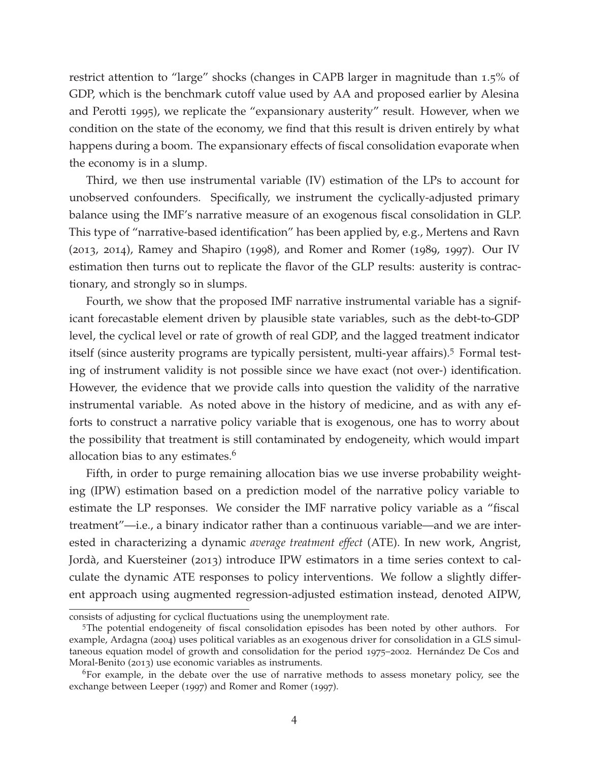restrict attention to "large" shocks (changes in CAPB larger in magnitude than 1.5% of GDP, which is the benchmark cutoff value used by AA and proposed earlier by Alesina and Perotti 1995), we replicate the "expansionary austerity" result. However, when we condition on the state of the economy, we find that this result is driven entirely by what happens during a boom. The expansionary effects of fiscal consolidation evaporate when the economy is in a slump.

Third, we then use instrumental variable (IV) estimation of the LPs to account for unobserved confounders. Specifically, we instrument the cyclically-adjusted primary balance using the IMF's narrative measure of an exogenous fiscal consolidation in GLP. This type of "narrative-based identification" has been applied by, e.g., Mertens and Ravn (2013, 2014), Ramey and Shapiro (1998), and Romer and Romer (1989, 1997). Our IV estimation then turns out to replicate the flavor of the GLP results: austerity is contractionary, and strongly so in slumps.

Fourth, we show that the proposed IMF narrative instrumental variable has a significant forecastable element driven by plausible state variables, such as the debt-to-GDP level, the cyclical level or rate of growth of real GDP, and the lagged treatment indicator itself (since austerity programs are typically persistent, multi-year affairs).[5] Formal testing of instrument validity is not possible since we have exact (not over-) identification. However, the evidence that we provide calls into question the validity of the narrative instrumental variable. As noted above in the history of medicine, and as with any efforts to construct a narrative policy variable that is exogenous, one has to worry about the possibility that treatment is still contaminated by endogeneity, which would impart allocation bias to any estimates.[6]

Fifth, in order to purge remaining allocation bias we use inverse probability weighting (IPW) estimation based on a prediction model of the narrative policy variable to estimate the LP responses. We consider the IMF narrative policy variable as a "fiscal treatment"—i.e., a binary indicator rather than a continuous variable—and we are interested in characterizing a dynamic *average treatment effect* (ATE). In new work, Angrist, Jordà, and Kuersteiner (2013) introduce IPW estimators in a time series context to calculate the dynamic ATE responses to policy interventions. We follow a slightly different approach using augmented regression-adjusted estimation instead, denoted AIPW,

---

consists of adjusting for cyclical fluctuations using the unemployment rate.

[5] The potential endogeneity of fiscal consolidation episodes has been noted by other authors. For example, Ardagna (2004) uses political variables as an exogenous driver for consolidation in a GLS simultaneous equation model of growth and consolidation for the period 1975–2002. Hernández De Cos and Moral-Benito (2013) use economic variables as instruments.

[6] For example, in the debate over the use of narrative methods to assess monetary policy, see the exchange between Leeper (1997) and Romer and Romer (1997).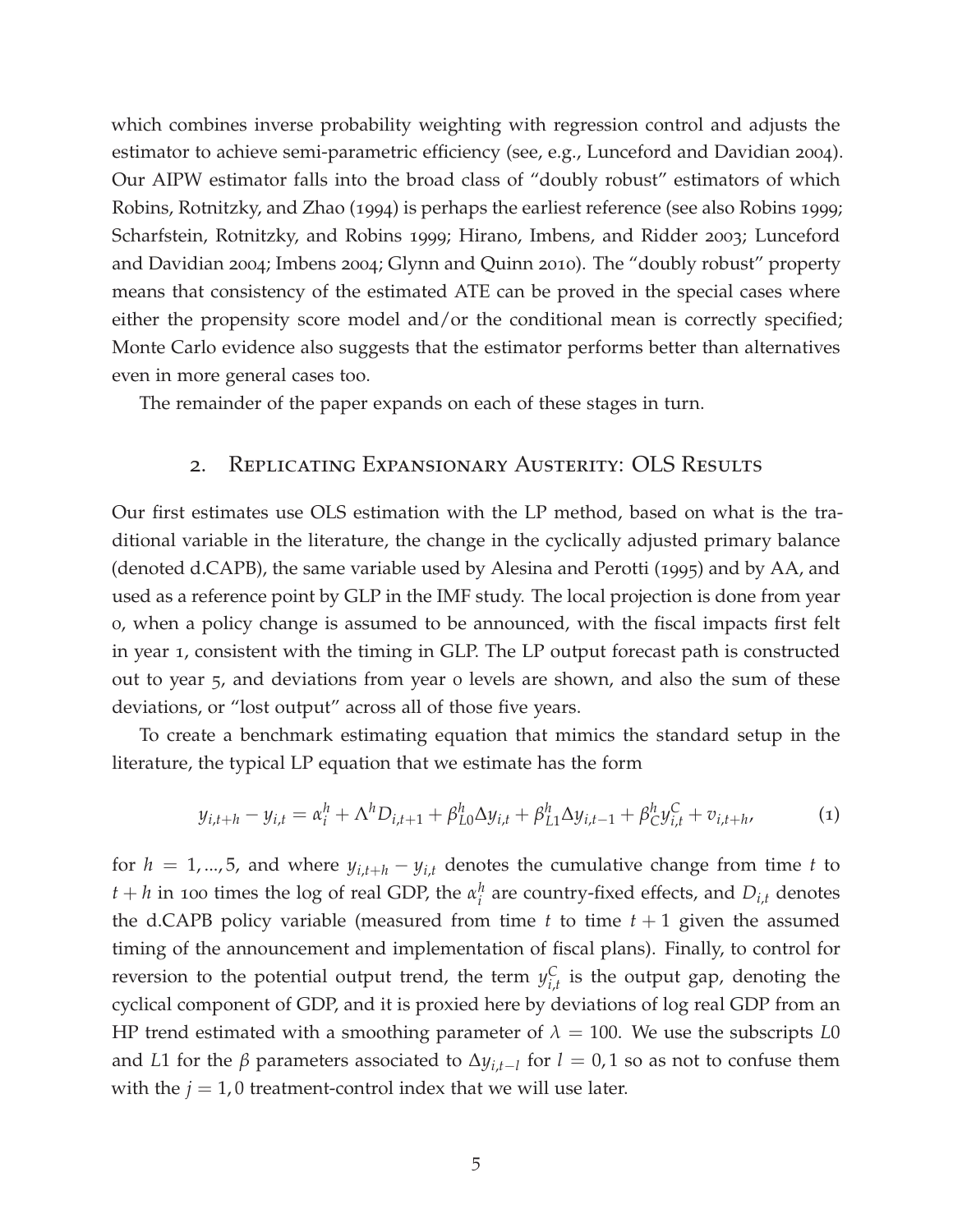which combines inverse probability weighting with regression control and adjusts the estimator to achieve semi-parametric efficiency (see, e.g., Lunceford and Davidian 2004). Our AIPW estimator falls into the broad class of "doubly robust" estimators of which Robins, Rotnitzky, and Zhao (1994) is perhaps the earliest reference (see also Robins 1999; Scharfstein, Rotnitzky, and Robins 1999; Hirano, Imbens, and Ridder 2003; Lunceford and Davidian 2004; Imbens 2004; Glynn and Quinn 2010). The "doubly robust" property means that consistency of the estimated ATE can be proved in the special cases where either the propensity score model and/or the conditional mean is correctly specified; Monte Carlo evidence also suggests that the estimator performs better than alternatives even in more general cases too.

The remainder of the paper expands on each of these stages in turn.

## 2. Replicating Expansionary Austerity: OLS Results

Our first estimates use OLS estimation with the LP method, based on what is the traditional variable in the literature, the change in the cyclically adjusted primary balance (denoted d.CAPB), the same variable used by Alesina and Perotti (1995) and by AA, and used as a reference point by GLP in the IMF study. The local projection is done from year 0, when a policy change is assumed to be announced, with the fiscal impacts first felt in year 1, consistent with the timing in GLP. The LP output forecast path is constructed out to year 5, and deviations from year 0 levels are shown, and also the sum of these deviations, or "lost output" across all of those five years.

To create a benchmark estimating equation that mimics the standard setup in the literature, the typical LP equation that we estimate has the form

$$y_{i,t+h} - y_{i,t} = \alpha_i^h + \Lambda^h D_{i,t+1} + \beta_{L0}^h \Delta y_{i,t} + \beta_{L1}^h \Delta y_{i,t-1} + \beta_C^h y_{i,t}^C + v_{i,t+h}, \tag{1}$$

for $h = 1, ..., 5$, and where $y_{i,t+h} - y_{i,t}$ denotes the cumulative change from time $t$ to $t + h$ in 100 times the log of real GDP, the $\alpha_i^h$ are country-fixed effects, and $D_{i,t}$ denotes the d.CAPB policy variable (measured from time $t$ to time $t + 1$ given the assumed timing of the announcement and implementation of fiscal plans). Finally, to control for reversion to the potential output trend, the term $y_{i,t}^C$ is the output gap, denoting the cyclical component of GDP, and it is proxied here by deviations of log real GDP from an HP trend estimated with a smoothing parameter of $\lambda = 100$. We use the subscripts $L0$ and $L1$ for the $\beta$ parameters associated to $\Delta y_{i,t-l}$ for $l = 0, 1$ so as not to confuse them with the $j = 1, 0$ treatment-control index that we will use later.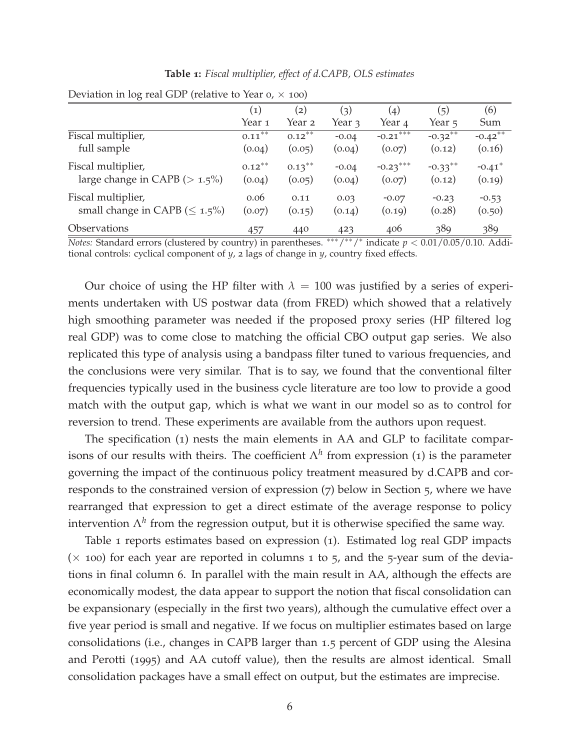**Table 1:** *Fiscal multiplier, effect of d.CAPB, OLS estimates*

Deviation in log real GDP (relative to Year 0, × 100)

| | (1) Year 1 | (2) Year 2 | (3) Year 3 | (4) Year 4 | (5) Year 5 | (6) Sum |
|---|---|---|---|---|---|---|
| Fiscal multiplier, | $0.11^{**}$ | $0.12^{**}$ | -0.04 | $-0.21^{***}$ | $-0.32^{**}$ | $-0.42^{**}$ |
| full sample | (0.04) | (0.05) | (0.04) | (0.07) | (0.12) | (0.16) |
| Fiscal multiplier, | $0.12^{**}$ | $0.13^{**}$ | -0.04 | $-0.23^{***}$ | $-0.33^{**}$ | $-0.41^{*}$ |
| large change in CAPB (> 1.5%) | (0.04) | (0.05) | (0.04) | (0.07) | (0.12) | (0.19) |
| Fiscal multiplier, | 0.06 | 0.11 | 0.03 | -0.07 | -0.23 | -0.53 |
| small change in CAPB (≤ 1.5%) | (0.07) | (0.15) | (0.14) | (0.19) | (0.28) | (0.50) |
| Observations | 457 | 440 | 423 | 406 | 389 | 389 |

*Notes:* Standard errors (clustered by country) in parentheses. $^{***}/^{**}/^{*}$ indicate $p < 0.01/0.05/0.10$. Additional controls: cyclical component of $y$, 2 lags of change in $y$, country fixed effects.

Our choice of using the HP filter with $\lambda = 100$ was justified by a series of experiments undertaken with US postwar data (from FRED) which showed that a relatively high smoothing parameter was needed if the proposed proxy series (HP filtered log real GDP) was to come close to matching the official CBO output gap series. We also replicated this type of analysis using a bandpass filter tuned to various frequencies, and the conclusions were very similar. That is to say, we found that the conventional filter frequencies typically used in the business cycle literature are too low to provide a good match with the output gap, which is what we want in our model so as to control for reversion to trend. These experiments are available from the authors upon request.

The specification (1) nests the main elements in AA and GLP to facilitate comparisons of our results with theirs. The coefficient $\Lambda^h$ from expression (1) is the parameter governing the impact of the continuous policy treatment measured by d.CAPB and corresponds to the constrained version of expression (7) below in Section 5, where we have rearranged that expression to get a direct estimate of the average response to policy intervention $\Lambda^h$ from the regression output, but it is otherwise specified the same way.

Table 1 reports estimates based on expression (1). Estimated log real GDP impacts (× 100) for each year are reported in columns 1 to 5, and the 5-year sum of the deviations in final column 6. In parallel with the main result in AA, although the effects are economically modest, the data appear to support the notion that fiscal consolidation can be expansionary (especially in the first two years), although the cumulative effect over a five year period is small and negative. If we focus on multiplier estimates based on large consolidations (i.e., changes in CAPB larger than 1.5 percent of GDP using the Alesina and Perotti (1995) and AA cutoff value), then the results are almost identical. Small consolidation packages have a small effect on output, but the estimates are imprecise.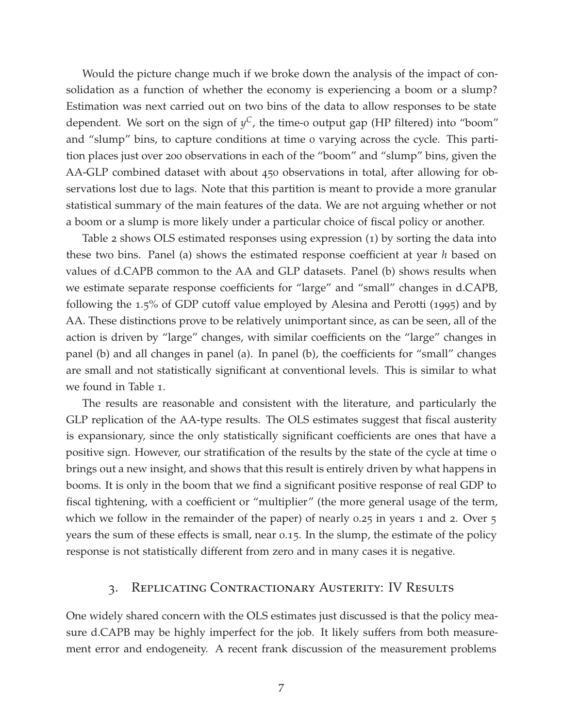Would the picture change much if we broke down the analysis of the impact of consolidation as a function of whether the economy is experiencing a boom or a slump? Estimation was next carried out on two bins of the data to allow responses to be state dependent. We sort on the sign of $y^C$, the time-0 output gap (HP filtered) into "boom" and "slump" bins, to capture conditions at time 0 varying across the cycle. This partition places just over 200 observations in each of the "boom" and "slump" bins, given the AA-GLP combined dataset with about 450 observations in total, after allowing for observations lost due to lags. Note that this partition is meant to provide a more granular statistical summary of the main features of the data. We are not arguing whether or not a boom or a slump is more likely under a particular choice of fiscal policy or another.

Table 2 shows OLS estimated responses using expression (1) by sorting the data into these two bins. Panel (a) shows the estimated response coefficient at year $h$ based on values of d.CAPB common to the AA and GLP datasets. Panel (b) shows results when we estimate separate response coefficients for "large" and "small" changes in d.CAPB, following the 1.5% of GDP cutoff value employed by Alesina and Perotti (1995) and by AA. These distinctions prove to be relatively unimportant since, as can be seen, all of the action is driven by "large" changes, with similar coefficients on the "large" changes in panel (b) and all changes in panel (a). In panel (b), the coefficients for "small" changes are small and not statistically significant at conventional levels. This is similar to what we found in Table 1.

The results are reasonable and consistent with the literature, and particularly the GLP replication of the AA-type results. The OLS estimates suggest that fiscal austerity is expansionary, since the only statistically significant coefficients are ones that have a positive sign. However, our stratification of the results by the state of the cycle at time 0 brings out a new insight, and shows that this result is entirely driven by what happens in booms. It is only in the boom that we find a significant positive response of real GDP to fiscal tightening, with a coefficient or "multiplier" (the more general usage of the term, which we follow in the remainder of the paper) of nearly 0.25 in years 1 and 2. Over 5 years the sum of these effects is small, near 0.15. In the slump, the estimate of the policy response is not statistically different from zero and in many cases it is negative.

## 3. Replicating Contractionary Austerity: IV Results

One widely shared concern with the OLS estimates just discussed is that the policy measure d.CAPB may be highly imperfect for the job. It likely suffers from both measurement error and endogeneity. A recent frank discussion of the measurement problems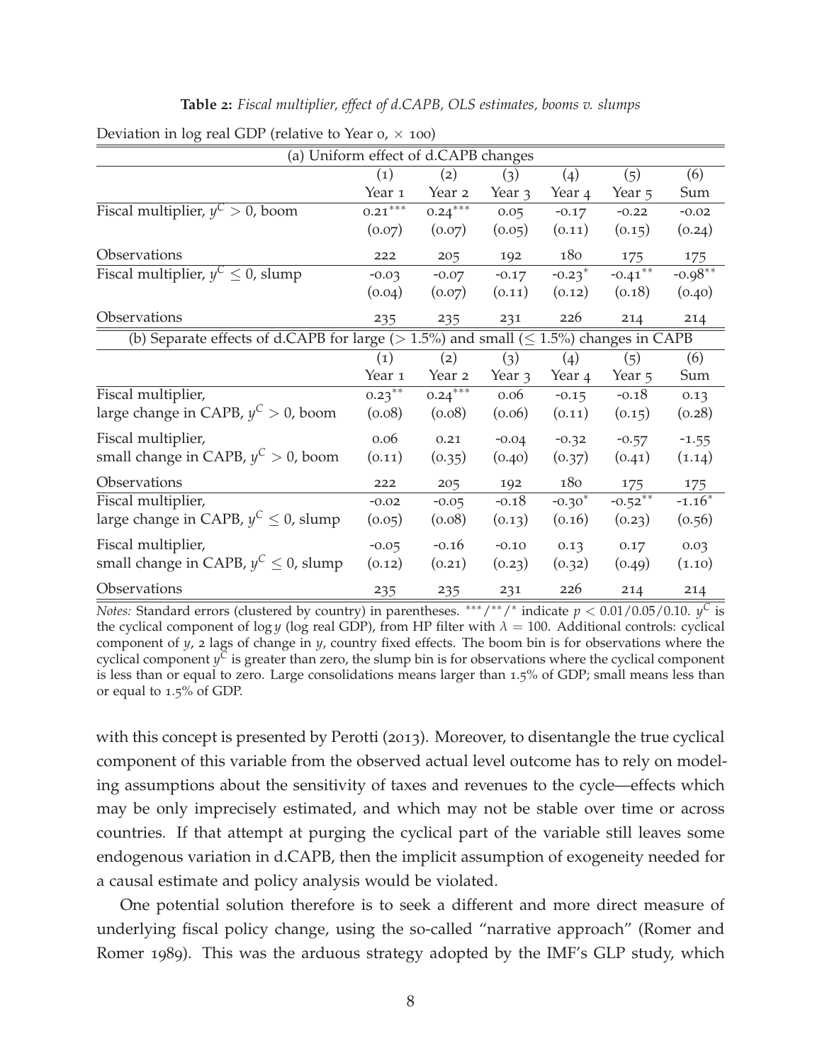**Table 2:** *Fiscal multiplier, effect of d.CAPB, OLS estimates, booms v. slumps*

Deviation in log real GDP (relative to Year 0, × 100)

| (a) Uniform effect of d.CAPB changes | | | | | | |
|---|---|---|---|---|---|---|
| | (1) | (2) | (3) | (4) | (5) | (6) |
| | Year 1 | Year 2 | Year 3 | Year 4 | Year 5 | Sum |
| Fiscal multiplier, $y^C > 0$, boom | 0.21*** | 0.24*** | 0.05 | -0.17 | -0.22 | -0.02 |
| | (0.07) | (0.07) | (0.05) | (0.11) | (0.15) | (0.24) |
| Observations | 222 | 205 | 192 | 180 | 175 | 175 |
| Fiscal multiplier, $y^C \leq 0$, slump | -0.03 | -0.07 | -0.17 | -0.23* | -0.41** | -0.98** |
| | (0.04) | (0.07) | (0.11) | (0.12) | (0.18) | (0.40) |
| Observations | 235 | 235 | 231 | 226 | 214 | 214 |

| (b) Separate effects of d.CAPB for large (> 1.5%) and small (≤ 1.5%) changes in CAPB | | | | | | |
|---|---|---|---|---|---|---|
| | (1) | (2) | (3) | (4) | (5) | (6) |
| | Year 1 | Year 2 | Year 3 | Year 4 | Year 5 | Sum |
| Fiscal multiplier, large change in CAPB, $y^C > 0$, boom | 0.23** | 0.24*** | 0.06 | -0.15 | -0.18 | 0.13 |
| | (0.08) | (0.08) | (0.06) | (0.11) | (0.15) | (0.28) |
| Fiscal multiplier, small change in CAPB, $y^C > 0$, boom | 0.06 | 0.21 | -0.04 | -0.32 | -0.57 | -1.55 |
| | (0.11) | (0.35) | (0.40) | (0.37) | (0.41) | (1.14) |
| Observations | 222 | 205 | 192 | 180 | 175 | 175 |
| Fiscal multiplier, large change in CAPB, $y^C \leq 0$, slump | -0.02 | -0.05 | -0.18 | -0.30* | -0.52** | -1.16* |
| | (0.05) | (0.08) | (0.13) | (0.16) | (0.23) | (0.56) |
| Fiscal multiplier, small change in CAPB, $y^C \leq 0$, slump | -0.05 | -0.16 | -0.10 | 0.13 | 0.17 | 0.03 |
| | (0.12) | (0.21) | (0.23) | (0.32) | (0.49) | (1.10) |
| Observations | 235 | 235 | 231 | 226 | 214 | 214 |

*Notes:* Standard errors (clustered by country) in parentheses. ***/**/* indicate $p < 0.01/0.05/0.10$. $y^C$ is the cyclical component of $\log y$ (log real GDP), from HP filter with $\lambda = 100$. Additional controls: cyclical component of $y$, 2 lags of change in $y$, country fixed effects. The boom bin is for observations where the cyclical component $y^C$ is greater than zero, the slump bin is for observations where the cyclical component is less than or equal to zero. Large consolidations means larger than 1.5% of GDP; small means less than or equal to 1.5% of GDP.

with this concept is presented by Perotti (2013). Moreover, to disentangle the true cyclical component of this variable from the observed actual level outcome has to rely on modeling assumptions about the sensitivity of taxes and revenues to the cycle—effects which may be only imprecisely estimated, and which may not be stable over time or across countries. If that attempt at purging the cyclical part of the variable still leaves some endogenous variation in d.CAPB, then the implicit assumption of exogeneity needed for a causal estimate and policy analysis would be violated.

One potential solution therefore is to seek a different and more direct measure of underlying fiscal policy change, using the so-called "narrative approach" (Romer and Romer 1989). This was the arduous strategy adopted by the IMF's GLP study, which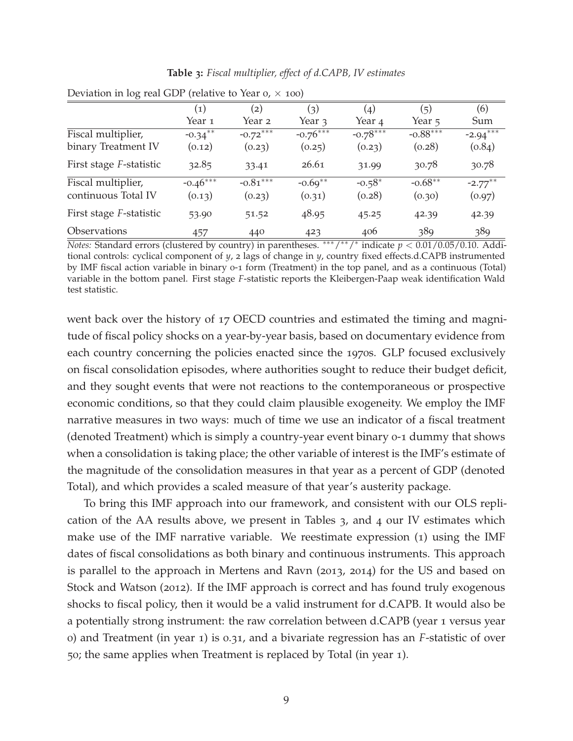**Table 3:** *Fiscal multiplier, effect of d.CAPB, IV estimates*

Deviation in log real GDP (relative to Year 0, $\times$ 100)

| | (1) | (2) | (3) | (4) | (5) | (6) |
|---|---|---|---|---|---|---|
| | Year 1 | Year 2 | Year 3 | Year 4 | Year 5 | Sum |
| Fiscal multiplier, | -0.34** | -0.72*** | -0.76*** | -0.78*** | -0.88*** | -2.94*** |
| binary Treatment IV | (0.12) | (0.23) | (0.25) | (0.23) | (0.28) | (0.84) |
| First stage *F*-statistic | 32.85 | 33.41 | 26.61 | 31.99 | 30.78 | 30.78 |
| Fiscal multiplier, | -0.46*** | -0.81*** | -0.69** | -0.58* | -0.68** | -2.77** |
| continuous Total IV | (0.13) | (0.23) | (0.31) | (0.28) | (0.30) | (0.97) |
| First stage *F*-statistic | 53.90 | 51.52 | 48.95 | 45.25 | 42.39 | 42.39 |
| Observations | 457 | 440 | 423 | 406 | 389 | 389 |

*Notes:* Standard errors (clustered by country) in parentheses. ***/**/* indicate $p < 0.01/0.05/0.10$. Additional controls: cyclical component of $y$, 2 lags of change in $y$, country fixed effects.d.CAPB instrumented by IMF fiscal action variable in binary 0-1 form (Treatment) in the top panel, and as a continuous (Total) variable in the bottom panel. First stage *F*-statistic reports the Kleibergen-Paap weak identification Wald test statistic.

went back over the history of 17 OECD countries and estimated the timing and magnitude of fiscal policy shocks on a year-by-year basis, based on documentary evidence from each country concerning the policies enacted since the 1970s. GLP focused exclusively on fiscal consolidation episodes, where authorities sought to reduce their budget deficit, and they sought events that were not reactions to the contemporaneous or prospective economic conditions, so that they could claim plausible exogeneity. We employ the IMF narrative measures in two ways: much of time we use an indicator of a fiscal treatment (denoted Treatment) which is simply a country-year event binary 0-1 dummy that shows when a consolidation is taking place; the other variable of interest is the IMF's estimate of the magnitude of the consolidation measures in that year as a percent of GDP (denoted Total), and which provides a scaled measure of that year's austerity package.

To bring this IMF approach into our framework, and consistent with our OLS replication of the AA results above, we present in Tables 3, and 4 our IV estimates which make use of the IMF narrative variable. We reestimate expression (1) using the IMF dates of fiscal consolidations as both binary and continuous instruments. This approach is parallel to the approach in Mertens and Ravn (2013, 2014) for the US and based on Stock and Watson (2012). If the IMF approach is correct and has found truly exogenous shocks to fiscal policy, then it would be a valid instrument for d.CAPB. It would also be a potentially strong instrument: the raw correlation between d.CAPB (year 1 versus year 0) and Treatment (in year 1) is 0.31, and a bivariate regression has an *F*-statistic of over 50; the same applies when Treatment is replaced by Total (in year 1).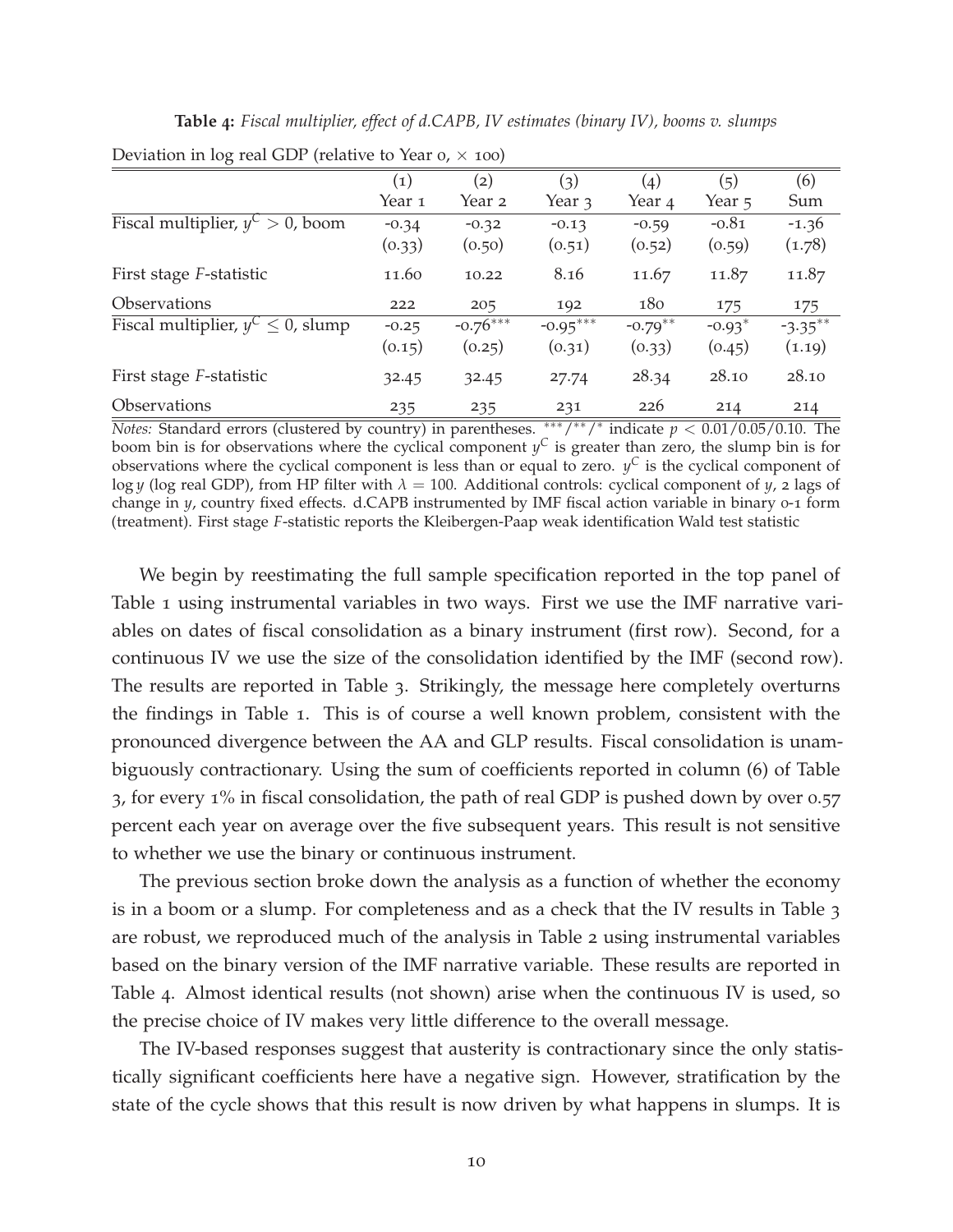**Table 4:** *Fiscal multiplier, effect of d.CAPB, IV estimates (binary IV), booms v. slumps*

Deviation in log real GDP (relative to Year 0, $\times$ 100)

| | (1) Year 1 | (2) Year 2 | (3) Year 3 | (4) Year 4 | (5) Year 5 | (6) Sum |
|---|---|---|---|---|---|---|
| Fiscal multiplier, $y^C > 0$, boom | -0.34 | -0.32 | -0.13 | -0.59 | -0.81 | -1.36 |
| | (0.33) | (0.50) | (0.51) | (0.52) | (0.59) | (1.78) |
| First stage *F*-statistic | 11.60 | 10.22 | 8.16 | 11.67 | 11.87 | 11.87 |
| Observations | 222 | 205 | 192 | 180 | 175 | 175 |
| Fiscal multiplier, $y^C \leq 0$, slump | -0.25 | -0.76*** | -0.95*** | -0.79** | -0.93* | -3.35** |
| | (0.15) | (0.25) | (0.31) | (0.33) | (0.45) | (1.19) |
| First stage *F*-statistic | 32.45 | 32.45 | 27.74 | 28.34 | 28.10 | 28.10 |
| Observations | 235 | 235 | 231 | 226 | 214 | 214 |

*Notes:* Standard errors (clustered by country) in parentheses. ***/**/* indicate $p < 0.01/0.05/0.10$. The boom bin is for observations where the cyclical component $y^C$ is greater than zero, the slump bin is for observations where the cyclical component $y^C$ is less than or equal to zero. $y^C$ is the cyclical component of $\log y$ (log real GDP), from HP filter with $\lambda = 100$. Additional controls: cyclical component of $y$, 2 lags of change in $y$, country fixed effects. d.CAPB instrumented by IMF fiscal action variable in binary 0-1 form (treatment). First stage *F*-statistic reports the Kleibergen-Paap weak identification Wald test statistic

We begin by reestimating the full sample specification reported in the top panel of Table 1 using instrumental variables in two ways. First we use the IMF narrative variables on dates of fiscal consolidation as a binary instrument (first row). Second, for a continuous IV we use the size of the consolidation identified by the IMF (second row). The results are reported in Table 3. Strikingly, the message here completely overturns the findings in Table 1. This is of course a well known problem, consistent with the pronounced divergence between the AA and GLP results. Fiscal consolidation is unambiguously contractionary. Using the sum of coefficients reported in column (6) of Table 3, for every 1% in fiscal consolidation, the path of real GDP is pushed down by over 0.57 percent each year on average over the five subsequent years. This result is not sensitive to whether we use the binary or continuous instrument.

The previous section broke down the analysis as a function of whether the economy is in a boom or a slump. For completeness and as a check that the IV results in Table 3 are robust, we reproduced much of the analysis in Table 2 using instrumental variables based on the binary version of the IMF narrative variable. These results are reported in Table 4. Almost identical results (not shown) arise when the continuous IV is used, so the precise choice of IV makes very little difference to the overall message.

The IV-based responses suggest that austerity is contractionary since the only statistically significant coefficients here have a negative sign. However, stratification by the state of the cycle shows that this result is now driven by what happens in slumps. It is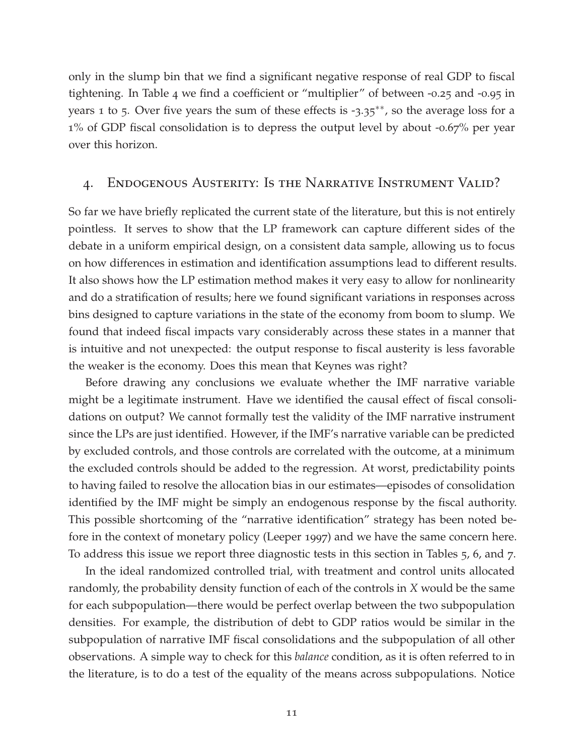only in the slump bin that we find a significant negative response of real GDP to fiscal tightening. In Table 4 we find a coefficient or "multiplier" of between -0.25 and -0.95 in years 1 to 5. Over five years the sum of these effects is -3.35**, so the average loss for a 1% of GDP fiscal consolidation is to depress the output level by about -0.67% per year over this horizon.

## 4. Endogenous Austerity: Is the Narrative Instrument Valid?

So far we have briefly replicated the current state of the literature, but this is not entirely pointless. It serves to show that the LP framework can capture different sides of the debate in a uniform empirical design, on a consistent data sample, allowing us to focus on how differences in estimation and identification assumptions lead to different results. It also shows how the LP estimation method makes it very easy to allow for nonlinearity and do a stratification of results; here we found significant variations in responses across bins designed to capture variations in the state of the economy from boom to slump. We found that indeed fiscal impacts vary considerably across these states in a manner that is intuitive and not unexpected: the output response to fiscal austerity is less favorable the weaker is the economy. Does this mean that Keynes was right?

Before drawing any conclusions we evaluate whether the IMF narrative variable might be a legitimate instrument. Have we identified the causal effect of fiscal consolidations on output? We cannot formally test the validity of the IMF narrative instrument since the LPs are just identified. However, if the IMF's narrative variable can be predicted by excluded controls, and those controls are correlated with the outcome, at a minimum the excluded controls should be added to the regression. At worst, predictability points to having failed to resolve the allocation bias in our estimates—episodes of consolidation identified by the IMF might be simply an endogenous response by the fiscal authority. This possible shortcoming of the "narrative identification" strategy has been noted before in the context of monetary policy (Leeper 1997) and we have the same concern here. To address this issue we report three diagnostic tests in this section in Tables 5, 6, and 7.

In the ideal randomized controlled trial, with treatment and control units allocated randomly, the probability density function of each of the controls in $X$ would be the same for each subpopulation—there would be perfect overlap between the two subpopulation densities. For example, the distribution of debt to GDP ratios would be similar in the subpopulation of narrative IMF fiscal consolidations and the subpopulation of all other observations. A simple way to check for this *balance* condition, as it is often referred to in the literature, is to do a test of the equality of the means across subpopulations. Notice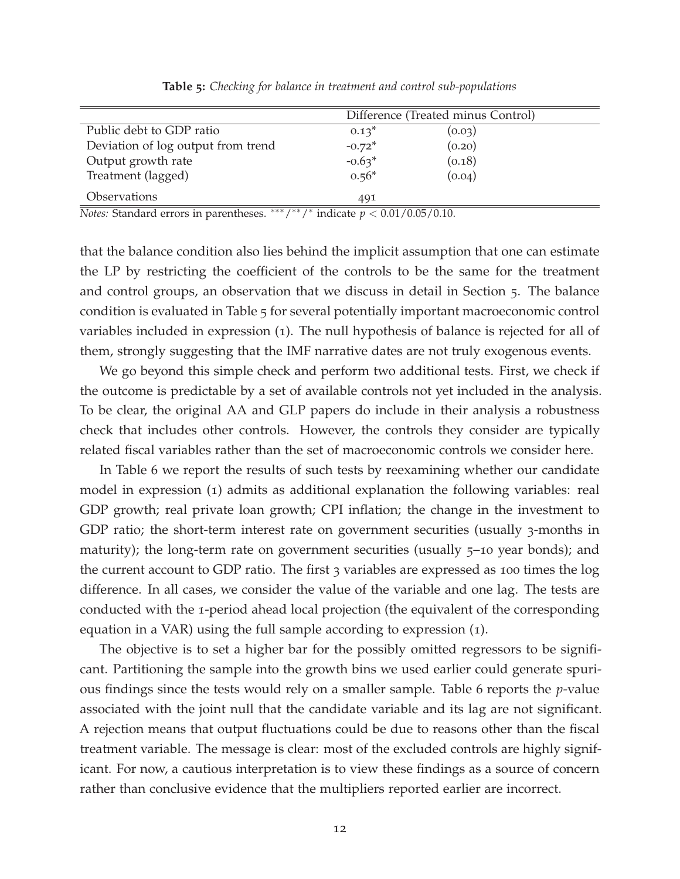**Table 5:** *Checking for balance in treatment and control sub-populations*

| | Difference (Treated minus Control) | |
|---|---|---|
| Public debt to GDP ratio | 0.13* | (0.03) |
| Deviation of log output from trend | -0.72* | (0.20) |
| Output growth rate | -0.63* | (0.18) |
| Treatment (lagged) | 0.56* | (0.04) |
| Observations | 491 | |

*Notes:* Standard errors in parentheses. ***/**/* indicate $p < 0.01/0.05/0.10$.

that the balance condition also lies behind the implicit assumption that one can estimate the LP by restricting the coefficient of the controls to be the same for the treatment and control groups, an observation that we discuss in detail in Section 5. The balance condition is evaluated in Table 5 for several potentially important macroeconomic control variables included in expression (1). The null hypothesis of balance is rejected for all of them, strongly suggesting that the IMF narrative dates are not truly exogenous events.

We go beyond this simple check and perform two additional tests. First, we check if the outcome is predictable by a set of available controls not yet included in the analysis. To be clear, the original AA and GLP papers do include in their analysis a robustness check that includes other controls. However, the controls they consider are typically related fiscal variables rather than the set of macroeconomic controls we consider here.

In Table 6 we report the results of such tests by reexamining whether our candidate model in expression (1) admits as additional explanation the following variables: real GDP growth; real private loan growth; CPI inflation; the change in the investment to GDP ratio; the short-term interest rate on government securities (usually 3-months in maturity); the long-term rate on government securities (usually 5–10 year bonds); and the current account to GDP ratio. The first 3 variables are expressed as 100 times the log difference. In all cases, we consider the value of the variable and one lag. The tests are conducted with the 1-period ahead local projection (the equivalent of the corresponding equation in a VAR) using the full sample according to expression (1).

The objective is to set a higher bar for the possibly omitted regressors to be significant. Partitioning the sample into the growth bins we used earlier could generate spurious findings since the tests would rely on a smaller sample. Table 6 reports the *p*-value associated with the joint null that the candidate variable and its lag are not significant. A rejection means that output fluctuations could be due to reasons other than the fiscal treatment variable. The message is clear: most of the excluded controls are highly significant. For now, a cautious interpretation is to view these findings as a source of concern rather than conclusive evidence that the multipliers reported earlier are incorrect.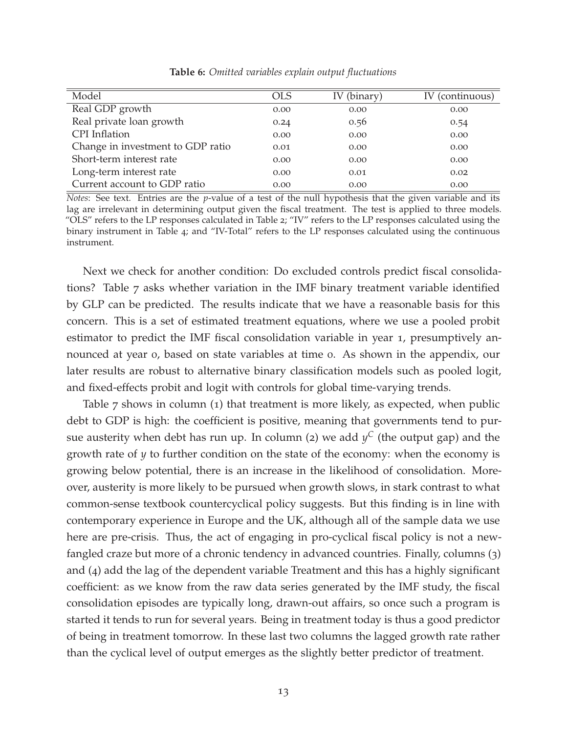**Table 6:** *Omitted variables explain output fluctuations*

| Model | OLS | IV (binary) | IV (continuous) |
|---|---|---|---|
| Real GDP growth | 0.00 | 0.00 | 0.00 |
| Real private loan growth | 0.24 | 0.56 | 0.54 |
| CPI Inflation | 0.00 | 0.00 | 0.00 |
| Change in investment to GDP ratio | 0.01 | 0.00 | 0.00 |
| Short-term interest rate | 0.00 | 0.00 | 0.00 |
| Long-term interest rate | 0.00 | 0.01 | 0.02 |
| Current account to GDP ratio | 0.00 | 0.00 | 0.00 |

*Notes*: See text. Entries are the *p*-value of a test of the null hypothesis that the given variable and its lag are irrelevant in determining output given the fiscal treatment. The test is applied to three models. "OLS" refers to the LP responses calculated in Table 2; "IV" refers to the LP responses calculated using the binary instrument in Table 4; and "IV-Total" refers to the LP responses calculated using the continuous instrument.

Next we check for another condition: Do excluded controls predict fiscal consolidations? Table 7 asks whether variation in the IMF binary treatment variable identified by GLP can be predicted. The results indicate that we have a reasonable basis for this concern. This is a set of estimated treatment equations, where we use a pooled probit estimator to predict the IMF fiscal consolidation variable in year 1, presumptively announced at year 0, based on state variables at time 0. As shown in the appendix, our later results are robust to alternative binary classification models such as pooled logit, and fixed-effects probit and logit with controls for global time-varying trends.

Table 7 shows in column (1) that treatment is more likely, as expected, when public debt to GDP is high: the coefficient is positive, meaning that governments tend to pursue austerity when debt has run up. In column (2) we add $y^C$ (the output gap) and the growth rate of $y$ to further condition on the state of the economy: when the economy is growing below potential, there is an increase in the likelihood of consolidation. Moreover, austerity is more likely to be pursued when growth slows, in stark contrast to what common-sense textbook countercyclical policy suggests. But this finding is in line with contemporary experience in Europe and the UK, although all of the sample data we use here are pre-crisis. Thus, the act of engaging in pro-cyclical fiscal policy is not a newfangled craze but more of a chronic tendency in advanced countries. Finally, columns (3) and (4) add the lag of the dependent variable Treatment and this has a highly significant coefficient: as we know from the raw data series generated by the IMF study, the fiscal consolidation episodes are typically long, drawn-out affairs, so once such a program is started it tends to run for several years. Being in treatment today is thus a good predictor of being in treatment tomorrow. In these last two columns the lagged growth rate rather than the cyclical level of output emerges as the slightly better predictor of treatment.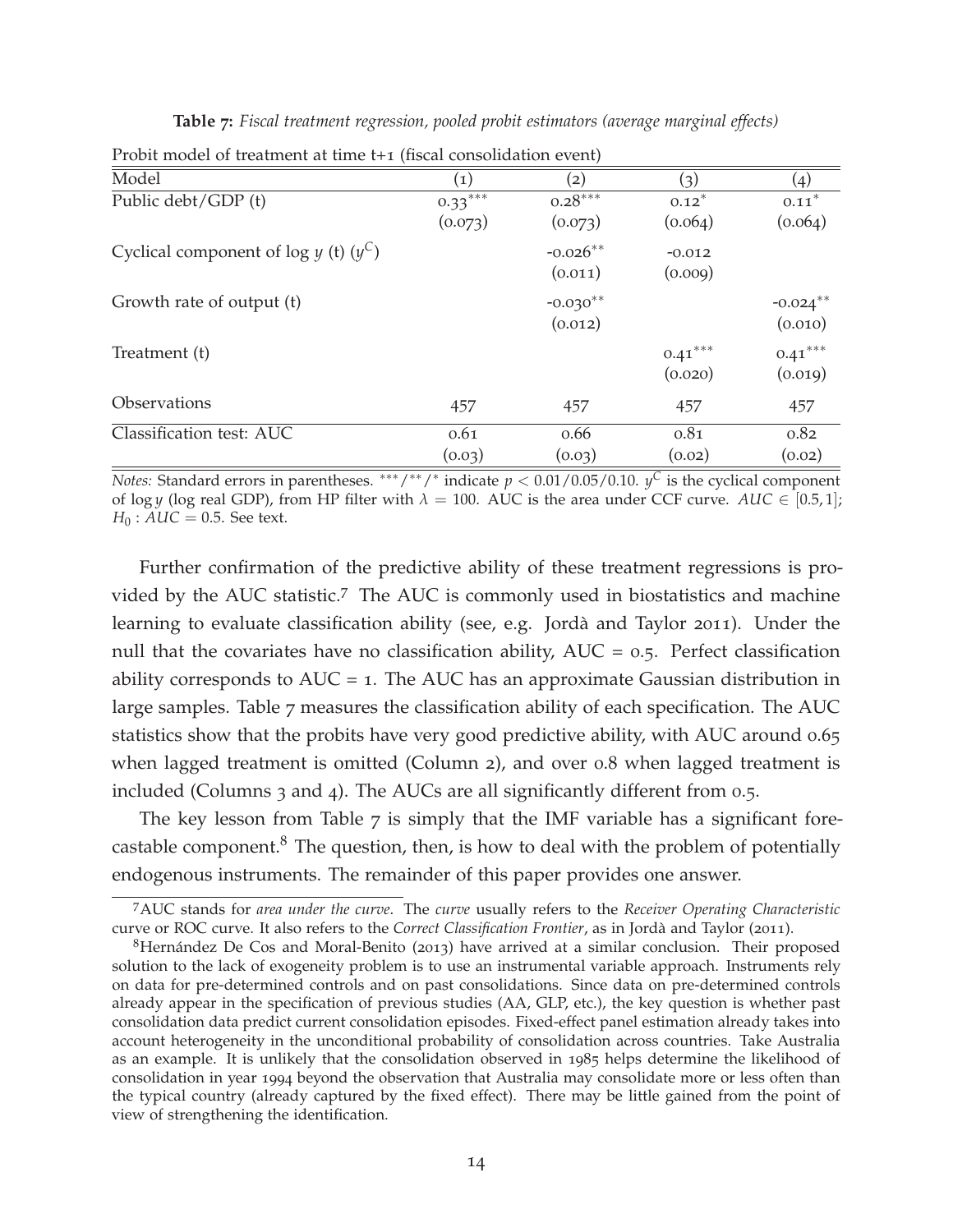**Table 7:** *Fiscal treatment regression, pooled probit estimators (average marginal effects)*

Probit model of treatment at time t+1 (fiscal consolidation event)

| Model | (1) | (2) | (3) | (4) |
|---|---|---|---|---|
| Public debt/GDP (t) | $0.33^{***}$ | $0.28^{***}$ | $0.12^{*}$ | $0.11^{*}$ |
| | (0.073) | (0.073) | (0.064) | (0.064) |
| Cyclical component of log $y$ (t) ($y^C$) | | $-0.026^{**}$ | -0.012 | |
| | | (0.011) | (0.009) | |
| Growth rate of output (t) | | $-0.030^{**}$ | | $-0.024^{**}$ |
| | | (0.012) | | (0.010) |
| Treatment (t) | | | $0.41^{***}$ | $0.41^{***}$ |
| | | | (0.020) | (0.019) |
| Observations | 457 | 457 | 457 | 457 |
| Classification test: AUC | 0.61 | 0.66 | 0.81 | 0.82 |
| | (0.03) | (0.03) | (0.02) | (0.02) |

*Notes:* Standard errors in parentheses. $^{***}/^{**}/^{*}$ indicate $p < 0.01/0.05/0.10$. $y^C$ is the cyclical component of $\log y$ (log real GDP), from HP filter with $\lambda = 100$. AUC is the area under CCF curve. $AUC \in [0.5, 1]$; $H_0 : AUC = 0.5$. See text.

Further confirmation of the predictive ability of these treatment regressions is provided by the AUC statistic.[7] The AUC is commonly used in biostatistics and machine learning to evaluate classification ability (see, e.g. Jordà and Taylor 2011). Under the null that the covariates have no classification ability, AUC = 0.5. Perfect classification ability corresponds to AUC = 1. The AUC has an approximate Gaussian distribution in large samples. Table 7 measures the classification ability of each specification. The AUC statistics show that the probits have very good predictive ability, with AUC around 0.65 when lagged treatment is omitted (Column 2), and over 0.8 when lagged treatment is included (Columns 3 and 4). The AUCs are all significantly different from 0.5.

The key lesson from Table 7 is simply that the IMF variable has a significant forecastable component.[8] The question, then, is how to deal with the problem of potentially endogenous instruments. The remainder of this paper provides one answer.

[7] AUC stands for *area under the curve*. The *curve* usually refers to the *Receiver Operating Characteristic* curve or ROC curve. It also refers to the *Correct Classification Frontier*, as in Jordà and Taylor (2011).

[8] Hernández De Cos and Moral-Benito (2013) have arrived at a similar conclusion. Their proposed solution to the lack of exogeneity problem is to use an instrumental variable approach. Instruments rely on data for pre-determined controls and on past consolidations. Since data on pre-determined controls already appear in the specification of previous studies (AA, GLP, etc.), the key question is whether past consolidation data predict current consolidation episodes. Fixed-effect panel estimation already takes into account heterogeneity in the unconditional probability of consolidation across countries. Take Australia as an example. It is unlikely that the consolidation observed in 1985 helps determine the likelihood of consolidation in year 1994 beyond the observation that Australia may consolidate more or less often than the typical country (already captured by the fixed effect). There may be little gained from the point of view of strengthening the identification.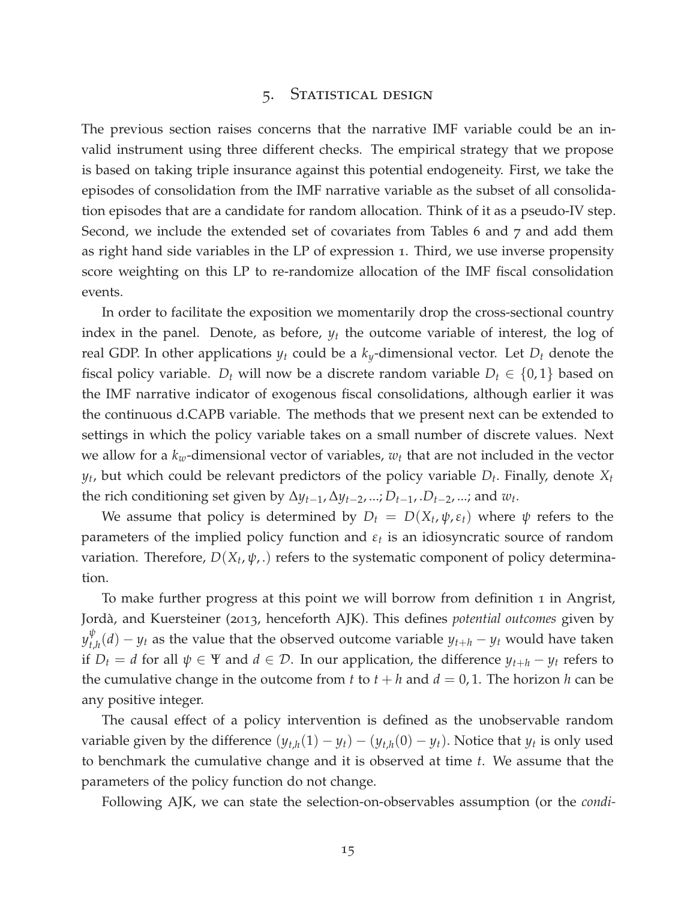# 5. Statistical design

The previous section raises concerns that the narrative IMF variable could be an invalid instrument using three different checks. The empirical strategy that we propose is based on taking triple insurance against this potential endogeneity. First, we take the episodes of consolidation from the IMF narrative variable as the subset of all consolidation episodes that are a candidate for random allocation. Think of it as a pseudo-IV step. Second, we include the extended set of covariates from Tables 6 and 7 and add them as right hand side variables in the LP of expression 1. Third, we use inverse propensity score weighting on this LP to re-randomize allocation of the IMF fiscal consolidation events.

In order to facilitate the exposition we momentarily drop the cross-sectional country index in the panel. Denote, as before, $y_t$ the outcome variable of interest, the log of real GDP. In other applications $y_t$ could be a $k_y$-dimensional vector. Let $D_t$ denote the fiscal policy variable. $D_t$ will now be a discrete random variable $D_t \in \{0, 1\}$ based on the IMF narrative indicator of exogenous fiscal consolidations, although earlier it was the continuous d.CAPB variable. The methods that we present next can be extended to settings in which the policy variable takes on a small number of discrete values. Next we allow for a $k_w$-dimensional vector of variables, $w_t$ that are not included in the vector $y_t$, but which could be relevant predictors of the policy variable $D_t$. Finally, denote $X_t$ the rich conditioning set given by $\Delta y_{t-1}, \Delta y_{t-2}, ...; D_{t-1}, .D_{t-2}, ...;$ and $w_t$.

We assume that policy is determined by $D_t = D(X_t, \psi, \varepsilon_t)$ where $\psi$ refers to the parameters of the implied policy function and $\varepsilon_t$ is an idiosyncratic source of random variation. Therefore, $D(X_t, \psi, .)$ refers to the systematic component of policy determination.

To make further progress at this point we will borrow from definition 1 in Angrist, Jordà, and Kuersteiner (2013, henceforth AJK). This defines *potential outcomes* given by $y^{\psi}_{t,h}(d) - y_t$ as the value that the observed outcome variable $y_{t+h} - y_t$ would have taken if $D_t = d$ for all $\psi \in \Psi$ and $d \in \mathcal{D}$. In our application, the difference $y_{t+h} - y_t$ refers to the cumulative change in the outcome from $t$ to $t + h$ and $d = 0, 1$. The horizon $h$ can be any positive integer.

The causal effect of a policy intervention is defined as the unobservable random variable given by the difference $(y_{t,h}(1) - y_t) - (y_{t,h}(0) - y_t)$. Notice that $y_t$ is only used to benchmark the cumulative change and it is observed at time $t$. We assume that the parameters of the policy function do not change.

Following AJK, we can state the selection-on-observables assumption (or the *condi-*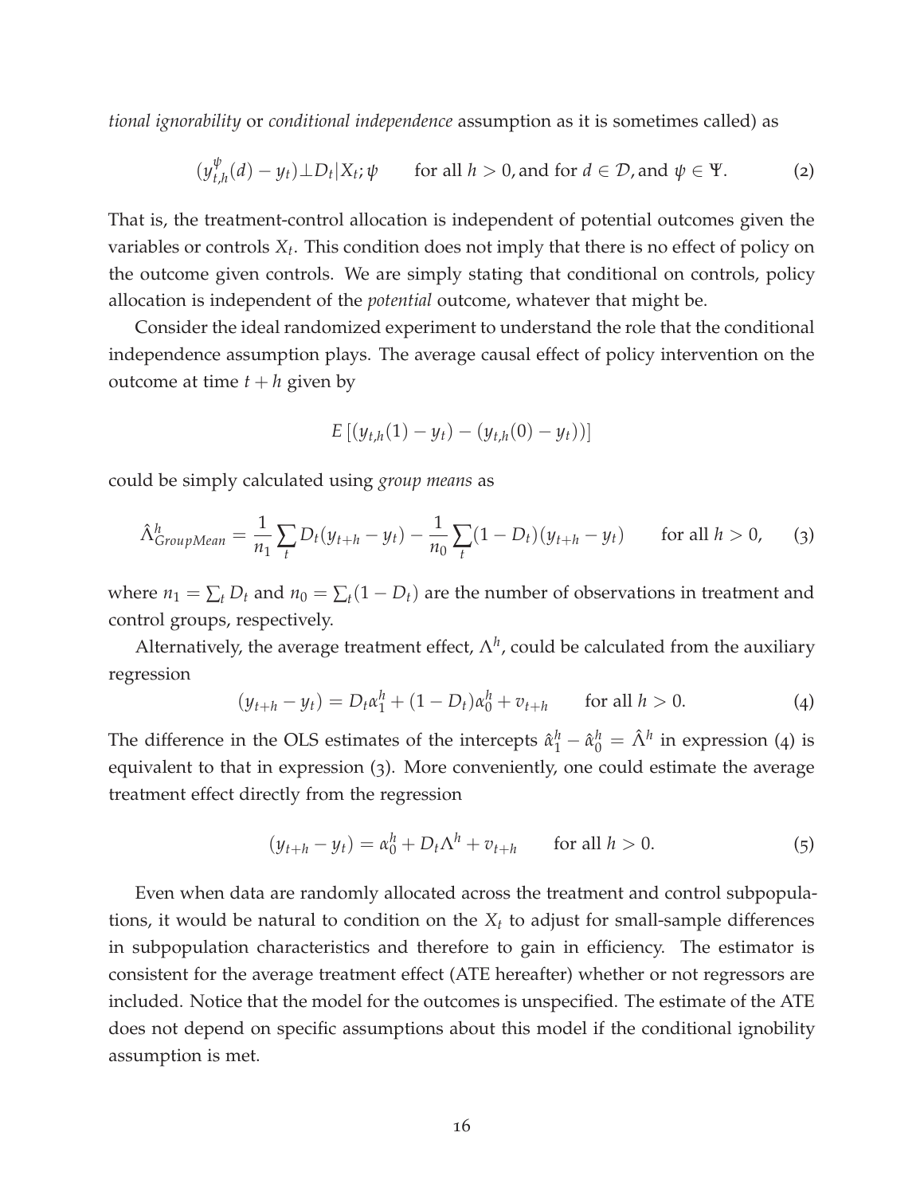*tional ignorability* or *conditional independence* assumption as it is sometimes called) as

$$(y^{\psi}_{t,h}(d) - y_t) \perp D_t | X_t; \psi \qquad \text{for all } h > 0, \text{and for } d \in \mathcal{D}, \text{and } \psi \in \Psi. \tag{2}$$

That is, the treatment-control allocation is independent of potential outcomes given the variables or controls $X_t$. This condition does not imply that there is no effect of policy on the outcome given controls. We are simply stating that conditional on controls, policy allocation is independent of the *potential* outcome, whatever that might be.

Consider the ideal randomized experiment to understand the role that the conditional independence assumption plays. The average causal effect of policy intervention on the outcome at time $t+h$ given by

$$E\left[(y_{t,h}(1) - y_t) - (y_{t,h}(0) - y_t))\right]$$

could be simply calculated using *group means* as

$$\hat{\Lambda}^h_{GroupMean} = \frac{1}{n_1}\sum_t D_t(y_{t+h} - y_t) - \frac{1}{n_0}\sum_t (1 - D_t)(y_{t+h} - y_t) \qquad \text{for all } h > 0, \tag{3}$$

where $n_1 = \sum_t D_t$ and $n_0 = \sum_t (1 - D_t)$ are the number of observations in treatment and control groups, respectively.

Alternatively, the average treatment effect, $\Lambda^h$, could be calculated from the auxiliary regression

$$(y_{t+h} - y_t) = D_t \alpha^h_1 + (1 - D_t)\alpha^h_0 + v_{t+h} \qquad \text{for all } h > 0. \tag{4}$$

The difference in the OLS estimates of the intercepts $\hat{\alpha}^h_1 - \hat{\alpha}^h_0 = \hat{\Lambda}^h$ in expression (4) is equivalent to that in expression (3). More conveniently, one could estimate the average treatment effect directly from the regression

$$(y_{t+h} - y_t) = \alpha^h_0 + D_t \Lambda^h + v_{t+h} \qquad \text{for all } h > 0. \tag{5}$$

Even when data are randomly allocated across the treatment and control subpopulations, it would be natural to condition on the $X_t$ to adjust for small-sample differences in subpopulation characteristics and therefore to gain in efficiency. The estimator is consistent for the average treatment effect (ATE hereafter) whether or not regressors are included. Notice that the model for the outcomes is unspecified. The estimate of the ATE does not depend on specific assumptions about this model if the conditional ignobility assumption is met.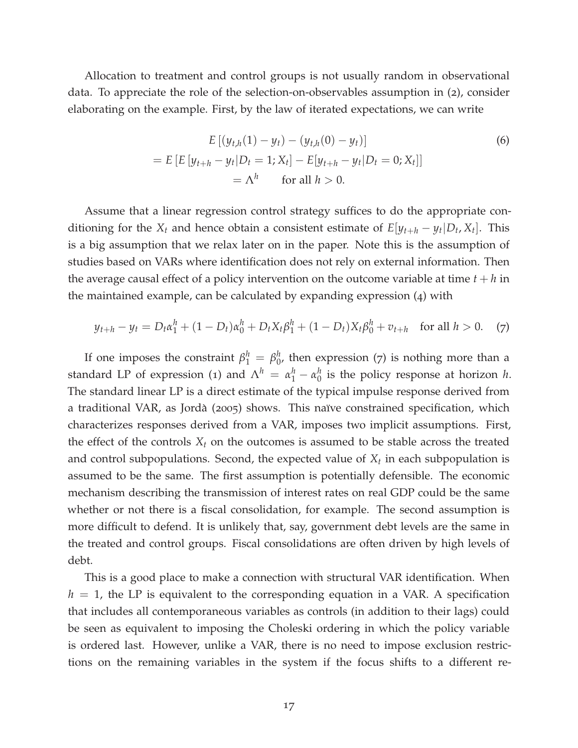Allocation to treatment and control groups is not usually random in observational data. To appreciate the role of the selection-on-observables assumption in (2), consider elaborating on the example. First, by the law of iterated expectations, we can write

$$
\begin{aligned}
& E\left[(y_{t,h}(1) - y_t) - (y_{t,h}(0) - y_t)\right] \\
= & E\left[E\left[y_{t+h} - y_t | D_t = 1; X_t\right] - E[y_{t+h} - y_t | D_t = 0; X_t]\right] \\
& = \Lambda^h \qquad \text{for all } h > 0.
\end{aligned} \tag{6}
$$

Assume that a linear regression control strategy suffices to do the appropriate conditioning for the $X_t$ and hence obtain a consistent estimate of $E[y_{t+h} - y_t | D_t, X_t]$. This is a big assumption that we relax later on in the paper. Note this is the assumption of studies based on VARs where identification does not rely on external information. Then the average causal effect of a policy intervention on the outcome variable at time $t + h$ in the maintained example, can be calculated by expanding expression (4) with

$$
y_{t+h} - y_t = D_t \alpha_1^h + (1 - D_t)\alpha_0^h + D_t X_t \beta_1^h + (1 - D_t) X_t \beta_0^h + v_{t+h} \quad \text{for all } h > 0. \tag{7}
$$

If one imposes the constraint $\beta_1^h = \beta_0^h$, then expression (7) is nothing more than a standard LP of expression (1) and $\Lambda^h = \alpha_1^h - \alpha_0^h$ is the policy response at horizon $h$. The standard linear LP is a direct estimate of the typical impulse response derived from a traditional VAR, as Jordà (2005) shows. This naïve constrained specification, which characterizes responses derived from a VAR, imposes two implicit assumptions. First, the effect of the controls $X_t$ on the outcomes is assumed to be stable across the treated and control subpopulations. Second, the expected value of $X_t$ in each subpopulation is assumed to be the same. The first assumption is potentially defensible. The economic mechanism describing the transmission of interest rates on real GDP could be the same whether or not there is a fiscal consolidation, for example. The second assumption is more difficult to defend. It is unlikely that, say, government debt levels are the same in the treated and control groups. Fiscal consolidations are often driven by high levels of debt.

This is a good place to make a connection with structural VAR identification. When $h = 1$, the LP is equivalent to the corresponding equation in a VAR. A specification that includes all contemporaneous variables as controls (in addition to their lags) could be seen as equivalent to imposing the Choleski ordering in which the policy variable is ordered last. However, unlike a VAR, there is no need to impose exclusion restrictions on the remaining variables in the system if the focus shifts to a different re-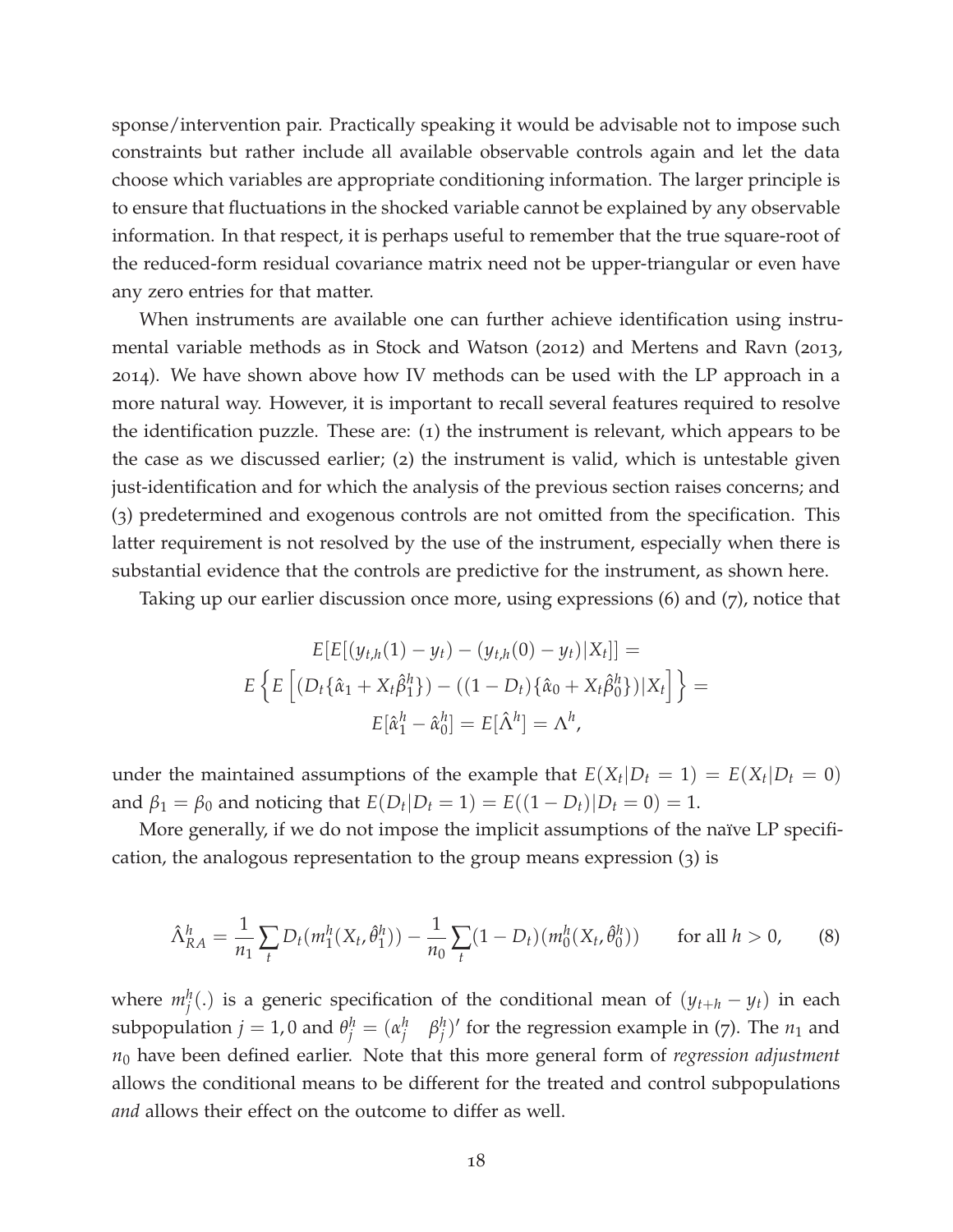sponse/intervention pair. Practically speaking it would be advisable not to impose such constraints but rather include all available observable controls again and let the data choose which variables are appropriate conditioning information. The larger principle is to ensure that fluctuations in the shocked variable cannot be explained by any observable information. In that respect, it is perhaps useful to remember that the true square-root of the reduced-form residual covariance matrix need not be upper-triangular or even have any zero entries for that matter.

When instruments are available one can further achieve identification using instrumental variable methods as in Stock and Watson (2012) and Mertens and Ravn (2013, 2014). We have shown above how IV methods can be used with the LP approach in a more natural way. However, it is important to recall several features required to resolve the identification puzzle. These are: (1) the instrument is relevant, which appears to be the case as we discussed earlier; (2) the instrument is valid, which is untestable given just-identification and for which the analysis of the previous section raises concerns; and (3) predetermined and exogenous controls are not omitted from the specification. This latter requirement is not resolved by the use of the instrument, especially when there is substantial evidence that the controls are predictive for the instrument, as shown here.

Taking up our earlier discussion once more, using expressions (6) and (7), notice that

$$
\begin{gathered}
E[E[(y_{t,h}(1) - y_t) - (y_{t,h}(0) - y_t)|X_t]] = \\
E\left\{E\left[(D_t\{\hat{\alpha}_1 + X_t\hat{\beta}_1^h\}) - ((1-D_t)\{\hat{\alpha}_0 + X_t\hat{\beta}_0^h\})|X_t\right]\right\} = \\
E[\hat{\alpha}_1^h - \hat{\alpha}_0^h] = E[\hat{\Lambda}^h] = \Lambda^h,
\end{gathered}
$$

under the maintained assumptions of the example that $E(X_t|D_t = 1) = E(X_t|D_t = 0)$ and $\beta_1 = \beta_0$ and noticing that $E(D_t|D_t = 1) = E((1-D_t)|D_t = 0) = 1$.

More generally, if we do not impose the implicit assumptions of the naïve LP specification, the analogous representation to the group means expression (3) is

$$
\hat{\Lambda}_{RA}^h = \frac{1}{n_1}\sum_t D_t(m_1^h(X_t, \hat{\theta}_1^h)) - \frac{1}{n_0}\sum_t (1-D_t)(m_0^h(X_t, \hat{\theta}_0^h)) \qquad \text{for all } h > 0, \tag{8}
$$

where $m_j^h(.)$ is a generic specification of the conditional mean of $(y_{t+h} - y_t)$ in each subpopulation $j = 1, 0$ and $\theta_j^h = (\alpha_j^h \quad \beta_j^h)'$ for the regression example in (7). The $n_1$ and $n_0$ have been defined earlier. Note that this more general form of *regression adjustment* allows the conditional means to be different for the treated and control subpopulations *and* allows their effect on the outcome to differ as well.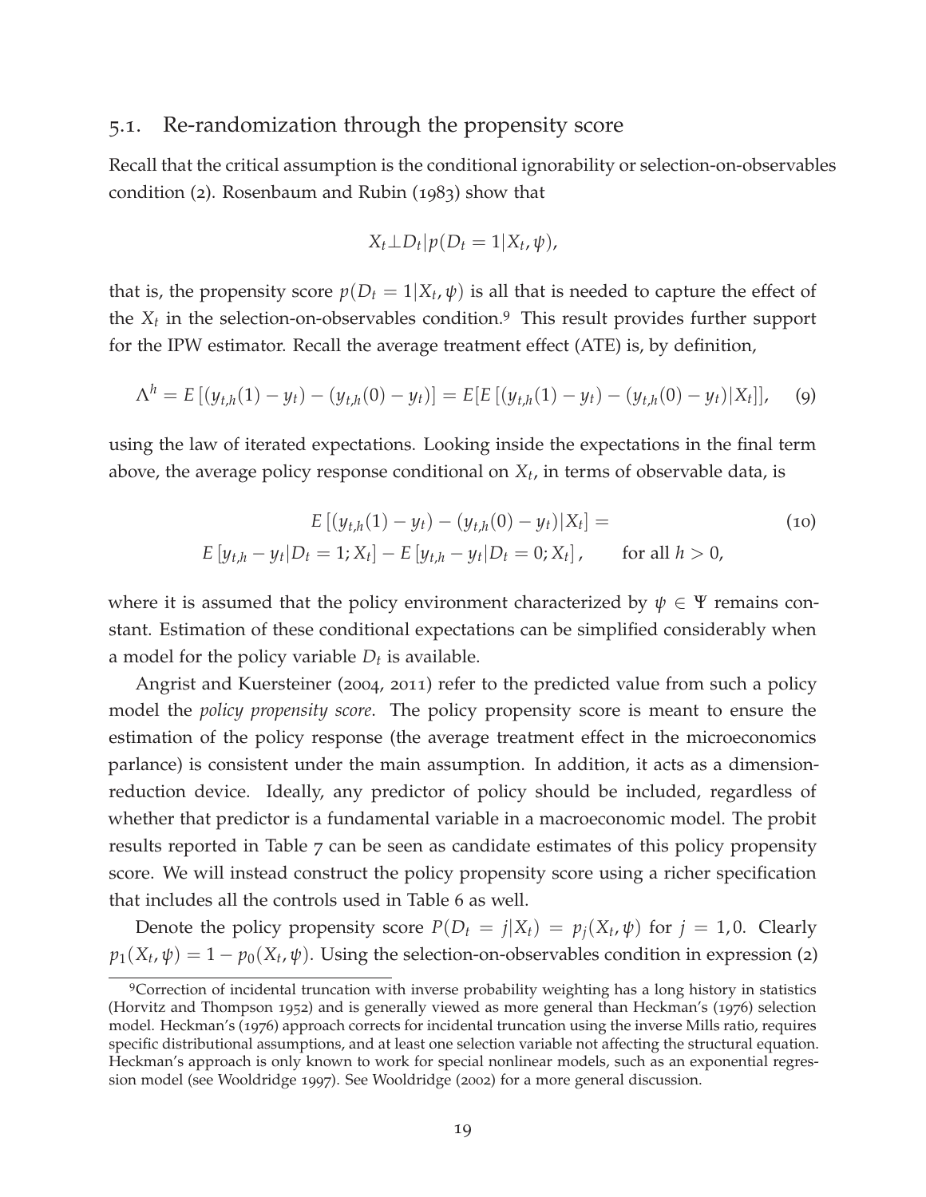### 5.1. Re-randomization through the propensity score

Recall that the critical assumption is the conditional ignorability or selection-on-observables condition (2). Rosenbaum and Rubin (1983) show that

$$X_t \perp D_t | p(D_t = 1|X_t, \psi),$$

that is, the propensity score $p(D_t = 1|X_t, \psi)$ is all that is needed to capture the effect of the $X_t$ in the selection-on-observables condition.[9] This result provides further support for the IPW estimator. Recall the average treatment effect (ATE) is, by definition,

$$\Lambda^h = E\left[(y_{t,h}(1) - y_t) - (y_{t,h}(0) - y_t)\right] = E[E\left[(y_{t,h}(1) - y_t) - (y_{t,h}(0) - y_t)|X_t\right]], \quad (9)$$

using the law of iterated expectations. Looking inside the expectations in the final term above, the average policy response conditional on $X_t$, in terms of observable data, is

$$\begin{aligned} &E\left[(y_{t,h}(1) - y_t) - (y_{t,h}(0) - y_t)|X_t\right] = \\ &E\left[y_{t,h} - y_t|D_t = 1; X_t\right] - E\left[y_{t,h} - y_t|D_t = 0; X_t\right], \qquad \text{for all } h > 0, \end{aligned} \quad (10)$$

where it is assumed that the policy environment characterized by $\psi \in \Psi$ remains constant. Estimation of these conditional expectations can be simplified considerably when a model for the policy variable $D_t$ is available.

Angrist and Kuersteiner (2004, 2011) refer to the predicted value from such a policy model the *policy propensity score*. The policy propensity score is meant to ensure the estimation of the policy response (the average treatment effect in the microeconomics parlance) is consistent under the main assumption. In addition, it acts as a dimension-reduction device. Ideally, any predictor of policy should be included, regardless of whether that predictor is a fundamental variable in a macroeconomic model. The probit results reported in Table 7 can be seen as candidate estimates of this policy propensity score. We will instead construct the policy propensity score using a richer specification that includes all the controls used in Table 6 as well.

Denote the policy propensity score $P(D_t = j|X_t) = p_j(X_t, \psi)$ for $j = 1, 0$. Clearly $p_1(X_t, \psi) = 1 - p_0(X_t, \psi)$. Using the selection-on-observables condition in expression (2)

[9] Correction of incidental truncation with inverse probability weighting has a long history in statistics (Horvitz and Thompson 1952) and is generally viewed as more general than Heckman's (1976) selection model. Heckman's (1976) approach corrects for incidental truncation using the inverse Mills ratio, requires specific distributional assumptions, and at least one selection variable not affecting the structural equation. Heckman's approach is only known to work for special nonlinear models, such as an exponential regression model (see Wooldridge 1997). See Wooldridge (2002) for a more general discussion.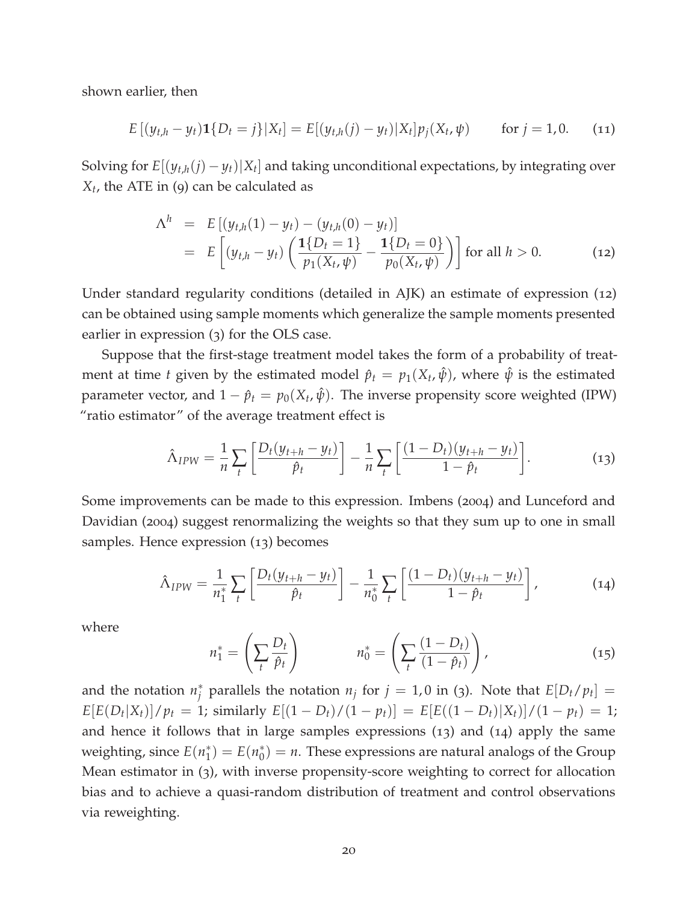shown earlier, then

$$E\left[(y_{t,h} - y_t)\mathbf{1}\{D_t = j\}|X_t\right] = E[(y_{t,h}(j) - y_t)|X_t]p_j(X_t, \psi) \qquad \text{for } j = 1, 0. \tag{11}$$

Solving for $E[(y_{t,h}(j) - y_t)|X_t]$ and taking unconditional expectations, by integrating over $X_t$, the ATE in (9) can be calculated as

$$\begin{aligned}
\Lambda^h &= E\left[(y_{t,h}(1) - y_t) - (y_{t,h}(0) - y_t)\right] \\
&= E\left[(y_{t,h} - y_t)\left(\frac{\mathbf{1}\{D_t = 1\}}{p_1(X_t, \psi)} - \frac{\mathbf{1}\{D_t = 0\}}{p_0(X_t, \psi)}\right)\right] \text{ for all } h > 0.
\end{aligned} \tag{12}$$

Under standard regularity conditions (detailed in AJK) an estimate of expression (12) can be obtained using sample moments which generalize the sample moments presented earlier in expression (3) for the OLS case.

Suppose that the first-stage treatment model takes the form of a probability of treatment at time $t$ given by the estimated model $\hat{p}_t = p_1(X_t, \hat{\psi})$, where $\hat{\psi}$ is the estimated parameter vector, and $1 - \hat{p}_t = p_0(X_t, \hat{\psi})$. The inverse propensity score weighted (IPW) "ratio estimator" of the average treatment effect is

$$\hat{\Lambda}_{IPW} = \frac{1}{n}\sum_t \left[\frac{D_t(y_{t+h} - y_t)}{\hat{p}_t}\right] - \frac{1}{n}\sum_t \left[\frac{(1 - D_t)(y_{t+h} - y_t)}{1 - \hat{p}_t}\right]. \tag{13}$$

Some improvements can be made to this expression. Imbens (2004) and Lunceford and Davidian (2004) suggest renormalizing the weights so that they sum up to one in small samples. Hence expression (13) becomes

$$\hat{\Lambda}_{IPW} = \frac{1}{n_1^*}\sum_t \left[\frac{D_t(y_{t+h} - y_t)}{\hat{p}_t}\right] - \frac{1}{n_0^*}\sum_t \left[\frac{(1 - D_t)(y_{t+h} - y_t)}{1 - \hat{p}_t}\right], \tag{14}$$

where

$$n_1^* = \left(\sum_t \frac{D_t}{\hat{p}_t}\right) \qquad\qquad n_0^* = \left(\sum_t \frac{(1 - D_t)}{(1 - \hat{p}_t)}\right), \tag{15}$$

and the notation $n_j^*$ parallels the notation $n_j$ for $j = 1, 0$ in (3). Note that $E[D_t/p_t] = E[E(D_t|X_t)]/p_t = 1$; similarly $E[(1 - D_t)/(1 - p_t)] = E[E((1 - D_t)|X_t)]/(1 - p_t) = 1$; and hence it follows that in large samples expressions (13) and (14) apply the same weighting, since $E(n_1^*) = E(n_0^*) = n$. These expressions are natural analogs of the Group Mean estimator in (3), with inverse propensity-score weighting to correct for allocation bias and to achieve a quasi-random distribution of treatment and control observations via reweighting.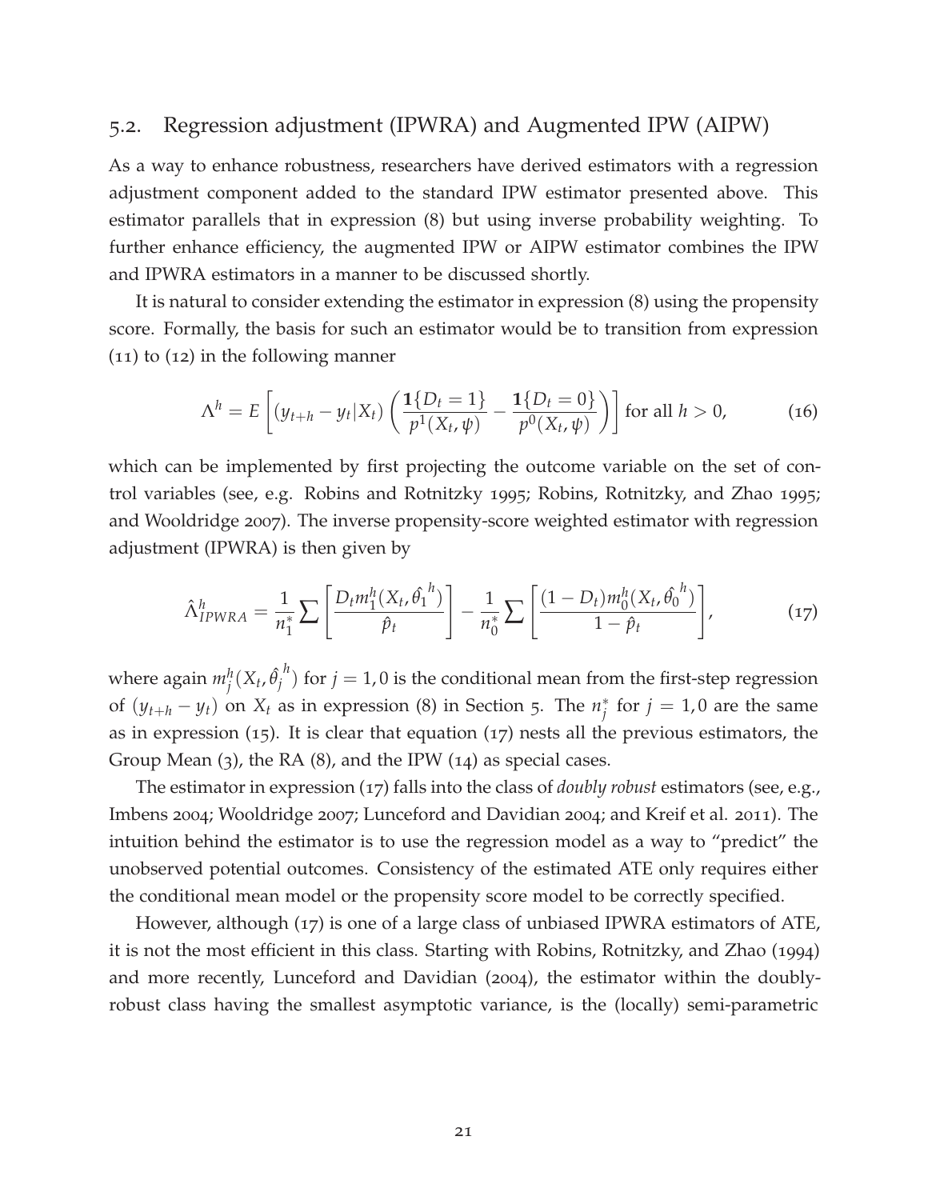## 5.2. Regression adjustment (IPWRA) and Augmented IPW (AIPW)

As a way to enhance robustness, researchers have derived estimators with a regression adjustment component added to the standard IPW estimator presented above. This estimator parallels that in expression (8) but using inverse probability weighting. To further enhance efficiency, the augmented IPW or AIPW estimator combines the IPW and IPWRA estimators in a manner to be discussed shortly.

It is natural to consider extending the estimator in expression (8) using the propensity score. Formally, the basis for such an estimator would be to transition from expression (11) to (12) in the following manner

$$\Lambda^h = E\left[(y_{t+h} - y_t|X_t)\left(\frac{\mathbf{1}\{D_t = 1\}}{p^1(X_t, \psi)} - \frac{\mathbf{1}\{D_t = 0\}}{p^0(X_t, \psi)}\right)\right] \text{ for all } h > 0, \tag{16}$$

which can be implemented by first projecting the outcome variable on the set of control variables (see, e.g. Robins and Rotnitzky 1995; Robins, Rotnitzky, and Zhao 1995; and Wooldridge 2007). The inverse propensity-score weighted estimator with regression adjustment (IPWRA) is then given by

$$\hat{\Lambda}^h_{IPWRA} = \frac{1}{n_1^*}\sum\left[\frac{D_t m_1^h(X_t, \hat{\theta_1}^h)}{\hat{p}_t}\right] - \frac{1}{n_0^*}\sum\left[\frac{(1 - D_t) m_0^h(X_t, \hat{\theta_0}^h)}{1 - \hat{p}_t}\right], \tag{17}$$

where again $m_j^h(X_t, \hat{\theta}_j^h)$ for $j = 1, 0$ is the conditional mean from the first-step regression of $(y_{t+h} - y_t)$ on $X_t$ as in expression (8) in Section 5. The $n_j^*$ for $j = 1, 0$ are the same as in expression (15). It is clear that equation (17) nests all the previous estimators, the Group Mean (3), the RA (8), and the IPW (14) as special cases.

The estimator in expression (17) falls into the class of *doubly robust* estimators (see, e.g., Imbens 2004; Wooldridge 2007; Lunceford and Davidian 2004; and Kreif et al. 2011). The intuition behind the estimator is to use the regression model as a way to "predict" the unobserved potential outcomes. Consistency of the estimated ATE only requires either the conditional mean model or the propensity score model to be correctly specified.

However, although (17) is one of a large class of unbiased IPWRA estimators of ATE, it is not the most efficient in this class. Starting with Robins, Rotnitzky, and Zhao (1994) and more recently, Lunceford and Davidian (2004), the estimator within the doubly-robust class having the smallest asymptotic variance, is the (locally) semi-parametric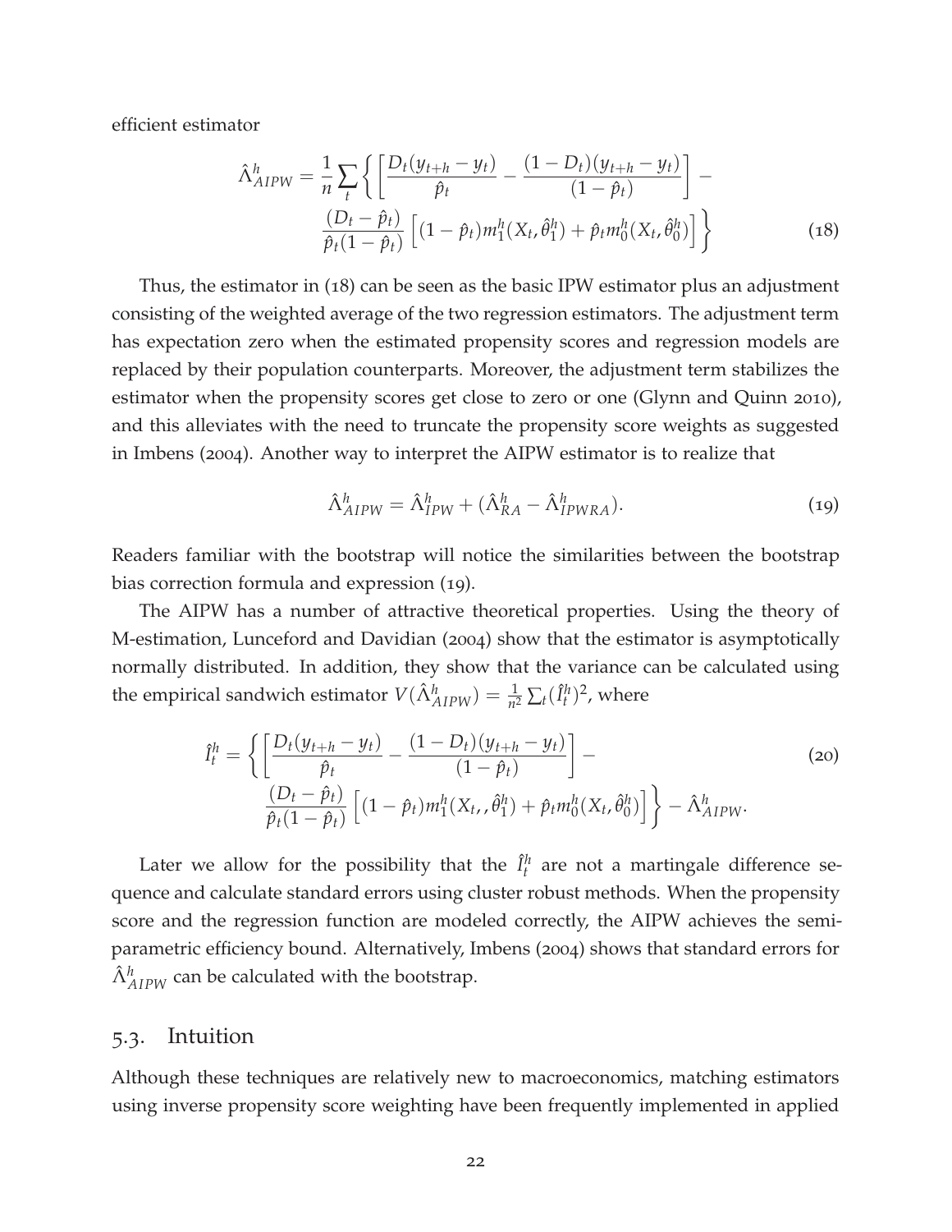efficient estimator

$$
\hat{\Lambda}^h_{AIPW} = \frac{1}{n}\sum_t \left\{ \left[ \frac{D_t(y_{t+h} - y_t)}{\hat{p}_t} - \frac{(1-D_t)(y_{t+h} - y_t)}{(1-\hat{p}_t)} \right] - \frac{(D_t - \hat{p}_t)}{\hat{p}_t(1-\hat{p}_t)} \left[ (1-\hat{p}_t) m^h_1(X_t, \hat{\theta}^h_1) + \hat{p}_t m^h_0(X_t, \hat{\theta}^h_0) \right] \right\} \tag{18}
$$

Thus, the estimator in (18) can be seen as the basic IPW estimator plus an adjustment consisting of the weighted average of the two regression estimators. The adjustment term has expectation zero when the estimated propensity scores and regression models are replaced by their population counterparts. Moreover, the adjustment term stabilizes the estimator when the propensity scores get close to zero or one (Glynn and Quinn 2010), and this alleviates with the need to truncate the propensity score weights as suggested in Imbens (2004). Another way to interpret the AIPW estimator is to realize that

$$
\hat{\Lambda}^h_{AIPW} = \hat{\Lambda}^h_{IPW} + (\hat{\Lambda}^h_{RA} - \hat{\Lambda}^h_{IPWRA}). \tag{19}
$$

Readers familiar with the bootstrap will notice the similarities between the bootstrap bias correction formula and expression (19).

The AIPW has a number of attractive theoretical properties. Using the theory of M-estimation, Lunceford and Davidian (2004) show that the estimator is asymptotically normally distributed. In addition, they show that the variance can be calculated using the empirical sandwich estimator $V(\hat{\Lambda}^h_{AIPW}) = \frac{1}{n^2}\sum_t (\hat{I}^h_t)^2$, where

$$
\hat{I}^h_t = \left\{ \left[ \frac{D_t(y_{t+h} - y_t)}{\hat{p}_t} - \frac{(1-D_t)(y_{t+h} - y_t)}{(1-\hat{p}_t)} \right] - \frac{(D_t - \hat{p}_t)}{\hat{p}_t(1-\hat{p}_t)} \left[ (1-\hat{p}_t) m^h_1(X_t,, \hat{\theta}^h_1) + \hat{p}_t m^h_0(X_t, \hat{\theta}^h_0) \right] \right\} - \hat{\Lambda}^h_{AIPW}. \tag{20}
$$

Later we allow for the possibility that the $\hat{I}^h_t$ are not a martingale difference sequence and calculate standard errors using cluster robust methods. When the propensity score and the regression function are modeled correctly, the AIPW achieves the semi-parametric efficiency bound. Alternatively, Imbens (2004) shows that standard errors for $\hat{\Lambda}^h_{AIPW}$ can be calculated with the bootstrap.

## 5.3. Intuition

Although these techniques are relatively new to macroeconomics, matching estimators using inverse propensity score weighting have been frequently implemented in applied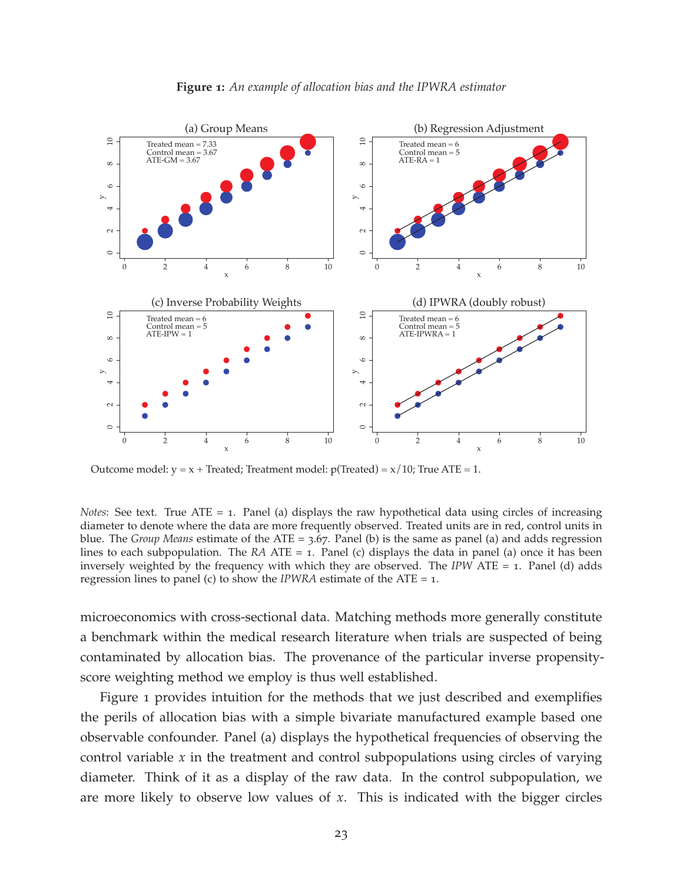**Figure 1:** *An example of allocation bias and the IPWRA estimator*

Outcome model: y = x + Treated; Treatment model: p(Treated) = x/10; True ATE = 1.

*Notes*: See text. True ATE = 1. Panel (a) displays the raw hypothetical data using circles of increasing diameter to denote where the data are more frequently observed. Treated units are in red, control units in blue. The *Group Means* estimate of the ATE = 3.67. Panel (b) is the same as panel (a) and adds regression lines to each subpopulation. The *RA* ATE = 1. Panel (c) displays the data in panel (a) once it has been inversely weighted by the frequency with which they are observed. The *IPW* ATE = 1. Panel (d) adds regression lines to panel (c) to show the *IPWRA* estimate of the ATE = 1.

microeconomics with cross-sectional data. Matching methods more generally constitute a benchmark within the medical research literature when trials are suspected of being contaminated by allocation bias. The provenance of the particular inverse propensity-score weighting method we employ is thus well established.

Figure 1 provides intuition for the methods that we just described and exemplifies the perils of allocation bias with a simple bivariate manufactured example based one observable confounder. Panel (a) displays the hypothetical frequencies of observing the control variable $x$ in the treatment and control subpopulations using circles of varying diameter. Think of it as a display of the raw data. In the control subpopulation, we are more likely to observe low values of $x$. This is indicated with the bigger circles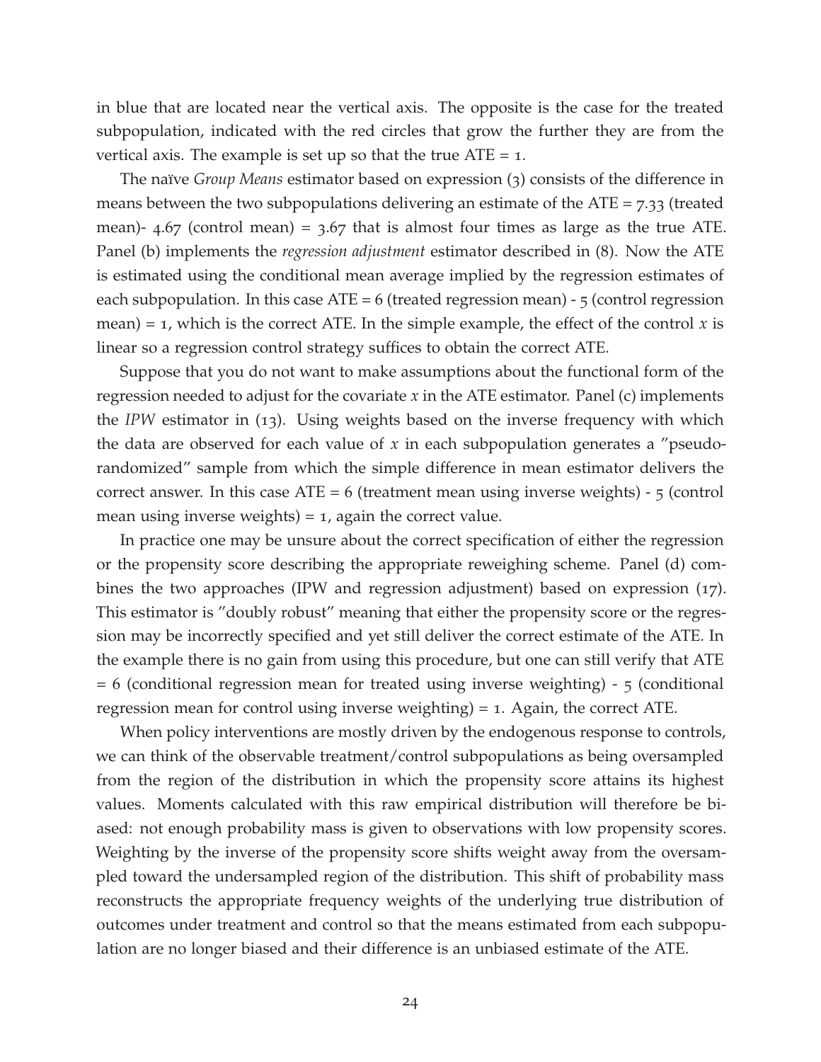in blue that are located near the vertical axis. The opposite is the case for the treated subpopulation, indicated with the red circles that grow the further they are from the vertical axis. The example is set up so that the true ATE = 1.

The naïve *Group Means* estimator based on expression (3) consists of the difference in means between the two subpopulations delivering an estimate of the ATE = 7.33 (treated mean)- 4.67 (control mean) = 3.67 that is almost four times as large as the true ATE. Panel (b) implements the *regression adjustment* estimator described in (8). Now the ATE is estimated using the conditional mean average implied by the regression estimates of each subpopulation. In this case ATE = 6 (treated regression mean) - 5 (control regression mean) = 1, which is the correct ATE. In the simple example, the effect of the control $x$ is linear so a regression control strategy suffices to obtain the correct ATE.

Suppose that you do not want to make assumptions about the functional form of the regression needed to adjust for the covariate $x$ in the ATE estimator. Panel (c) implements the *IPW* estimator in (13). Using weights based on the inverse frequency with which the data are observed for each value of $x$ in each subpopulation generates a "pseudo-randomized" sample from which the simple difference in mean estimator delivers the correct answer. In this case ATE = 6 (treatment mean using inverse weights) - 5 (control mean using inverse weights) = 1, again the correct value.

In practice one may be unsure about the correct specification of either the regression or the propensity score describing the appropriate reweighing scheme. Panel (d) combines the two approaches (IPW and regression adjustment) based on expression (17). This estimator is "doubly robust" meaning that either the propensity score or the regression may be incorrectly specified and yet still deliver the correct estimate of the ATE. In the example there is no gain from using this procedure, but one can still verify that ATE = 6 (conditional regression mean for treated using inverse weighting) - 5 (conditional regression mean for control using inverse weighting) = 1. Again, the correct ATE.

When policy interventions are mostly driven by the endogenous response to controls, we can think of the observable treatment/control subpopulations as being oversampled from the region of the distribution in which the propensity score attains its highest values. Moments calculated with this raw empirical distribution will therefore be biased: not enough probability mass is given to observations with low propensity scores. Weighting by the inverse of the propensity score shifts weight away from the oversampled toward the undersampled region of the distribution. This shift of probability mass reconstructs the appropriate frequency weights of the underlying true distribution of outcomes under treatment and control so that the means estimated from each subpopulation are no longer biased and their difference is an unbiased estimate of the ATE.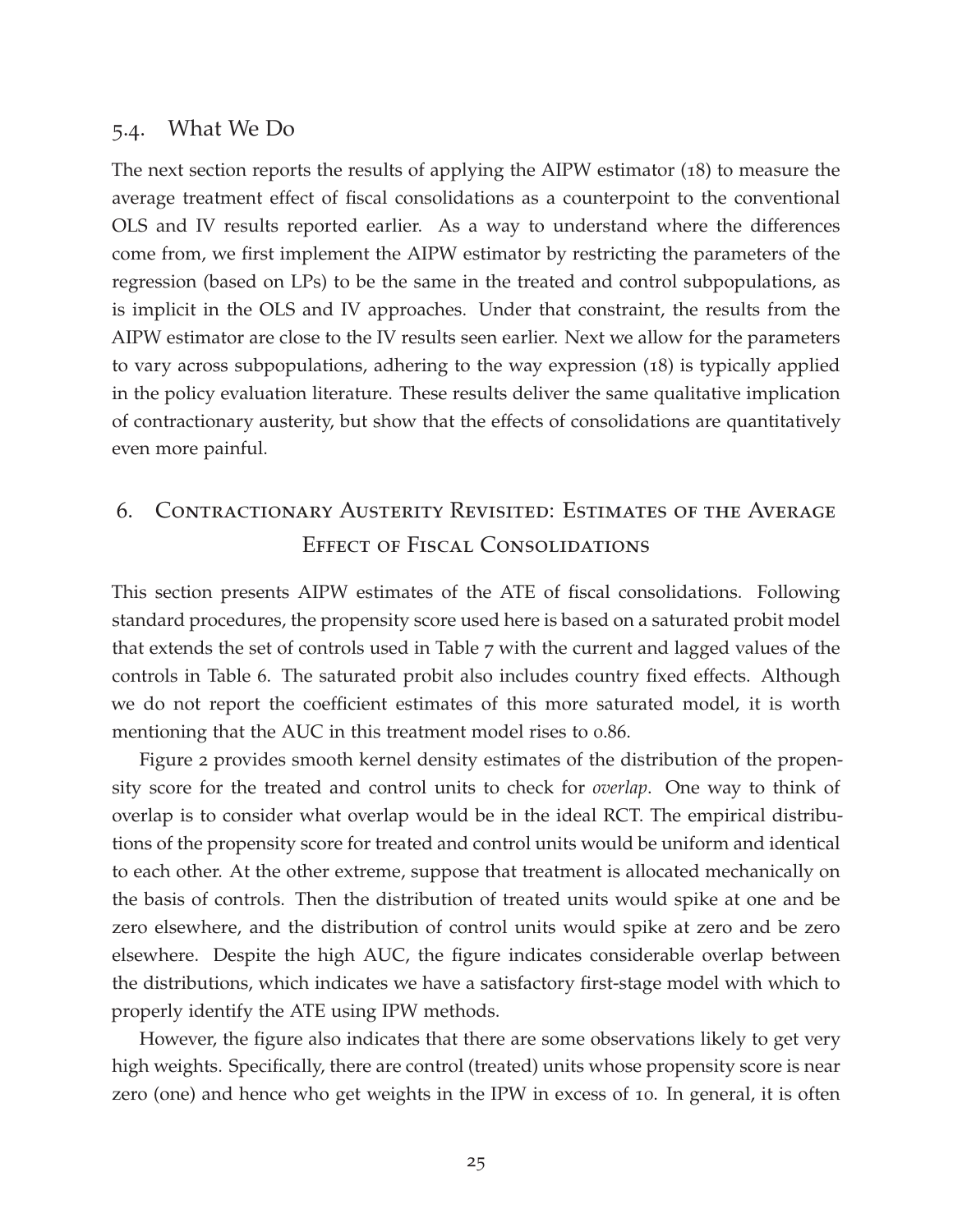### 5.4. What We Do

The next section reports the results of applying the AIPW estimator (18) to measure the average treatment effect of fiscal consolidations as a counterpoint to the conventional OLS and IV results reported earlier. As a way to understand where the differences come from, we first implement the AIPW estimator by restricting the parameters of the regression (based on LPs) to be the same in the treated and control subpopulations, as is implicit in the OLS and IV approaches. Under that constraint, the results from the AIPW estimator are close to the IV results seen earlier. Next we allow for the parameters to vary across subpopulations, adhering to the way expression (18) is typically applied in the policy evaluation literature. These results deliver the same qualitative implication of contractionary austerity, but show that the effects of consolidations are quantitatively even more painful.

## 6. Contractionary Austerity Revisited: Estimates of the Average Effect of Fiscal Consolidations

This section presents AIPW estimates of the ATE of fiscal consolidations. Following standard procedures, the propensity score used here is based on a saturated probit model that extends the set of controls used in Table 7 with the current and lagged values of the controls in Table 6. The saturated probit also includes country fixed effects. Although we do not report the coefficient estimates of this more saturated model, it is worth mentioning that the AUC in this treatment model rises to 0.86.

Figure 2 provides smooth kernel density estimates of the distribution of the propensity score for the treated and control units to check for *overlap*. One way to think of overlap is to consider what overlap would be in the ideal RCT. The empirical distributions of the propensity score for treated and control units would be uniform and identical to each other. At the other extreme, suppose that treatment is allocated mechanically on the basis of controls. Then the distribution of treated units would spike at one and be zero elsewhere, and the distribution of control units would spike at zero and be zero elsewhere. Despite the high AUC, the figure indicates considerable overlap between the distributions, which indicates we have a satisfactory first-stage model with which to properly identify the ATE using IPW methods.

However, the figure also indicates that there are some observations likely to get very high weights. Specifically, there are control (treated) units whose propensity score is near zero (one) and hence who get weights in the IPW in excess of 10. In general, it is often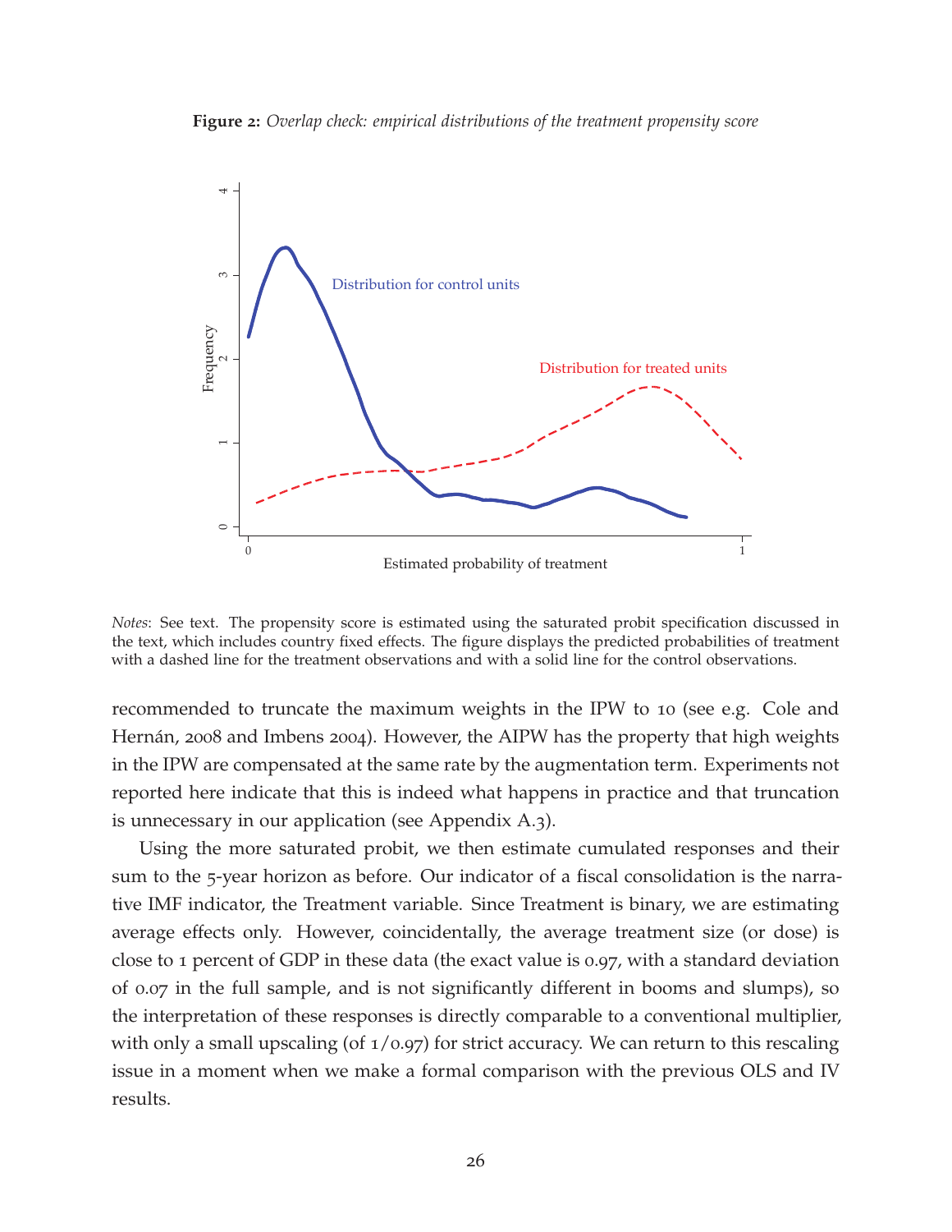**Figure 2:** *Overlap check: empirical distributions of the treatment propensity score*

*Notes*: See text. The propensity score is estimated using the saturated probit specification discussed in the text, which includes country fixed effects. The figure displays the predicted probabilities of treatment with a dashed line for the treatment observations and with a solid line for the control observations.

recommended to truncate the maximum weights in the IPW to 10 (see e.g. Cole and Hernán, 2008 and Imbens 2004). However, the AIPW has the property that high weights in the IPW are compensated at the same rate by the augmentation term. Experiments not reported here indicate that this is indeed what happens in practice and that truncation is unnecessary in our application (see Appendix A.3).

Using the more saturated probit, we then estimate cumulated responses and their sum to the 5-year horizon as before. Our indicator of a fiscal consolidation is the narrative IMF indicator, the Treatment variable. Since Treatment is binary, we are estimating average effects only. However, coincidentally, the average treatment size (or dose) is close to 1 percent of GDP in these data (the exact value is 0.97, with a standard deviation of 0.07 in the full sample, and is not significantly different in booms and slumps), so the interpretation of these responses is directly comparable to a conventional multiplier, with only a small upscaling (of 1/0.97) for strict accuracy. We can return to this rescaling issue in a moment when we make a formal comparison with the previous OLS and IV results.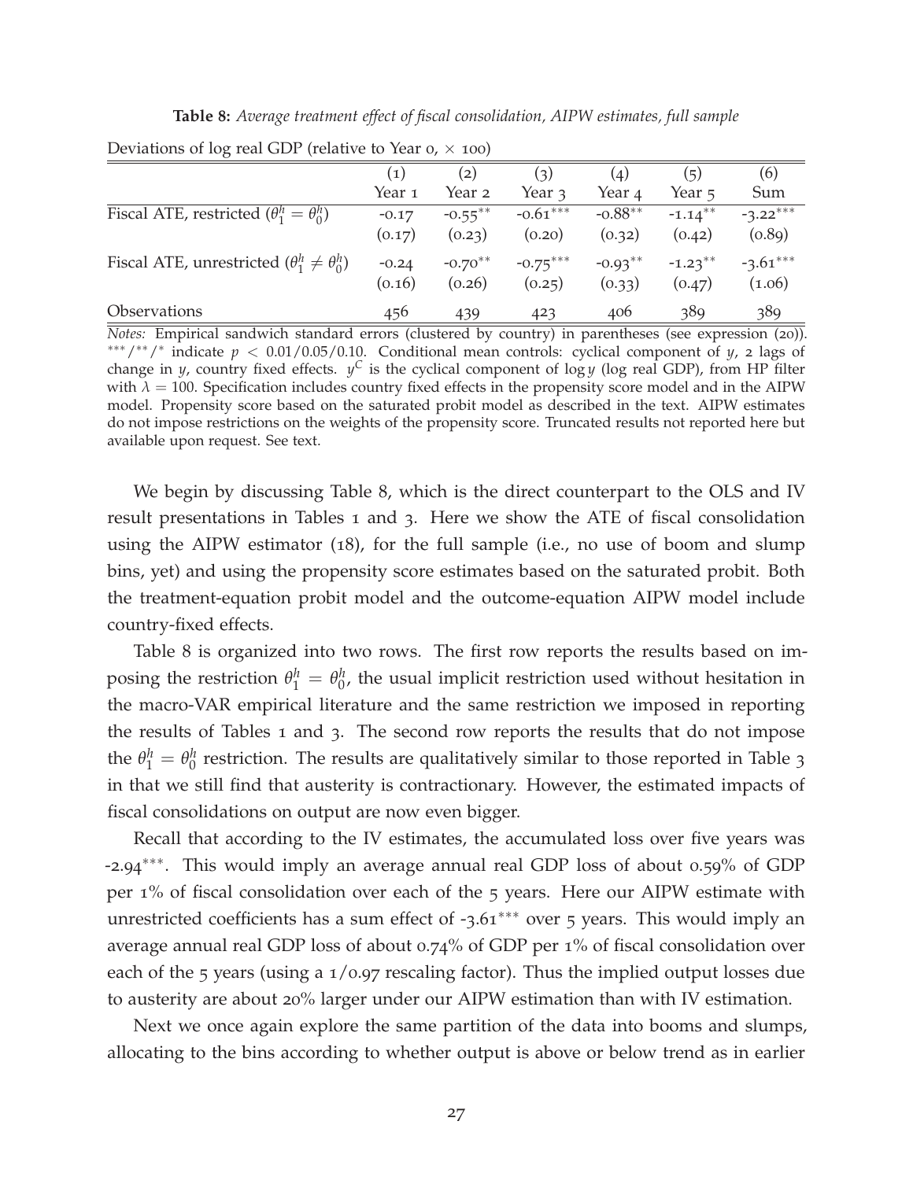**Table 8:** *Average treatment effect of fiscal consolidation, AIPW estimates, full sample*

Deviations of log real GDP (relative to Year 0, × 100)

| | (1) Year 1 | (2) Year 2 | (3) Year 3 | (4) Year 4 | (5) Year 5 | (6) Sum |
|---|---|---|---|---|---|---|
| Fiscal ATE, restricted ($\theta_1^h = \theta_0^h$) | -0.17 | -0.55** | -0.61*** | -0.88** | -1.14** | -3.22*** |
| | (0.17) | (0.23) | (0.20) | (0.32) | (0.42) | (0.89) |
| Fiscal ATE, unrestricted ($\theta_1^h \neq \theta_0^h$) | -0.24 | -0.70** | -0.75*** | -0.93** | -1.23** | -3.61*** |
| | (0.16) | (0.26) | (0.25) | (0.33) | (0.47) | (1.06) |
| Observations | 456 | 439 | 423 | 406 | 389 | 389 |

*Notes:* Empirical sandwich standard errors (clustered by country) in parentheses (see expression (20)). ***/**/* indicate $p < 0.01/0.05/0.10$. Conditional mean controls: cyclical component of $y$, 2 lags of change in $y$, country fixed effects. $y^C$ is the cyclical component of $\log y$ (log real GDP), from HP filter with $\lambda = 100$. Specification includes country fixed effects in the propensity score model and in the AIPW model. Propensity score based on the saturated probit model as described in the text. AIPW estimates do not impose restrictions on the weights of the propensity score. Truncated results not reported here but available upon request. See text.

We begin by discussing Table 8, which is the direct counterpart to the OLS and IV result presentations in Tables 1 and 3. Here we show the ATE of fiscal consolidation using the AIPW estimator (18), for the full sample (i.e., no use of boom and slump bins, yet) and using the propensity score estimates based on the saturated probit. Both the treatment-equation probit model and the outcome-equation AIPW model include country-fixed effects.

Table 8 is organized into two rows. The first row reports the results based on imposing the restriction $\theta_1^h = \theta_0^h$, the usual implicit restriction used without hesitation in the macro-VAR empirical literature and the same restriction we imposed in reporting the results of Tables 1 and 3. The second row reports the results that do not impose the $\theta_1^h = \theta_0^h$ restriction. The results are qualitatively similar to those reported in Table 3 in that we still find that austerity is contractionary. However, the estimated impacts of fiscal consolidations on output are now even bigger.

Recall that according to the IV estimates, the accumulated loss over five years was -2.94***. This would imply an average annual real GDP loss of about 0.59% of GDP per 1% of fiscal consolidation over each of the 5 years. Here our AIPW estimate with unrestricted coefficients has a sum effect of -3.61*** over 5 years. This would imply an average annual real GDP loss of about 0.74% of GDP per 1% of fiscal consolidation over each of the 5 years (using a 1/0.97 rescaling factor). Thus the implied output losses due to austerity are about 20% larger under our AIPW estimation than with IV estimation.

Next we once again explore the same partition of the data into booms and slumps, allocating to the bins according to whether output is above or below trend as in earlier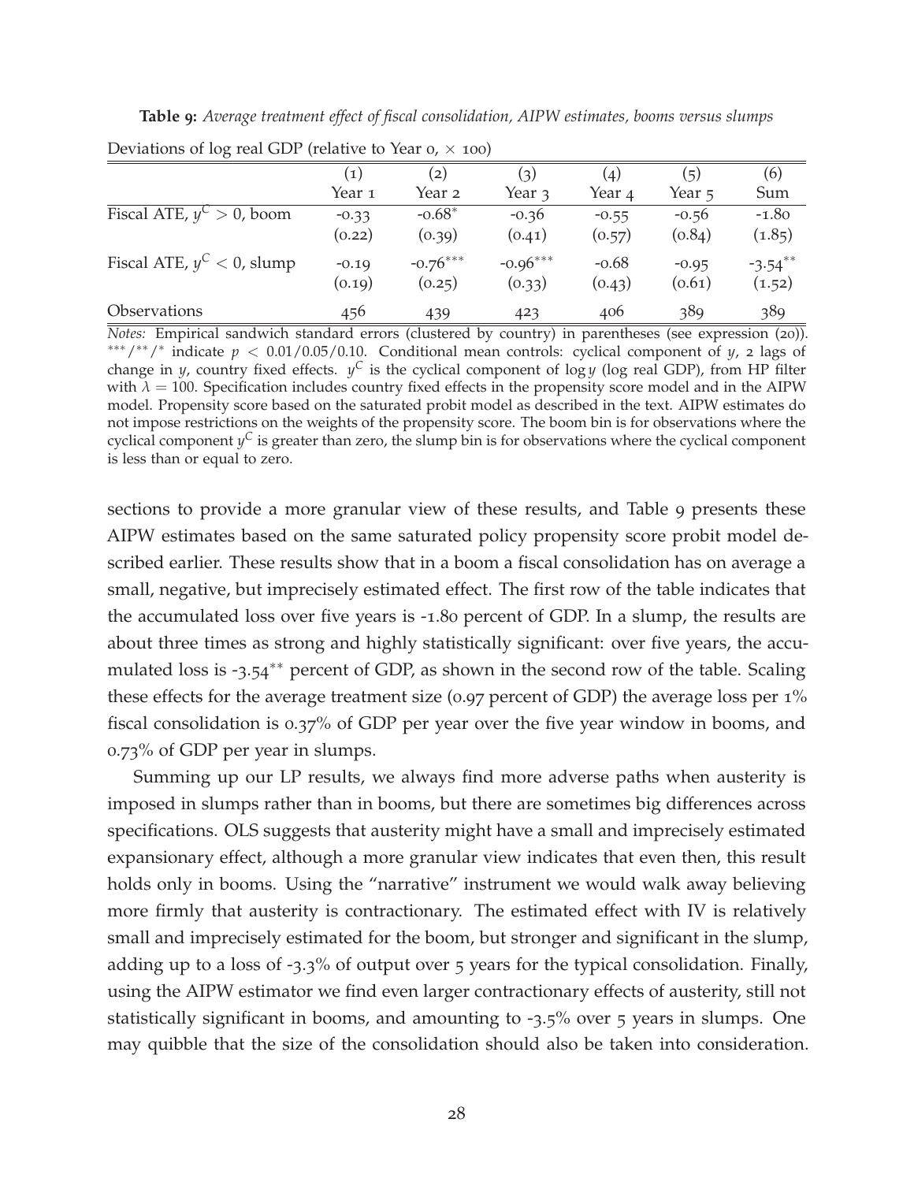**Table 9:** *Average treatment effect of fiscal consolidation, AIPW estimates, booms versus slumps*

Deviations of log real GDP (relative to Year 0, × 100)

| | (1) Year 1 | (2) Year 2 | (3) Year 3 | (4) Year 4 | (5) Year 5 | (6) Sum |
|---|---|---|---|---|---|---|
| Fiscal ATE, $y^C > 0$, boom | -0.33 | -0.68* | -0.36 | -0.55 | -0.56 | -1.80 |
| | (0.22) | (0.39) | (0.41) | (0.57) | (0.84) | (1.85) |
| Fiscal ATE, $y^C < 0$, slump | -0.19 | -0.76*** | -0.96*** | -0.68 | -0.95 | -3.54** |
| | (0.19) | (0.25) | (0.33) | (0.43) | (0.61) | (1.52) |
| Observations | 456 | 439 | 423 | 406 | 389 | 389 |

*Notes:* Empirical sandwich standard errors (clustered by country) in parentheses (see expression (20)). ***/**/* indicate $p < 0.01/0.05/0.10$. Conditional mean controls: cyclical component of $y$, 2 lags of change in $y$, country fixed effects. $y^C$ is the cyclical component of $\log y$ (log real GDP), from HP filter with $\lambda = 100$. Specification includes country fixed effects in the propensity score model and in the AIPW model. Propensity score based on the saturated probit model as described in the text. AIPW estimates do not impose restrictions on the weights of the propensity score. The boom bin is for observations where the cyclical component $y^C$ is greater than zero, the slump bin is for observations where the cyclical component is less than or equal to zero.

sections to provide a more granular view of these results, and Table 9 presents these AIPW estimates based on the same saturated policy propensity score probit model described earlier. These results show that in a boom a fiscal consolidation has on average a small, negative, but imprecisely estimated effect. The first row of the table indicates that the accumulated loss over five years is -1.80 percent of GDP. In a slump, the results are about three times as strong and highly statistically significant: over five years, the accumulated loss is -3.54** percent of GDP, as shown in the second row of the table. Scaling these effects for the average treatment size (0.97 percent of GDP) the average loss per 1% fiscal consolidation is 0.37% of GDP per year over the five year window in booms, and 0.73% of GDP per year in slumps.

Summing up our LP results, we always find more adverse paths when austerity is imposed in slumps rather than in booms, but there are sometimes big differences across specifications. OLS suggests that austerity might have a small and imprecisely estimated expansionary effect, although a more granular view indicates that even then, this result holds only in booms. Using the "narrative" instrument we would walk away believing more firmly that austerity is contractionary. The estimated effect with IV is relatively small and imprecisely estimated for the boom, but stronger and significant in the slump, adding up to a loss of -3.3% of output over 5 years for the typical consolidation. Finally, using the AIPW estimator we find even larger contractionary effects of austerity, still not statistically significant in booms, and amounting to -3.5% over 5 years in slumps. One may quibble that the size of the consolidation should also be taken into consideration.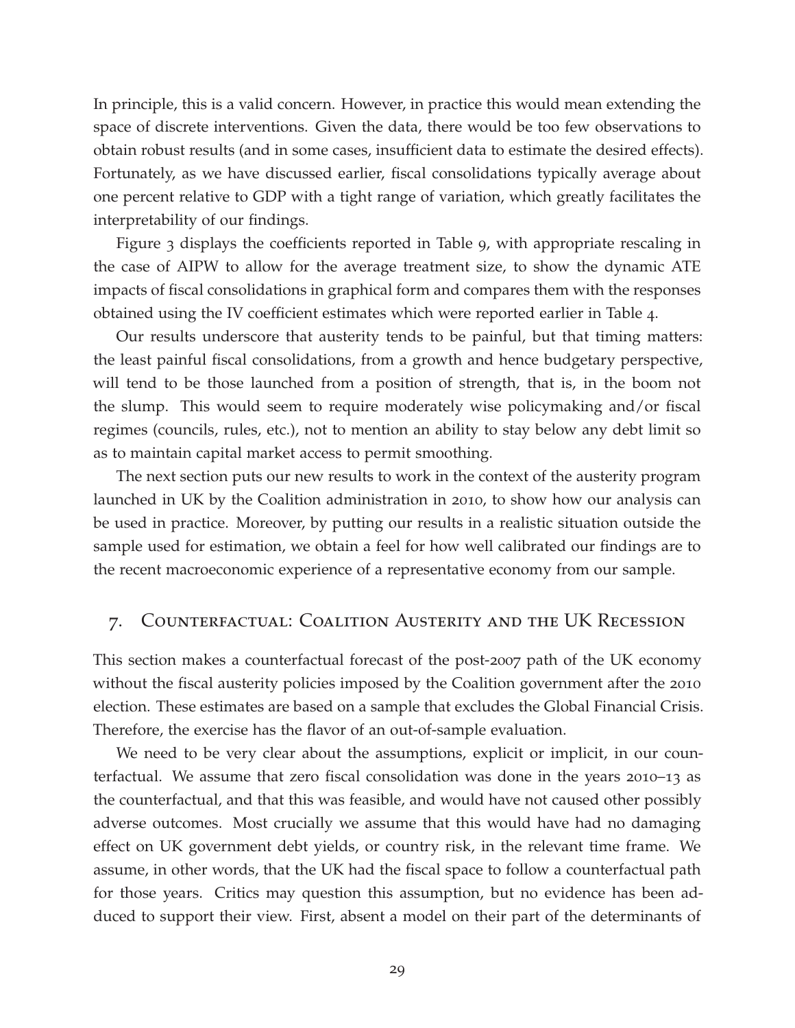In principle, this is a valid concern. However, in practice this would mean extending the space of discrete interventions. Given the data, there would be too few observations to obtain robust results (and in some cases, insufficient data to estimate the desired effects). Fortunately, as we have discussed earlier, fiscal consolidations typically average about one percent relative to GDP with a tight range of variation, which greatly facilitates the interpretability of our findings.

Figure 3 displays the coefficients reported in Table 9, with appropriate rescaling in the case of AIPW to allow for the average treatment size, to show the dynamic ATE impacts of fiscal consolidations in graphical form and compares them with the responses obtained using the IV coefficient estimates which were reported earlier in Table 4.

Our results underscore that austerity tends to be painful, but that timing matters: the least painful fiscal consolidations, from a growth and hence budgetary perspective, will tend to be those launched from a position of strength, that is, in the boom not the slump. This would seem to require moderately wise policymaking and/or fiscal regimes (councils, rules, etc.), not to mention an ability to stay below any debt limit so as to maintain capital market access to permit smoothing.

The next section puts our new results to work in the context of the austerity program launched in UK by the Coalition administration in 2010, to show how our analysis can be used in practice. Moreover, by putting our results in a realistic situation outside the sample used for estimation, we obtain a feel for how well calibrated our findings are to the recent macroeconomic experience of a representative economy from our sample.

## 7. Counterfactual: Coalition Austerity and the UK Recession

This section makes a counterfactual forecast of the post-2007 path of the UK economy without the fiscal austerity policies imposed by the Coalition government after the 2010 election. These estimates are based on a sample that excludes the Global Financial Crisis. Therefore, the exercise has the flavor of an out-of-sample evaluation.

We need to be very clear about the assumptions, explicit or implicit, in our counterfactual. We assume that zero fiscal consolidation was done in the years 2010–13 as the counterfactual, and that this was feasible, and would have not caused other possibly adverse outcomes. Most crucially we assume that this would have had no damaging effect on UK government debt yields, or country risk, in the relevant time frame. We assume, in other words, that the UK had the fiscal space to follow a counterfactual path for those years. Critics may question this assumption, but no evidence has been adduced to support their view. First, absent a model on their part of the determinants of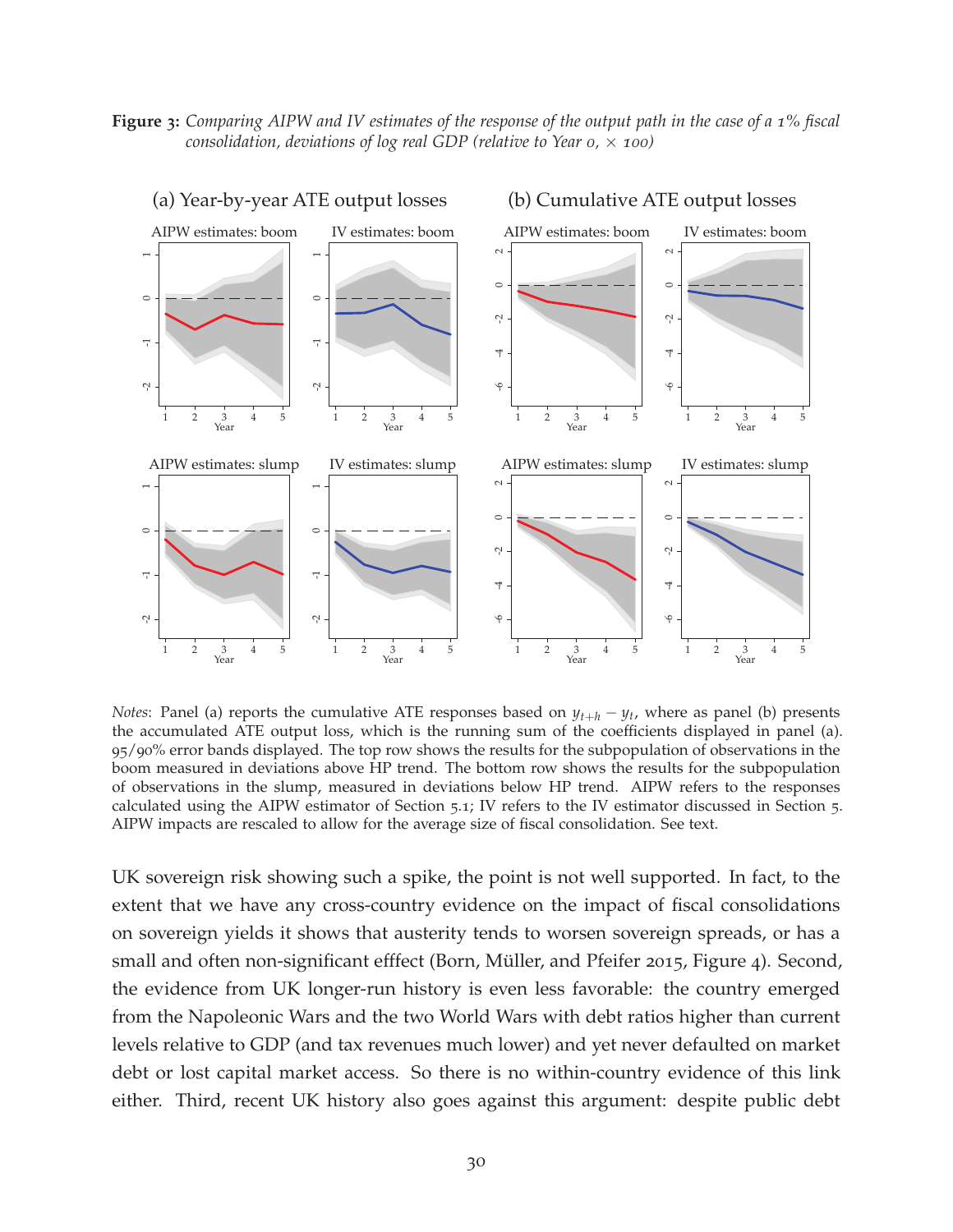**Figure 3:** *Comparing AIPW and IV estimates of the response of the output path in the case of a 1% fiscal consolidation, deviations of log real GDP (relative to Year 0, × 100)*

*Notes*: Panel (a) reports the cumulative ATE responses based on $y_{t+h} - y_t$, where as panel (b) presents the accumulated ATE output loss, which is the running sum of the coefficients displayed in panel (a). 95/90% error bands displayed. The top row shows the results for the subpopulation of observations in the boom measured in deviations above HP trend. The bottom row shows the results for the subpopulation of observations in the slump, measured in deviations below HP trend. AIPW refers to the responses calculated using the AIPW estimator of Section 5.1; IV refers to the IV estimator discussed in Section 5. AIPW impacts are rescaled to allow for the average size of fiscal consolidation. See text.

UK sovereign risk showing such a spike, the point is not well supported. In fact, to the extent that we have any cross-country evidence on the impact of fiscal consolidations on sovereign yields it shows that austerity tends to worsen sovereign spreads, or has a small and often non-significant efffect (Born, Müller, and Pfeifer 2015, Figure 4). Second, the evidence from UK longer-run history is even less favorable: the country emerged from the Napoleonic Wars and the two World Wars with debt ratios higher than current levels relative to GDP (and tax revenues much lower) and yet never defaulted on market debt or lost capital market access. So there is no within-country evidence of this link either. Third, recent UK history also goes against this argument: despite public debt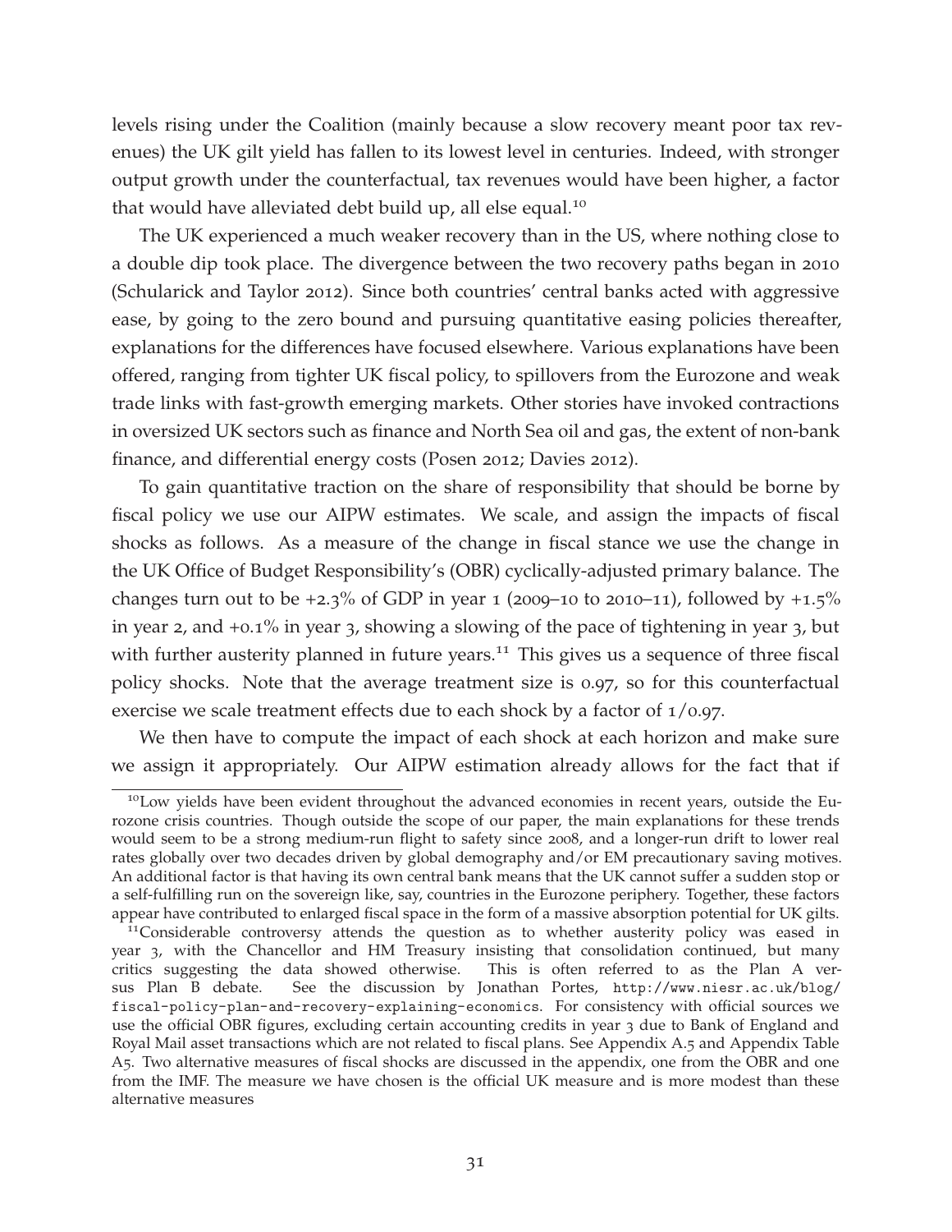levels rising under the Coalition (mainly because a slow recovery meant poor tax revenues) the UK gilt yield has fallen to its lowest level in centuries. Indeed, with stronger output growth under the counterfactual, tax revenues would have been higher, a factor that would have alleviated debt build up, all else equal.[10]

The UK experienced a much weaker recovery than in the US, where nothing close to a double dip took place. The divergence between the two recovery paths began in 2010 (Schularick and Taylor 2012). Since both countries' central banks acted with aggressive ease, by going to the zero bound and pursuing quantitative easing policies thereafter, explanations for the differences have focused elsewhere. Various explanations have been offered, ranging from tighter UK fiscal policy, to spillovers from the Eurozone and weak trade links with fast-growth emerging markets. Other stories have invoked contractions in oversized UK sectors such as finance and North Sea oil and gas, the extent of non-bank finance, and differential energy costs (Posen 2012; Davies 2012).

To gain quantitative traction on the share of responsibility that should be borne by fiscal policy we use our AIPW estimates. We scale, and assign the impacts of fiscal shocks as follows. As a measure of the change in fiscal stance we use the change in the UK Office of Budget Responsibility's (OBR) cyclically-adjusted primary balance. The changes turn out to be +2.3% of GDP in year 1 (2009–10 to 2010–11), followed by +1.5% in year 2, and +0.1% in year 3, showing a slowing of the pace of tightening in year 3, but with further austerity planned in future years.[11] This gives us a sequence of three fiscal policy shocks. Note that the average treatment size is 0.97, so for this counterfactual exercise we scale treatment effects due to each shock by a factor of 1/0.97.

We then have to compute the impact of each shock at each horizon and make sure we assign it appropriately. Our AIPW estimation already allows for the fact that if

[10] Low yields have been evident throughout the advanced economies in recent years, outside the Eurozone crisis countries. Though outside the scope of our paper, the main explanations for these trends would seem to be a strong medium-run flight to safety since 2008, and a longer-run drift to lower real rates globally over two decades driven by global demography and/or EM precautionary saving motives. An additional factor is that having its own central bank means that the UK cannot suffer a sudden stop or a self-fulfilling run on the sovereign like, say, countries in the Eurozone periphery. Together, these factors appear have contributed to enlarged fiscal space in the form of a massive absorption potential for UK gilts.

[11] Considerable controversy attends the question as to whether austerity policy was eased in year 3, with the Chancellor and HM Treasury insisting that consolidation continued, but many critics suggesting the data showed otherwise. This is often referred to as the Plan A versus Plan B debate. See the discussion by Jonathan Portes, http://www.niesr.ac.uk/blog/fiscal-policy-plan-and-recovery-explaining-economics. For consistency with official sources we use the official OBR figures, excluding certain accounting credits in year 3 due to Bank of England and Royal Mail asset transactions which are not related to fiscal plans. See Appendix A.5 and Appendix Table A5. Two alternative measures of fiscal shocks are discussed in the appendix, one from the OBR and one from the IMF. The measure we have chosen is the official UK measure and is more modest than these alternative measures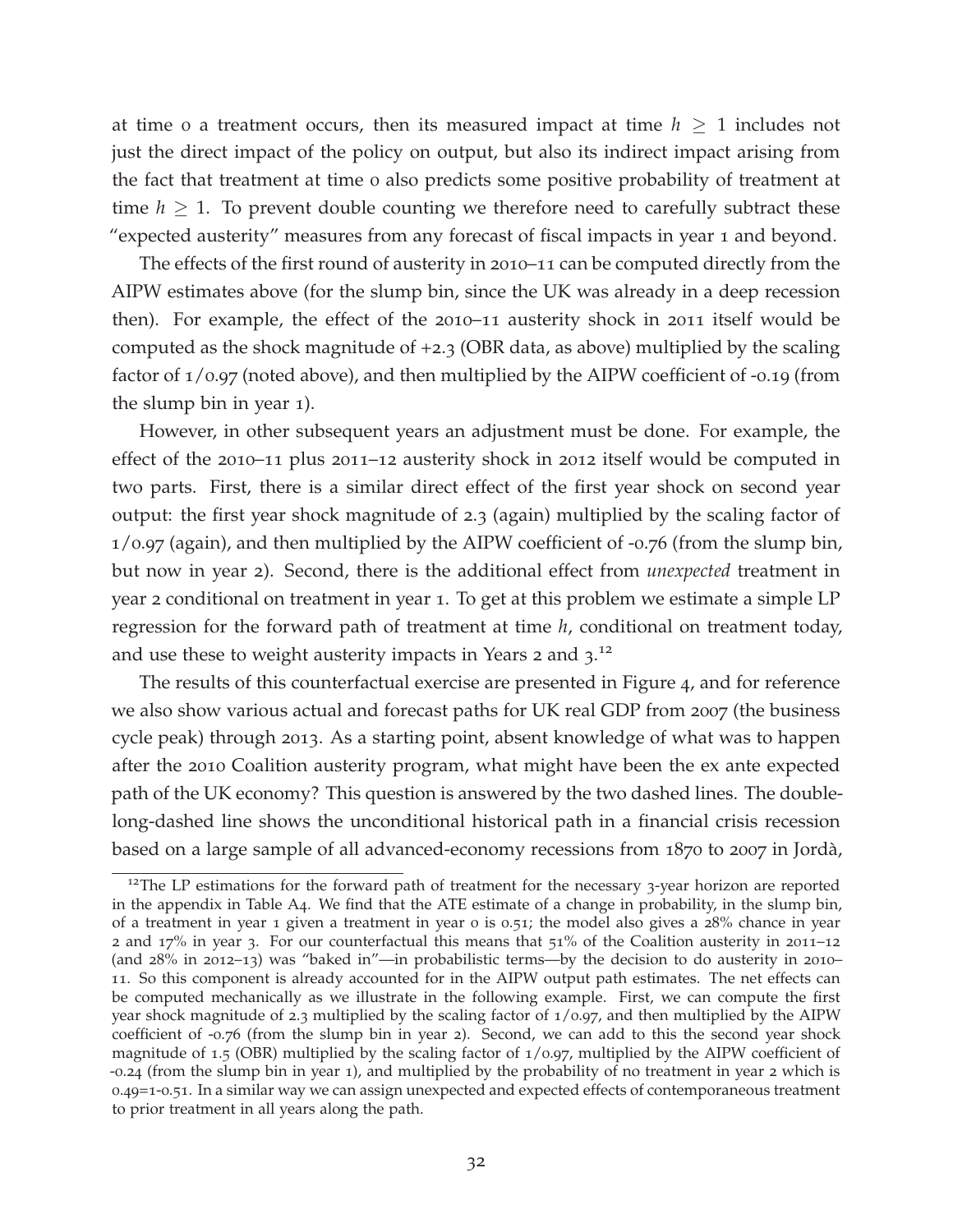at time 0 a treatment occurs, then its measured impact at time $h \geq 1$ includes not just the direct impact of the policy on output, but also its indirect impact arising from the fact that treatment at time 0 also predicts some positive probability of treatment at time $h \geq 1$. To prevent double counting we therefore need to carefully subtract these "expected austerity" measures from any forecast of fiscal impacts in year 1 and beyond.

The effects of the first round of austerity in 2010–11 can be computed directly from the AIPW estimates above (for the slump bin, since the UK was already in a deep recession then). For example, the effect of the 2010–11 austerity shock in 2011 itself would be computed as the shock magnitude of +2.3 (OBR data, as above) multiplied by the scaling factor of 1/0.97 (noted above), and then multiplied by the AIPW coefficient of -0.19 (from the slump bin in year 1).

However, in other subsequent years an adjustment must be done. For example, the effect of the 2010–11 plus 2011–12 austerity shock in 2012 itself would be computed in two parts. First, there is a similar direct effect of the first year shock on second year output: the first year shock magnitude of 2.3 (again) multiplied by the scaling factor of 1/0.97 (again), and then multiplied by the AIPW coefficient of -0.76 (from the slump bin, but now in year 2). Second, there is the additional effect from *unexpected* treatment in year 2 conditional on treatment in year 1. To get at this problem we estimate a simple LP regression for the forward path of treatment at time $h$, conditional on treatment today, and use these to weight austerity impacts in Years 2 and 3.[12]

The results of this counterfactual exercise are presented in Figure 4, and for reference we also show various actual and forecast paths for UK real GDP from 2007 (the business cycle peak) through 2013. As a starting point, absent knowledge of what was to happen after the 2010 Coalition austerity program, what might have been the ex ante expected path of the UK economy? This question is answered by the two dashed lines. The double-long-dashed line shows the unconditional historical path in a financial crisis recession based on a large sample of all advanced-economy recessions from 1870 to 2007 in Jordà,

---

[12]The LP estimations for the forward path of treatment for the necessary 3-year horizon are reported in the appendix in Table A4. We find that the ATE estimate of a change in probability, in the slump bin, of a treatment in year 1 given a treatment in year 0 is 0.51; the model also gives a 28% chance in year 2 and 17% in year 3. For our counterfactual this means that 51% of the Coalition austerity in 2011–12 (and 28% in 2012–13) was "baked in"—in probabilistic terms—by the decision to do austerity in 2010–11. So this component is already accounted for in the AIPW output path estimates. The net effects can be computed mechanically as we illustrate in the following example. First, we can compute the first year shock magnitude of 2.3 multiplied by the scaling factor of 1/0.97, and then multiplied by the AIPW coefficient of -0.76 (from the slump bin in year 2). Second, we can add to this the second year shock magnitude of 1.5 (OBR) multiplied by the scaling factor of 1/0.97, multiplied by the AIPW coefficient of -0.24 (from the slump bin in year 1), and multiplied by the probability of no treatment in year 2 which is 0.49=1-0.51. In a similar way we can assign unexpected and expected effects of contemporaneous treatment to prior treatment in all years along the path.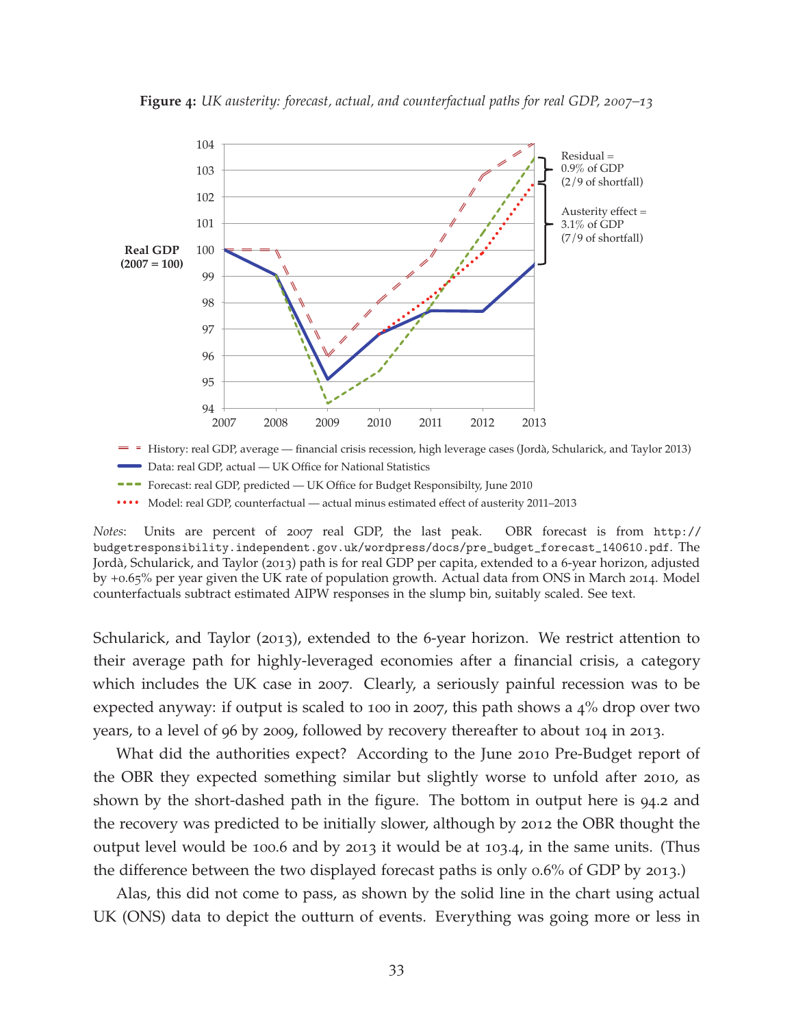**Figure 4:** *UK austerity: forecast, actual, and counterfactual paths for real GDP, 2007–13*

*Notes*: Units are percent of 2007 real GDP, the last peak. OBR forecast is from `http://budgetresponsibility.independent.gov.uk/wordpress/docs/pre_budget_forecast_140610.pdf`. The Jordà, Schularick, and Taylor (2013) path is for real GDP per capita, extended to a 6-year horizon, adjusted by +0.65% per year given the UK rate of population growth. Actual data from ONS in March 2014. Model counterfactuals subtract estimated AIPW responses in the slump bin, suitably scaled. See text.

Schularick, and Taylor (2013), extended to the 6-year horizon. We restrict attention to their average path for highly-leveraged economies after a financial crisis, a category which includes the UK case in 2007. Clearly, a seriously painful recession was to be expected anyway: if output is scaled to 100 in 2007, this path shows a 4% drop over two years, to a level of 96 by 2009, followed by recovery thereafter to about 104 in 2013.

What did the authorities expect? According to the June 2010 Pre-Budget report of the OBR they expected something similar but slightly worse to unfold after 2010, as shown by the short-dashed path in the figure. The bottom in output here is 94.2 and the recovery was predicted to be initially slower, although by 2012 the OBR thought the output level would be 100.6 and by 2013 it would be at 103.4, in the same units. (Thus the difference between the two displayed forecast paths is only 0.6% of GDP by 2013.)

Alas, this did not come to pass, as shown by the solid line in the chart using actual UK (ONS) data to depict the outturn of events. Everything was going more or less in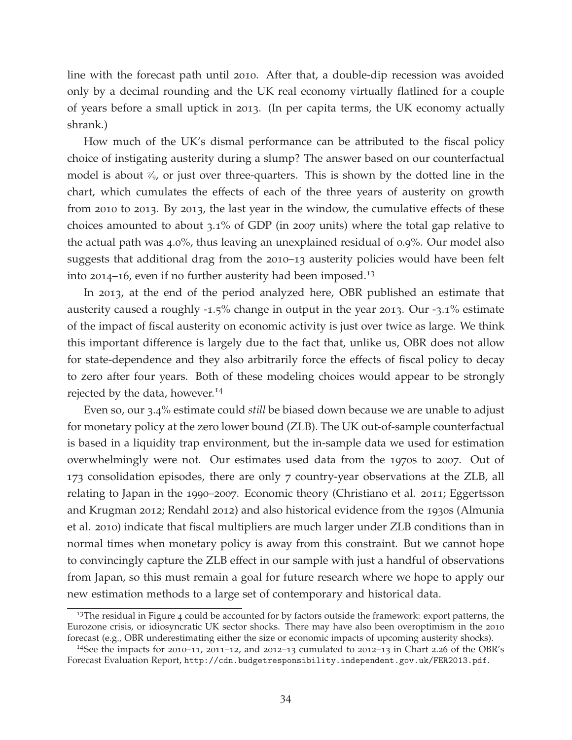line with the forecast path until 2010. After that, a double-dip recession was avoided only by a decimal rounding and the UK real economy virtually flatlined for a couple of years before a small uptick in 2013. (In per capita terms, the UK economy actually shrank.)

How much of the UK's dismal performance can be attributed to the fiscal policy choice of instigating austerity during a slump? The answer based on our counterfactual model is about 7/9, or just over three-quarters. This is shown by the dotted line in the chart, which cumulates the effects of each of the three years of austerity on growth from 2010 to 2013. By 2013, the last year in the window, the cumulative effects of these choices amounted to about 3.1% of GDP (in 2007 units) where the total gap relative to the actual path was 4.0%, thus leaving an unexplained residual of 0.9%. Our model also suggests that additional drag from the 2010–13 austerity policies would have been felt into 2014–16, even if no further austerity had been imposed.[13]

In 2013, at the end of the period analyzed here, OBR published an estimate that austerity caused a roughly -1.5% change in output in the year 2013. Our -3.1% estimate of the impact of fiscal austerity on economic activity is just over twice as large. We think this important difference is largely due to the fact that, unlike us, OBR does not allow for state-dependence and they also arbitrarily force the effects of fiscal policy to decay to zero after four years. Both of these modeling choices would appear to be strongly rejected by the data, however.[14]

Even so, our 3.4% estimate could *still* be biased down because we are unable to adjust for monetary policy at the zero lower bound (ZLB). The UK out-of-sample counterfactual is based in a liquidity trap environment, but the in-sample data we used for estimation overwhelmingly were not. Our estimates used data from the 1970s to 2007. Out of 173 consolidation episodes, there are only 7 country-year observations at the ZLB, all relating to Japan in the 1990–2007. Economic theory (Christiano et al. 2011; Eggertsson and Krugman 2012; Rendahl 2012) and also historical evidence from the 1930s (Almunia et al. 2010) indicate that fiscal multipliers are much larger under ZLB conditions than in normal times when monetary policy is away from this constraint. But we cannot hope to convincingly capture the ZLB effect in our sample with just a handful of observations from Japan, so this must remain a goal for future research where we hope to apply our new estimation methods to a large set of contemporary and historical data.

[13]The residual in Figure 4 could be accounted for by factors outside the framework: export patterns, the Eurozone crisis, or idiosyncratic UK sector shocks. There may have also been overoptimism in the 2010 forecast (e.g., OBR underestimating either the size or economic impacts of upcoming austerity shocks).

[14]See the impacts for 2010–11, 2011–12, and 2012–13 cumulated to 2012–13 in Chart 2.26 of the OBR's Forecast Evaluation Report, `http://cdn.budgetresponsibility.independent.gov.uk/FER2013.pdf`.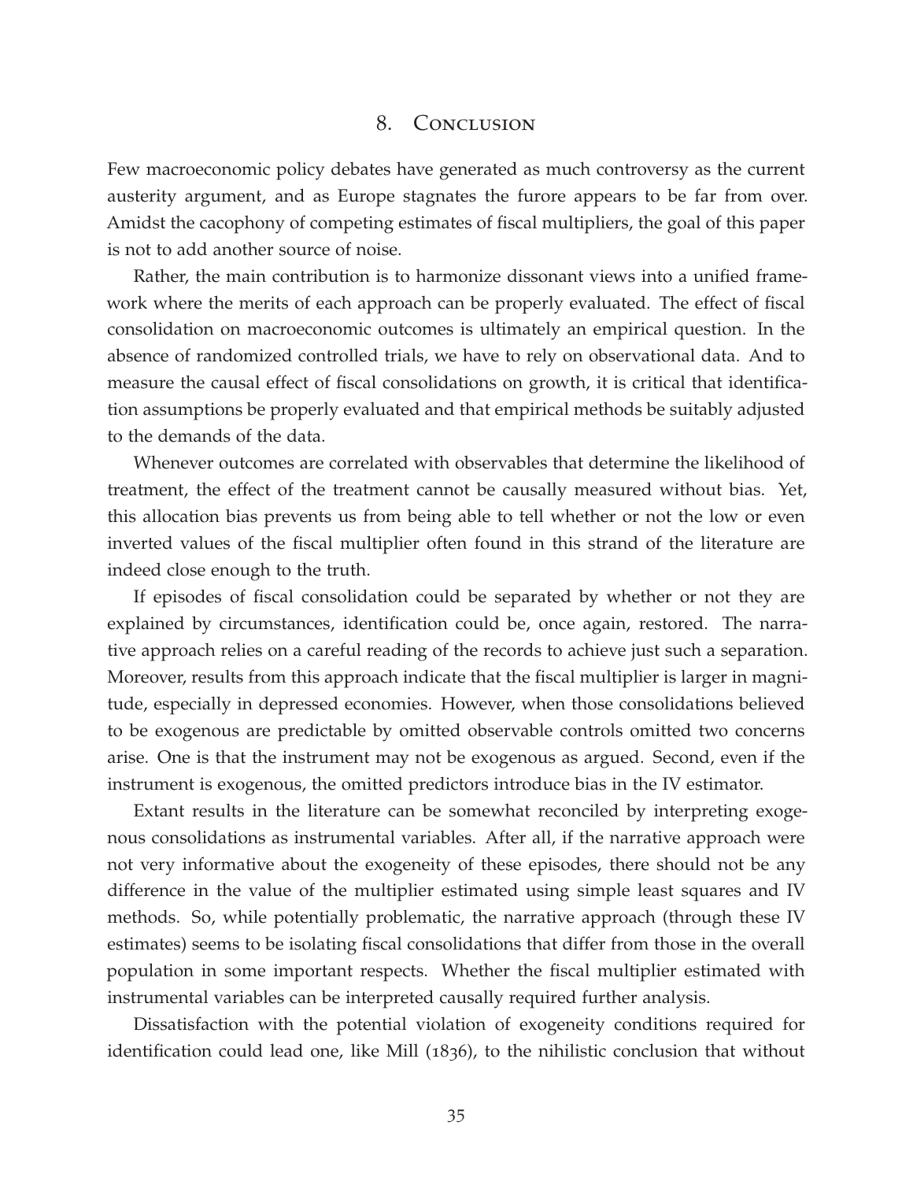## 8. Conclusion

Few macroeconomic policy debates have generated as much controversy as the current austerity argument, and as Europe stagnates the furore appears to be far from over. Amidst the cacophony of competing estimates of fiscal multipliers, the goal of this paper is not to add another source of noise.

Rather, the main contribution is to harmonize dissonant views into a unified framework where the merits of each approach can be properly evaluated. The effect of fiscal consolidation on macroeconomic outcomes is ultimately an empirical question. In the absence of randomized controlled trials, we have to rely on observational data. And to measure the causal effect of fiscal consolidations on growth, it is critical that identification assumptions be properly evaluated and that empirical methods be suitably adjusted to the demands of the data.

Whenever outcomes are correlated with observables that determine the likelihood of treatment, the effect of the treatment cannot be causally measured without bias. Yet, this allocation bias prevents us from being able to tell whether or not the low or even inverted values of the fiscal multiplier often found in this strand of the literature are indeed close enough to the truth.

If episodes of fiscal consolidation could be separated by whether or not they are explained by circumstances, identification could be, once again, restored. The narrative approach relies on a careful reading of the records to achieve just such a separation. Moreover, results from this approach indicate that the fiscal multiplier is larger in magnitude, especially in depressed economies. However, when those consolidations believed to be exogenous are predictable by omitted observable controls omitted two concerns arise. One is that the instrument may not be exogenous as argued. Second, even if the instrument is exogenous, the omitted predictors introduce bias in the IV estimator.

Extant results in the literature can be somewhat reconciled by interpreting exogenous consolidations as instrumental variables. After all, if the narrative approach were not very informative about the exogeneity of these episodes, there should not be any difference in the value of the multiplier estimated using simple least squares and IV methods. So, while potentially problematic, the narrative approach (through these IV estimates) seems to be isolating fiscal consolidations that differ from those in the overall population in some important respects. Whether the fiscal multiplier estimated with instrumental variables can be interpreted causally required further analysis.

Dissatisfaction with the potential violation of exogeneity conditions required for identification could lead one, like Mill (1836), to the nihilistic conclusion that without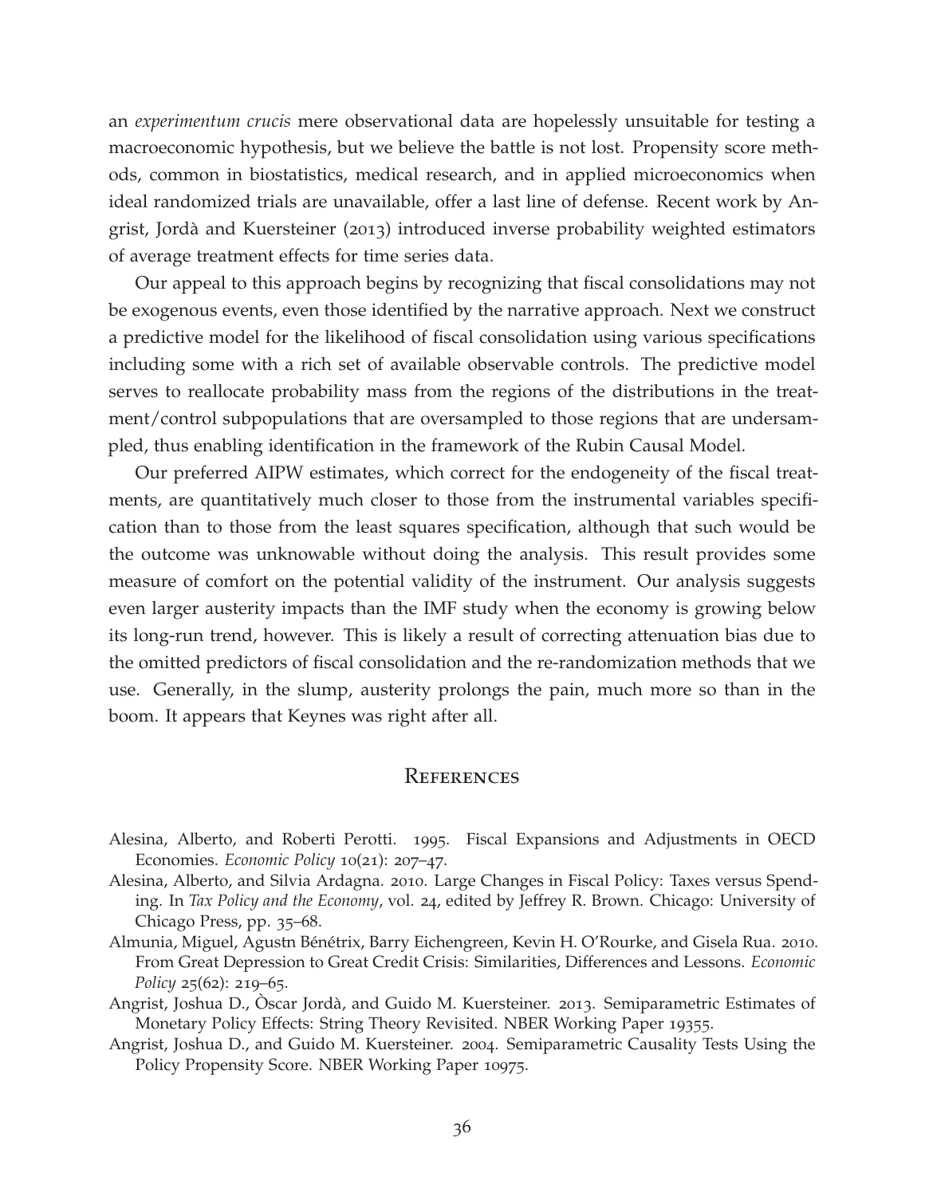an *experimentum crucis* mere observational data are hopelessly unsuitable for testing a macroeconomic hypothesis, but we believe the battle is not lost. Propensity score methods, common in biostatistics, medical research, and in applied microeconomics when ideal randomized trials are unavailable, offer a last line of defense. Recent work by Angrist, Jordà and Kuersteiner (2013) introduced inverse probability weighted estimators of average treatment effects for time series data.

Our appeal to this approach begins by recognizing that fiscal consolidations may not be exogenous events, even those identified by the narrative approach. Next we construct a predictive model for the likelihood of fiscal consolidation using various specifications including some with a rich set of available observable controls. The predictive model serves to reallocate probability mass from the regions of the distributions in the treatment/control subpopulations that are oversampled to those regions that are undersampled, thus enabling identification in the framework of the Rubin Causal Model.

Our preferred AIPW estimates, which correct for the endogeneity of the fiscal treatments, are quantitatively much closer to those from the instrumental variables specification than to those from the least squares specification, although that such would be the outcome was unknowable without doing the analysis. This result provides some measure of comfort on the potential validity of the instrument. Our analysis suggests even larger austerity impacts than the IMF study when the economy is growing below its long-run trend, however. This is likely a result of correcting attenuation bias due to the omitted predictors of fiscal consolidation and the re-randomization methods that we use. Generally, in the slump, austerity prolongs the pain, much more so than in the boom. It appears that Keynes was right after all.

## References

Alesina, Alberto, and Roberti Perotti. 1995. Fiscal Expansions and Adjustments in OECD Economies. *Economic Policy* 10(21): 207–47.

Alesina, Alberto, and Silvia Ardagna. 2010. Large Changes in Fiscal Policy: Taxes versus Spending. In *Tax Policy and the Economy*, vol. 24, edited by Jeffrey R. Brown. Chicago: University of Chicago Press, pp. 35–68.

Almunia, Miguel, Agustn Bénétrix, Barry Eichengreen, Kevin H. O'Rourke, and Gisela Rua. 2010. From Great Depression to Great Credit Crisis: Similarities, Differences and Lessons. *Economic Policy* 25(62): 219–65.

Angrist, Joshua D., Òscar Jordà, and Guido M. Kuersteiner. 2013. Semiparametric Estimates of Monetary Policy Effects: String Theory Revisited. NBER Working Paper 19355.

Angrist, Joshua D., and Guido M. Kuersteiner. 2004. Semiparametric Causality Tests Using the Policy Propensity Score. NBER Working Paper 10975.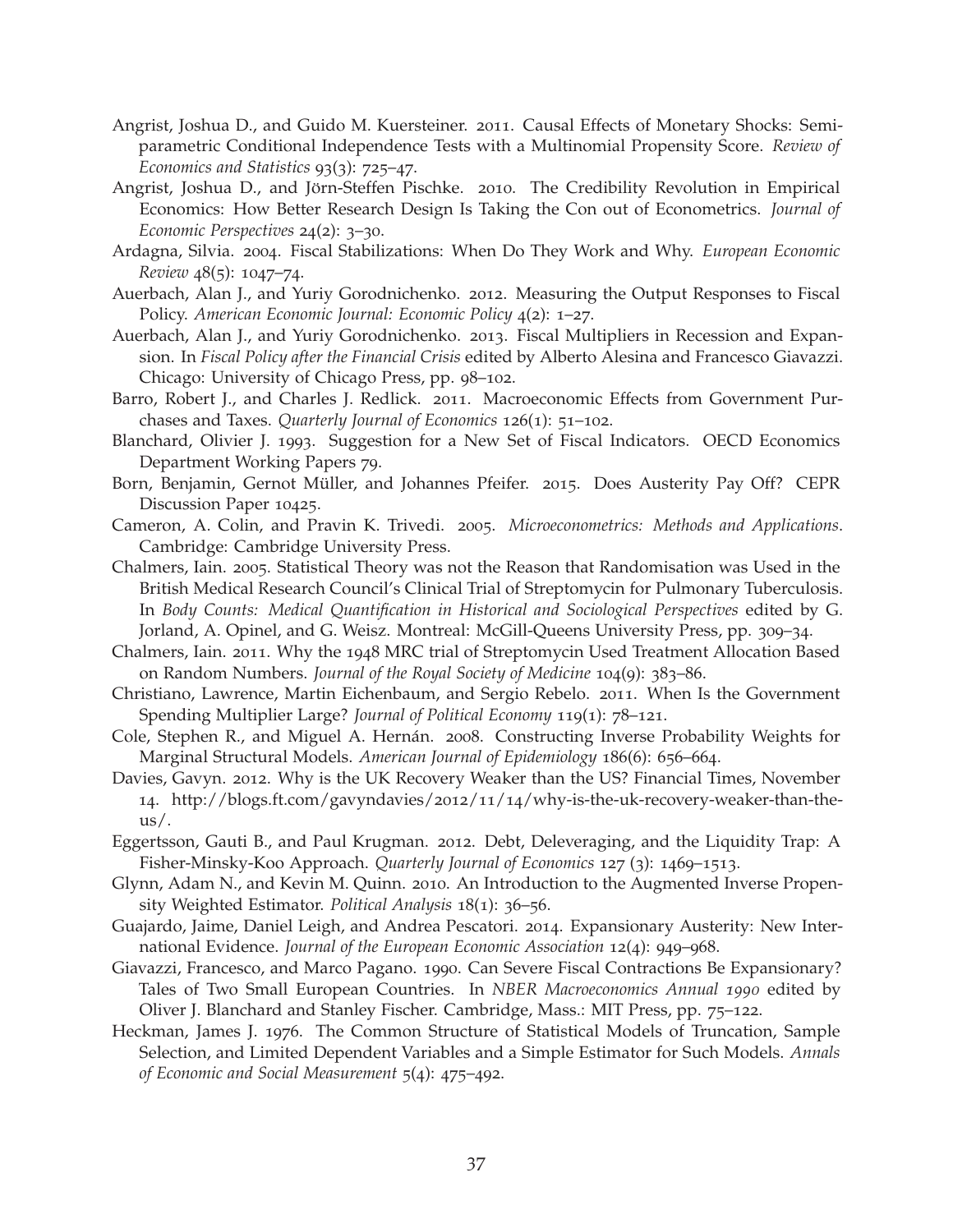Angrist, Joshua D., and Guido M. Kuersteiner. 2011. Causal Effects of Monetary Shocks: Semiparametric Conditional Independence Tests with a Multinomial Propensity Score. *Review of Economics and Statistics* 93(3): 725–47.

Angrist, Joshua D., and Jörn-Steffen Pischke. 2010. The Credibility Revolution in Empirical Economics: How Better Research Design Is Taking the Con out of Econometrics. *Journal of Economic Perspectives* 24(2): 3–30.

Ardagna, Silvia. 2004. Fiscal Stabilizations: When Do They Work and Why. *European Economic Review* 48(5): 1047–74.

Auerbach, Alan J., and Yuriy Gorodnichenko. 2012. Measuring the Output Responses to Fiscal Policy. *American Economic Journal: Economic Policy* 4(2): 1–27.

Auerbach, Alan J., and Yuriy Gorodnichenko. 2013. Fiscal Multipliers in Recession and Expansion. In *Fiscal Policy after the Financial Crisis* edited by Alberto Alesina and Francesco Giavazzi. Chicago: University of Chicago Press, pp. 98–102.

Barro, Robert J., and Charles J. Redlick. 2011. Macroeconomic Effects from Government Purchases and Taxes. *Quarterly Journal of Economics* 126(1): 51–102.

Blanchard, Olivier J. 1993. Suggestion for a New Set of Fiscal Indicators. OECD Economics Department Working Papers 79.

Born, Benjamin, Gernot Müller, and Johannes Pfeifer. 2015. Does Austerity Pay Off? CEPR Discussion Paper 10425.

Cameron, A. Colin, and Pravin K. Trivedi. 2005. *Microeconometrics: Methods and Applications*. Cambridge: Cambridge University Press.

Chalmers, Iain. 2005. Statistical Theory was not the Reason that Randomisation was Used in the British Medical Research Council's Clinical Trial of Streptomycin for Pulmonary Tuberculosis. In *Body Counts: Medical Quantification in Historical and Sociological Perspectives* edited by G. Jorland, A. Opinel, and G. Weisz. Montreal: McGill-Queens University Press, pp. 309–34.

Chalmers, Iain. 2011. Why the 1948 MRC trial of Streptomycin Used Treatment Allocation Based on Random Numbers. *Journal of the Royal Society of Medicine* 104(9): 383–86.

Christiano, Lawrence, Martin Eichenbaum, and Sergio Rebelo. 2011. When Is the Government Spending Multiplier Large? *Journal of Political Economy* 119(1): 78–121.

Cole, Stephen R., and Miguel A. Hernán. 2008. Constructing Inverse Probability Weights for Marginal Structural Models. *American Journal of Epidemiology* 186(6): 656–664.

Davies, Gavyn. 2012. Why is the UK Recovery Weaker than the US? Financial Times, November 14. http://blogs.ft.com/gavyndavies/2012/11/14/why-is-the-uk-recovery-weaker-than-the-us/.

Eggertsson, Gauti B., and Paul Krugman. 2012. Debt, Deleveraging, and the Liquidity Trap: A Fisher-Minsky-Koo Approach. *Quarterly Journal of Economics* 127 (3): 1469–1513.

Glynn, Adam N., and Kevin M. Quinn. 2010. An Introduction to the Augmented Inverse Propensity Weighted Estimator. *Political Analysis* 18(1): 36–56.

Guajardo, Jaime, Daniel Leigh, and Andrea Pescatori. 2014. Expansionary Austerity: New International Evidence. *Journal of the European Economic Association* 12(4): 949–968.

Giavazzi, Francesco, and Marco Pagano. 1990. Can Severe Fiscal Contractions Be Expansionary? Tales of Two Small European Countries. In *NBER Macroeconomics Annual 1990* edited by Oliver J. Blanchard and Stanley Fischer. Cambridge, Mass.: MIT Press, pp. 75–122.

Heckman, James J. 1976. The Common Structure of Statistical Models of Truncation, Sample Selection, and Limited Dependent Variables and a Simple Estimator for Such Models. *Annals of Economic and Social Measurement* 5(4): 475–492.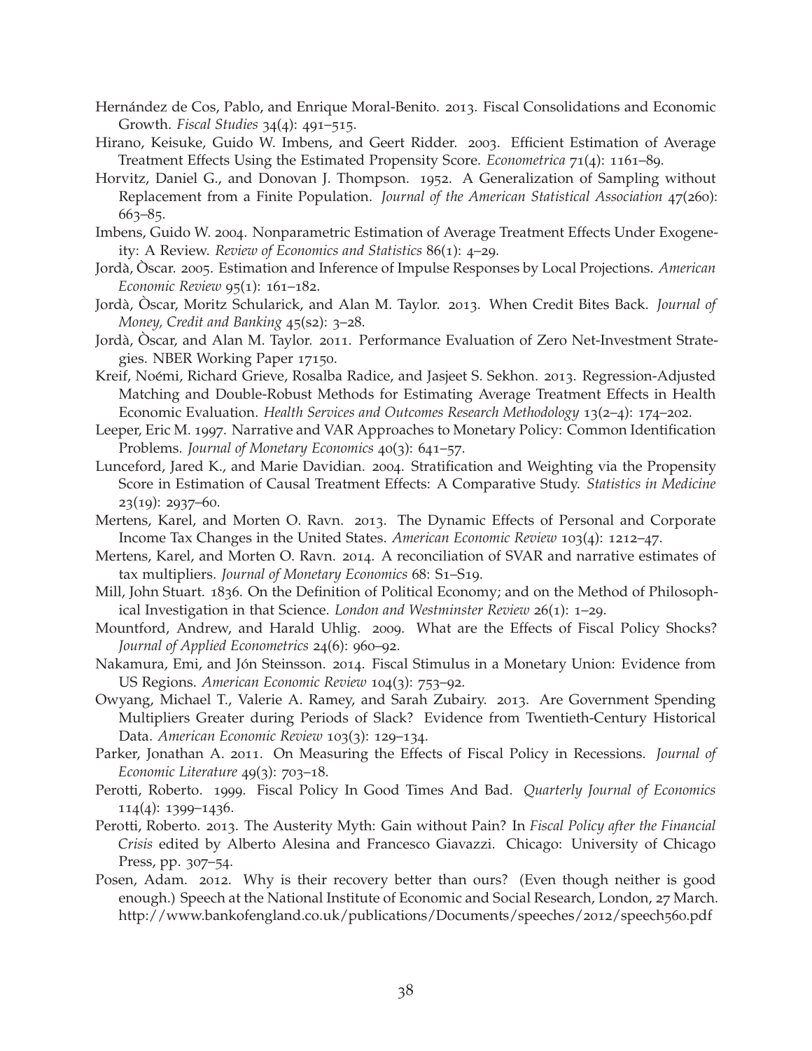Hernández de Cos, Pablo, and Enrique Moral-Benito. 2013. Fiscal Consolidations and Economic Growth. *Fiscal Studies* 34(4): 491–515.

Hirano, Keisuke, Guido W. Imbens, and Geert Ridder. 2003. Efficient Estimation of Average Treatment Effects Using the Estimated Propensity Score. *Econometrica* 71(4): 1161–89.

Horvitz, Daniel G., and Donovan J. Thompson. 1952. A Generalization of Sampling without Replacement from a Finite Population. *Journal of the American Statistical Association* 47(260): 663–85.

Imbens, Guido W. 2004. Nonparametric Estimation of Average Treatment Effects Under Exogeneity: A Review. *Review of Economics and Statistics* 86(1): 4–29.

Jordà, Òscar. 2005. Estimation and Inference of Impulse Responses by Local Projections. *American Economic Review* 95(1): 161–182.

Jordà, Òscar, Moritz Schularick, and Alan M. Taylor. 2013. When Credit Bites Back. *Journal of Money, Credit and Banking* 45(s2): 3–28.

Jordà, Òscar, and Alan M. Taylor. 2011. Performance Evaluation of Zero Net-Investment Strategies. NBER Working Paper 17150.

Kreif, Noémi, Richard Grieve, Rosalba Radice, and Jasjeet S. Sekhon. 2013. Regression-Adjusted Matching and Double-Robust Methods for Estimating Average Treatment Effects in Health Economic Evaluation. *Health Services and Outcomes Research Methodology* 13(2–4): 174–202.

Leeper, Eric M. 1997. Narrative and VAR Approaches to Monetary Policy: Common Identification Problems. *Journal of Monetary Economics* 40(3): 641–57.

Lunceford, Jared K., and Marie Davidian. 2004. Stratification and Weighting via the Propensity Score in Estimation of Causal Treatment Effects: A Comparative Study. *Statistics in Medicine* 23(19): 2937–60.

Mertens, Karel, and Morten O. Ravn. 2013. The Dynamic Effects of Personal and Corporate Income Tax Changes in the United States. *American Economic Review* 103(4): 1212–47.

Mertens, Karel, and Morten O. Ravn. 2014. A reconciliation of SVAR and narrative estimates of tax multipliers. *Journal of Monetary Economics* 68: S1–S19.

Mill, John Stuart. 1836. On the Definition of Political Economy; and on the Method of Philosophical Investigation in that Science. *London and Westminster Review* 26(1): 1–29.

Mountford, Andrew, and Harald Uhlig. 2009. What are the Effects of Fiscal Policy Shocks? *Journal of Applied Econometrics* 24(6): 960–92.

Nakamura, Emi, and Jón Steinsson. 2014. Fiscal Stimulus in a Monetary Union: Evidence from US Regions. *American Economic Review* 104(3): 753–92.

Owyang, Michael T., Valerie A. Ramey, and Sarah Zubairy. 2013. Are Government Spending Multipliers Greater during Periods of Slack? Evidence from Twentieth-Century Historical Data. *American Economic Review* 103(3): 129–134.

Parker, Jonathan A. 2011. On Measuring the Effects of Fiscal Policy in Recessions. *Journal of Economic Literature* 49(3): 703–18.

Perotti, Roberto. 1999. Fiscal Policy In Good Times And Bad. *Quarterly Journal of Economics* 114(4): 1399–1436.

Perotti, Roberto. 2013. The Austerity Myth: Gain without Pain? In *Fiscal Policy after the Financial Crisis* edited by Alberto Alesina and Francesco Giavazzi. Chicago: University of Chicago Press, pp. 307–54.

Posen, Adam. 2012. Why is their recovery better than ours? (Even though neither is good enough.) Speech at the National Institute of Economic and Social Research, London, 27 March. http://www.bankofengland.co.uk/publications/Documents/speeches/2012/speech560.pdf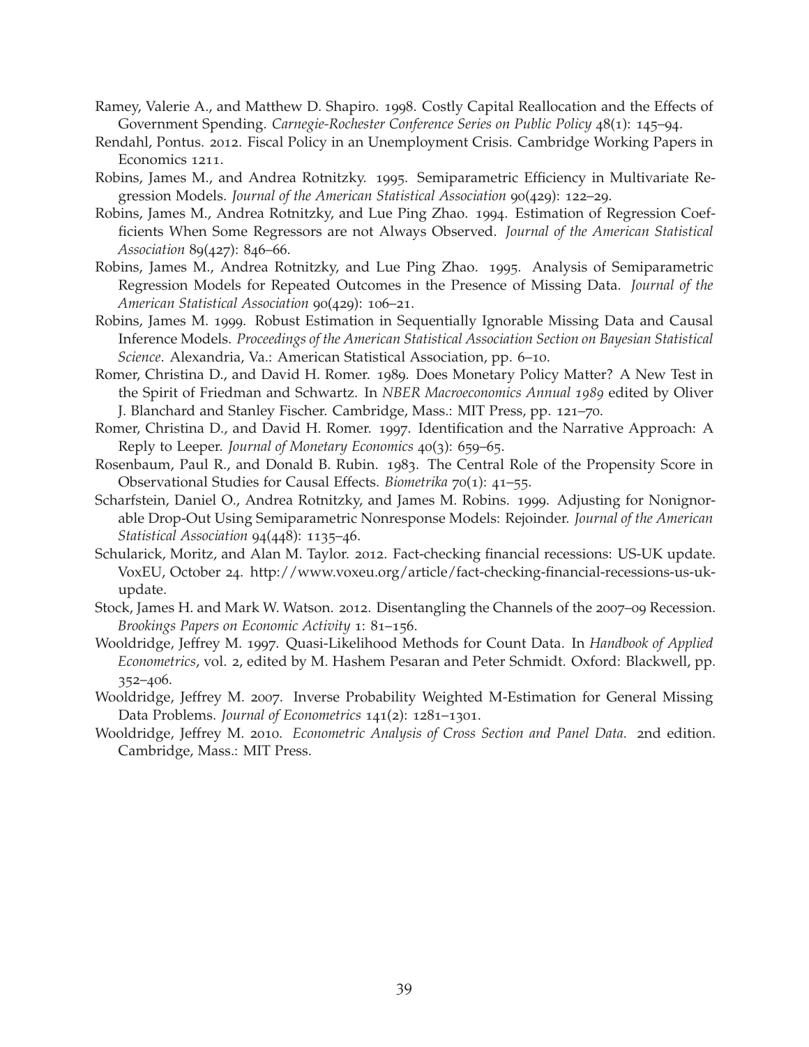Ramey, Valerie A., and Matthew D. Shapiro. 1998. Costly Capital Reallocation and the Effects of Government Spending. *Carnegie-Rochester Conference Series on Public Policy* 48(1): 145–94.

Rendahl, Pontus. 2012. Fiscal Policy in an Unemployment Crisis. Cambridge Working Papers in Economics 1211.

Robins, James M., and Andrea Rotnitzky. 1995. Semiparametric Efficiency in Multivariate Regression Models. *Journal of the American Statistical Association* 90(429): 122–29.

Robins, James M., Andrea Rotnitzky, and Lue Ping Zhao. 1994. Estimation of Regression Coefficients When Some Regressors are not Always Observed. *Journal of the American Statistical Association* 89(427): 846–66.

Robins, James M., Andrea Rotnitzky, and Lue Ping Zhao. 1995. Analysis of Semiparametric Regression Models for Repeated Outcomes in the Presence of Missing Data. *Journal of the American Statistical Association* 90(429): 106–21.

Robins, James M. 1999. Robust Estimation in Sequentially Ignorable Missing Data and Causal Inference Models. *Proceedings of the American Statistical Association Section on Bayesian Statistical Science*. Alexandria, Va.: American Statistical Association, pp. 6–10.

Romer, Christina D., and David H. Romer. 1989. Does Monetary Policy Matter? A New Test in the Spirit of Friedman and Schwartz. In *NBER Macroeconomics Annual 1989* edited by Oliver J. Blanchard and Stanley Fischer. Cambridge, Mass.: MIT Press, pp. 121–70.

Romer, Christina D., and David H. Romer. 1997. Identification and the Narrative Approach: A Reply to Leeper. *Journal of Monetary Economics* 40(3): 659–65.

Rosenbaum, Paul R., and Donald B. Rubin. 1983. The Central Role of the Propensity Score in Observational Studies for Causal Effects. *Biometrika* 70(1): 41–55.

Scharfstein, Daniel O., Andrea Rotnitzky, and James M. Robins. 1999. Adjusting for Nonignorable Drop-Out Using Semiparametric Nonresponse Models: Rejoinder. *Journal of the American Statistical Association* 94(448): 1135–46.

Schularick, Moritz, and Alan M. Taylor. 2012. Fact-checking financial recessions: US-UK update. VoxEU, October 24. http://www.voxeu.org/article/fact-checking-financial-recessions-us-uk-update.

Stock, James H. and Mark W. Watson. 2012. Disentangling the Channels of the 2007–09 Recession. *Brookings Papers on Economic Activity* 1: 81–156.

Wooldridge, Jeffrey M. 1997. Quasi-Likelihood Methods for Count Data. In *Handbook of Applied Econometrics*, vol. 2, edited by M. Hashem Pesaran and Peter Schmidt. Oxford: Blackwell, pp. 352–406.

Wooldridge, Jeffrey M. 2007. Inverse Probability Weighted M-Estimation for General Missing Data Problems. *Journal of Econometrics* 141(2): 1281–1301.

Wooldridge, Jeffrey M. 2010. *Econometric Analysis of Cross Section and Panel Data.* 2nd edition. Cambridge, Mass.: MIT Press.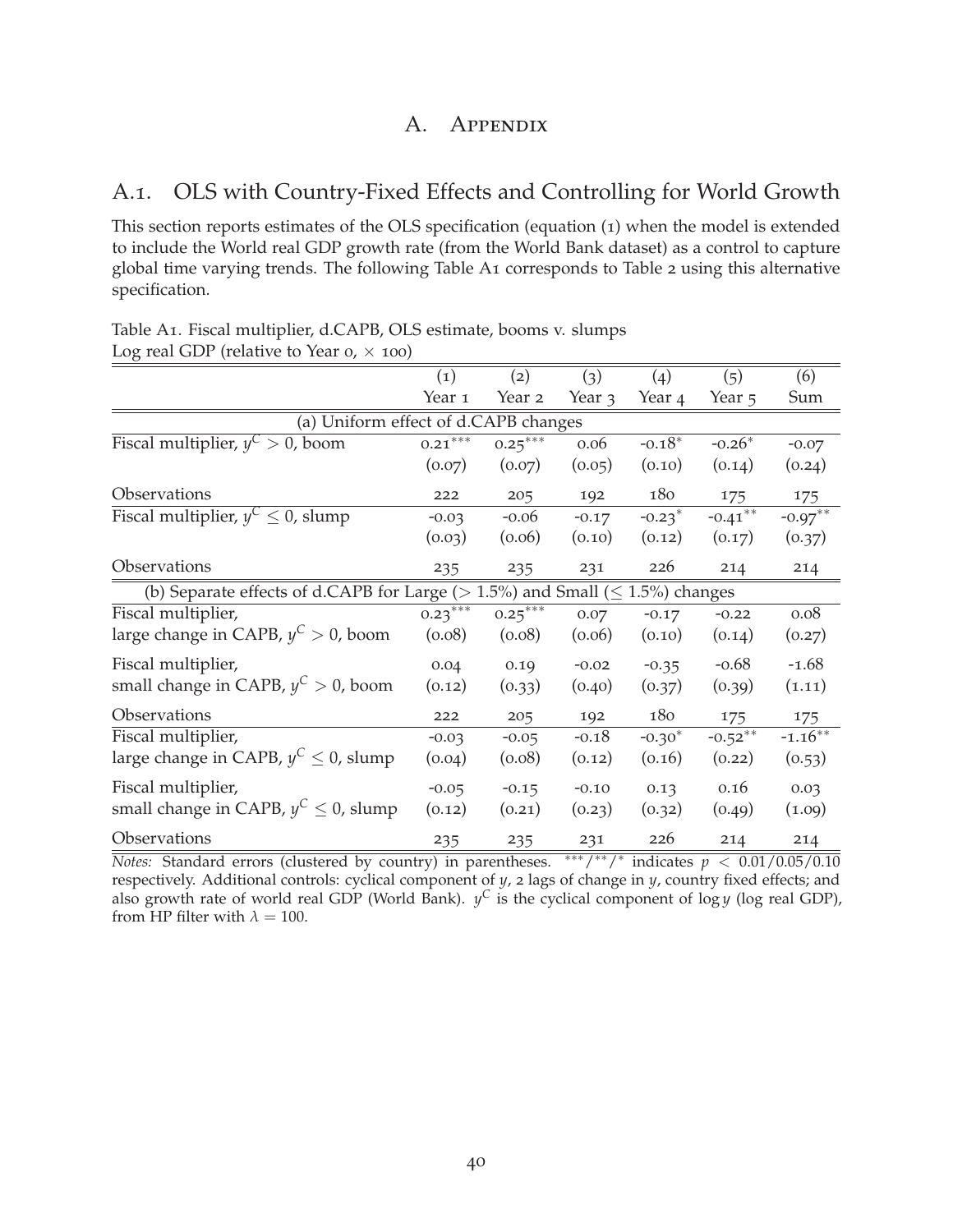# A. Appendix

## A.1. OLS with Country-Fixed Effects and Controlling for World Growth

This section reports estimates of the OLS specification (equation (1) when the model is extended to include the World real GDP growth rate (from the World Bank dataset) as a control to capture global time varying trends. The following Table A1 corresponds to Table 2 using this alternative specification.

Table A1. Fiscal multiplier, d.CAPB, OLS estimate, booms v. slumps
Log real GDP (relative to Year 0, $\times$ 100)

| | (1) | (2) | (3) | (4) | (5) | (6) |
|---|---|---|---|---|---|---|
| | Year 1 | Year 2 | Year 3 | Year 4 | Year 5 | Sum |
| (a) Uniform effect of d.CAPB changes | | | | | | |
| Fiscal multiplier, $y^C > 0$, boom | 0.21$^{***}$ | 0.25$^{***}$ | 0.06 | -0.18$^{*}$ | -0.26$^{*}$ | -0.07 |
| | (0.07) | (0.07) | (0.05) | (0.10) | (0.14) | (0.24) |
| Observations | 222 | 205 | 192 | 180 | 175 | 175 |
| Fiscal multiplier, $y^C \leq 0$, slump | -0.03 | -0.06 | -0.17 | -0.23$^{*}$ | -0.41$^{**}$ | -0.97$^{**}$ |
| | (0.03) | (0.06) | (0.10) | (0.12) | (0.17) | (0.37) |
| Observations | 235 | 235 | 231 | 226 | 214 | 214 |
| (b) Separate effects of d.CAPB for Large ($>$ 1.5%) and Small ($\leq$ 1.5%) changes | | | | | | |
| Fiscal multiplier, large change in CAPB, $y^C > 0$, boom | 0.23$^{***}$ | 0.25$^{***}$ | 0.07 | -0.17 | -0.22 | 0.08 |
| | (0.08) | (0.08) | (0.06) | (0.10) | (0.14) | (0.27) |
| Fiscal multiplier, small change in CAPB, $y^C > 0$, boom | 0.04 | 0.19 | -0.02 | -0.35 | -0.68 | -1.68 |
| | (0.12) | (0.33) | (0.40) | (0.37) | (0.39) | (1.11) |
| Observations | 222 | 205 | 192 | 180 | 175 | 175 |
| Fiscal multiplier, large change in CAPB, $y^C \leq 0$, slump | -0.03 | -0.05 | -0.18 | -0.30$^{*}$ | -0.52$^{**}$ | -1.16$^{**}$ |
| | (0.04) | (0.08) | (0.12) | (0.16) | (0.22) | (0.53) |
| Fiscal multiplier, small change in CAPB, $y^C \leq 0$, slump | -0.05 | -0.15 | -0.10 | 0.13 | 0.16 | 0.03 |
| | (0.12) | (0.21) | (0.23) | (0.32) | (0.49) | (1.09) |
| Observations | 235 | 235 | 231 | 226 | 214 | 214 |

*Notes:* Standard errors (clustered by country) in parentheses. $^{***}/^{**}/^{*}$ indicates $p < 0.01/0.05/0.10$ respectively. Additional controls: cyclical component of $y$, 2 lags of change in $y$, country fixed effects; and also growth rate of world real GDP (World Bank). $y^C$ is the cyclical component of $\log y$ (log real GDP), from HP filter with $\lambda = 100$.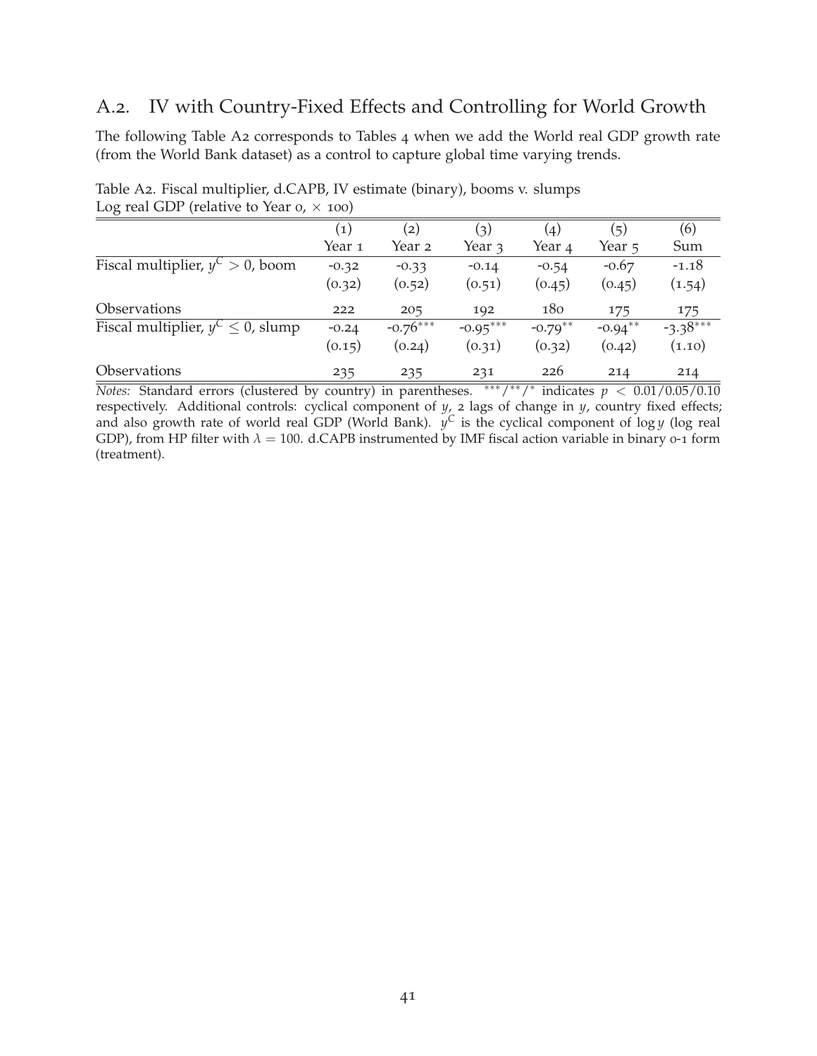## A.2. IV with Country-Fixed Effects and Controlling for World Growth

The following Table A2 corresponds to Tables 4 when we add the World real GDP growth rate (from the World Bank dataset) as a control to capture global time varying trends.

Table A2. Fiscal multiplier, d.CAPB, IV estimate (binary), booms v. slumps
Log real GDP (relative to Year 0, $\times$ 100)

| | (1) | (2) | (3) | (4) | (5) | (6) |
|---|---|---|---|---|---|---|
| | Year 1 | Year 2 | Year 3 | Year 4 | Year 5 | Sum |
| Fiscal multiplier, $y^C > 0$, boom | -0.32 | -0.33 | -0.14 | -0.54 | -0.67 | -1.18 |
| | (0.32) | (0.52) | (0.51) | (0.45) | (0.45) | (1.54) |
| Observations | 222 | 205 | 192 | 180 | 175 | 175 |
| Fiscal multiplier, $y^C \leq 0$, slump | -0.24 | -0.76*** | -0.95*** | -0.79** | -0.94** | -3.38*** |
| | (0.15) | (0.24) | (0.31) | (0.32) | (0.42) | (1.10) |
| Observations | 235 | 235 | 231 | 226 | 214 | 214 |

*Notes:* Standard errors (clustered by country) in parentheses. ***/**/* indicates $p < 0.01/0.05/0.10$ respectively. Additional controls: cyclical component of $y$, 2 lags of change in $y$, country fixed effects; and also growth rate of world real GDP (World Bank). $y^C$ is the cyclical component of $\log y$ (log real GDP), from HP filter with $\lambda = 100$. d.CAPB instrumented by IMF fiscal action variable in binary 0-1 form (treatment).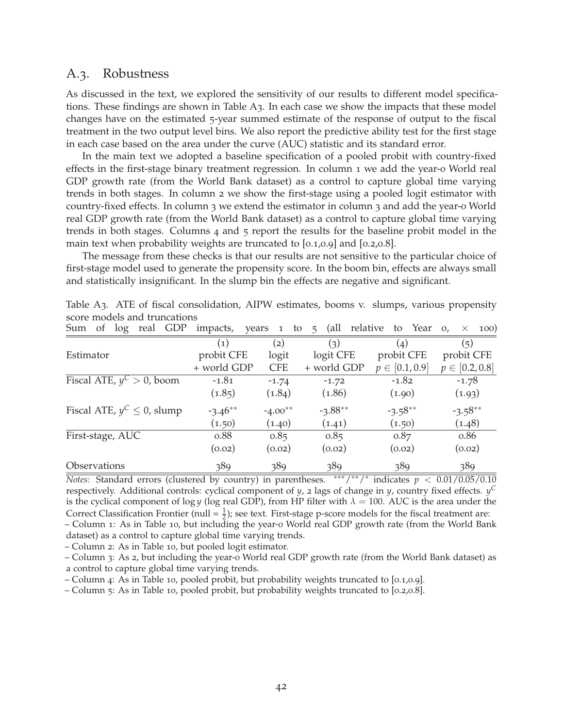## A.3. Robustness

As discussed in the text, we explored the sensitivity of our results to different model specifications. These findings are shown in Table A3. In each case we show the impacts that these model changes have on the estimated 5-year summed estimate of the response of output to the fiscal treatment in the two output level bins. We also report the predictive ability test for the first stage in each case based on the area under the curve (AUC) statistic and its standard error.

In the main text we adopted a baseline specification of a pooled probit with country-fixed effects in the first-stage binary treatment regression. In column 1 we add the year-0 World real GDP growth rate (from the World Bank dataset) as a control to capture global time varying trends in both stages. In column 2 we show the first-stage using a pooled logit estimator with country-fixed effects. In column 3 we extend the estimator in column 3 and add the year-0 World real GDP growth rate (from the World Bank dataset) as a control to capture global time varying trends in both stages. Columns 4 and 5 report the results for the baseline probit model in the main text when probability weights are truncated to [0.1,0.9] and [0.2,0.8].

The message from these checks is that our results are not sensitive to the particular choice of first-stage model used to generate the propensity score. In the boom bin, effects are always small and statistically insignificant. In the slump bin the effects are negative and significant.

Table A3. ATE of fiscal consolidation, AIPW estimates, booms v. slumps, various propensity score models and truncations

Sum of log real GDP impacts, years 1 to 5 (all relative to Year 0, $\times$ 100)

| | (1) | (2) | (3) | (4) | (5) |
|---|---|---|---|---|---|
| Estimator | probit CFE | logit | logit CFE | probit CFE | probit CFE |
| | + world GDP | CFE | + world GDP | $p \in [0.1, 0.9]$ | $p \in [0.2, 0.8]$ |
| Fiscal ATE, $y^C > 0$, boom | -1.81 | -1.74 | -1.72 | -1.82 | -1.78 |
| | (1.85) | (1.84) | (1.86) | (1.90) | (1.93) |
| Fiscal ATE, $y^C \leq 0$, slump | -3.46** | -4.00** | -3.88** | -3.58** | -3.58** |
| | (1.50) | (1.40) | (1.41) | (1.50) | (1.48) |
| First-stage, AUC | 0.88 | 0.85 | 0.85 | 0.87 | 0.86 |
| | (0.02) | (0.02) | (0.02) | (0.02) | (0.02) |
| Observations | 389 | 389 | 389 | 389 | 389 |

*Notes:* Standard errors (clustered by country) in parentheses. ***/**/* indicates $p < 0.01/0.05/0.10$ respectively. Additional controls: cyclical component of $y$, 2 lags of change in $y$, country fixed effects. $y^C$ is the cyclical component of $\log y$ (log real GDP), from HP filter with $\lambda = 100$. AUC is the area under the Correct Classification Frontier (null = $\frac{1}{2}$); see text. First-stage p-score models for the fiscal treatment are:
– Column 1: As in Table 10, but including the year-0 World real GDP growth rate (from the World Bank dataset) as a control to capture global time varying trends.
– Column 2: As in Table 10, but pooled logit estimator.
– Column 3: As 2, but including the year-0 World real GDP growth rate (from the World Bank dataset) as a control to capture global time varying trends.
– Column 4: As in Table 10, pooled probit, but probability weights truncated to [0.1,0.9].
– Column 5: As in Table 10, pooled probit, but probability weights truncated to [0.2,0.8].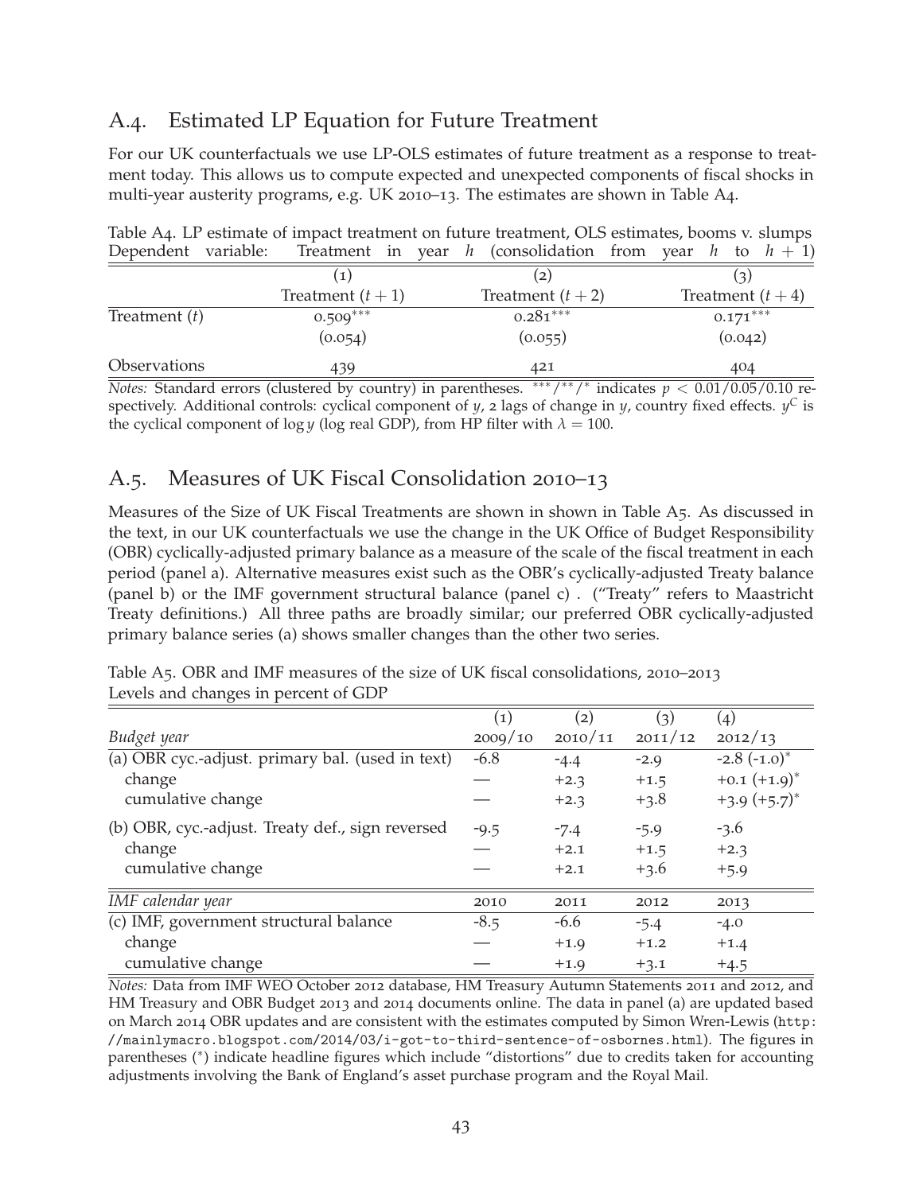## A.4. Estimated LP Equation for Future Treatment

For our UK counterfactuals we use LP-OLS estimates of future treatment as a response to treatment today. This allows us to compute expected and unexpected components of fiscal shocks in multi-year austerity programs, e.g. UK 2010–13. The estimates are shown in Table A4.

Table A4. LP estimate of impact treatment on future treatment, OLS estimates, booms v. slumps
Dependent variable: Treatment in year $h$ (consolidation from year $h$ to $h+1$)

| | (1) | (2) | (3) |
|---|---|---|---|
| | Treatment $(t+1)$ | Treatment $(t+2)$ | Treatment $(t+4)$ |
| Treatment $(t)$ | $0.509^{***}$ | $0.281^{***}$ | $0.171^{***}$ |
| | (0.054) | (0.055) | (0.042) |
| Observations | 439 | 421 | 404 |

*Notes:* Standard errors (clustered by country) in parentheses. $^{***}/^{**}/^{*}$ indicates $p < 0.01/0.05/0.10$ respectively. Additional controls: cyclical component of $y$, 2 lags of change in $y$, country fixed effects. $y^C$ is the cyclical component of $\log y$ (log real GDP), from HP filter with $\lambda = 100$.

## A.5. Measures of UK Fiscal Consolidation 2010–13

Measures of the Size of UK Fiscal Treatments are shown in shown in Table A5. As discussed in the text, in our UK counterfactuals we use the change in the UK Office of Budget Responsibility (OBR) cyclically-adjusted primary balance as a measure of the scale of the fiscal treatment in each period (panel a). Alternative measures exist such as the OBR's cyclically-adjusted Treaty balance (panel b) or the IMF government structural balance (panel c) . ("Treaty" refers to Maastricht Treaty definitions.) All three paths are broadly similar; our preferred OBR cyclically-adjusted primary balance series (a) shows smaller changes than the other two series.

Table A5. OBR and IMF measures of the size of UK fiscal consolidations, 2010–2013
Levels and changes in percent of GDP

| | (1) | (2) | (3) | (4) |
|---|---|---|---|---|
| *Budget year* | 2009/10 | 2010/11 | 2011/12 | 2012/13 |
| (a) OBR cyc.-adjust. primary bal. (used in text) | -6.8 | -4.4 | -2.9 | -2.8 (-1.0)* |
| change | — | +2.3 | +1.5 | +0.1 (+1.9)* |
| cumulative change | — | +2.3 | +3.8 | +3.9 (+5.7)* |
| (b) OBR, cyc.-adjust. Treaty def., sign reversed | -9.5 | -7.4 | -5.9 | -3.6 |
| change | — | +2.1 | +1.5 | +2.3 |
| cumulative change | — | +2.1 | +3.6 | +5.9 |
| *IMF calendar year* | 2010 | 2011 | 2012 | 2013 |
| (c) IMF, government structural balance | -8.5 | -6.6 | -5.4 | -4.0 |
| change | — | +1.9 | +1.2 | +1.4 |
| cumulative change | — | +1.9 | +3.1 | +4.5 |

*Notes:* Data from IMF WEO October 2012 database, HM Treasury Autumn Statements 2011 and 2012, and HM Treasury and OBR Budget 2013 and 2014 documents online. The data in panel (a) are updated based on March 2014 OBR updates and are consistent with the estimates computed by Simon Wren-Lewis (`http://mainlymacro.blogspot.com/2014/03/i-got-to-third-sentence-of-osbornes.html`). The figures in parentheses (*) indicate headline figures which include "distortions" due to credits taken for accounting adjustments involving the Bank of England's asset purchase program and the Royal Mail.